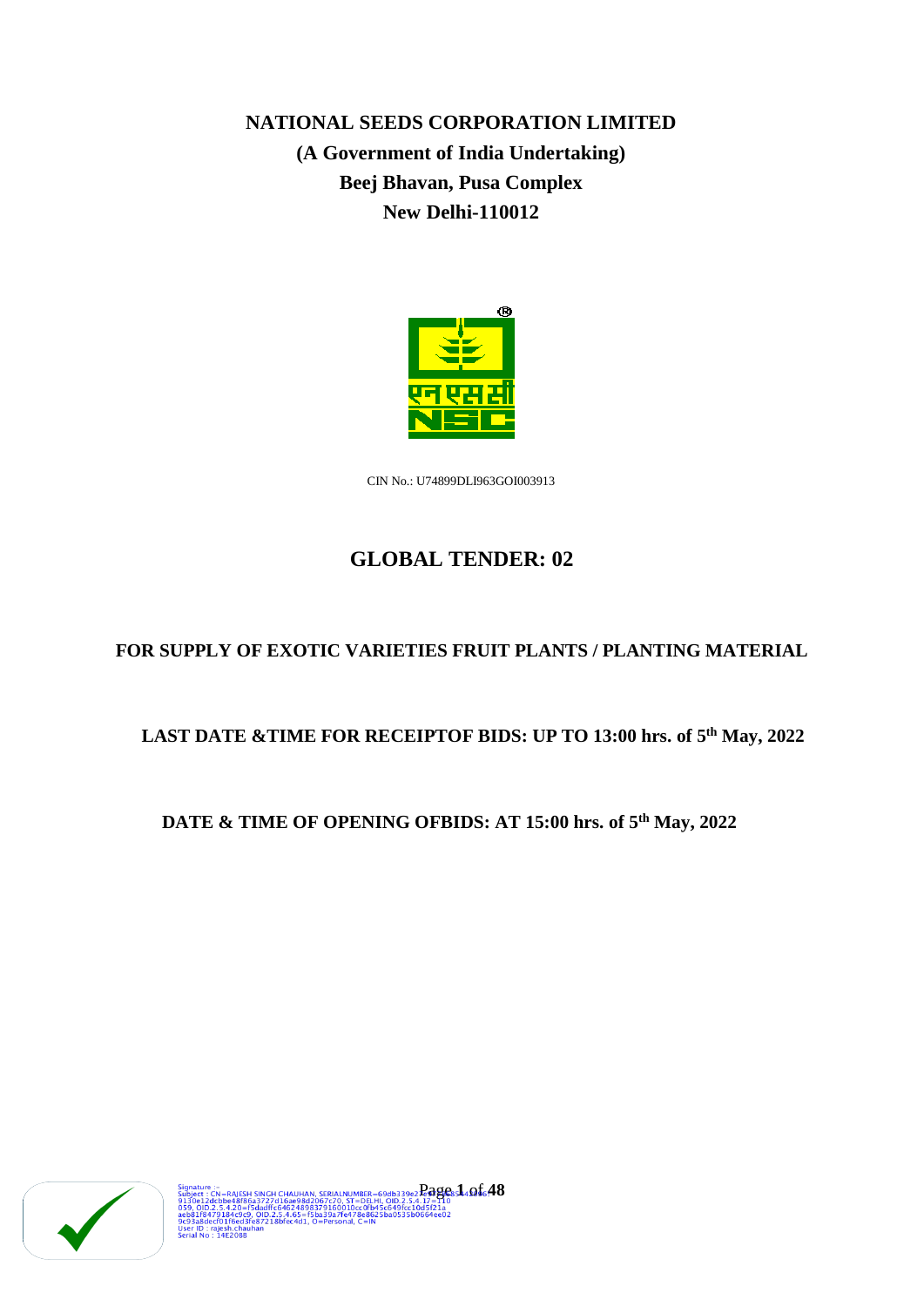**NATIONAL SEEDS CORPORATION LIMITED**

**(A Government of India Undertaking)**

**Beej Bhavan, Pusa Complex**

**New Delhi-110012**

CIN No.: U74899DLI963GOI003913

# GLOBAL TENDER: 02

## FOR SUPPLY OF EXOTIC VARIETIES FRUIT PLANTS / PLANTING MATERIAL

**LAST DATE &TIME FOR RECEIPTOF BIDS: UP TO 13:00 hrs. of 5th May, 2022**

**DATE & TIME OF OPENING OFBIDS: AT 15:00 hrs. of 5th May, 2022**

Signature :-
Subject : CN=RAJESH SINGH CHAUHAN, SERIALNUMBER=69db339e2
9130e12dcbbe48f86a3727d16ae98d2067c70, ST=DELHI, OID.2.5.4.17=110
059, OID.2.5.4.20=f5dadffc6462489837916001 0cc0fb45c849fcc10d5f21a
aeb81f8479184c9c9, OID.2.5.4.65=f5ba39a7fe478e8625ba0535b0664ee02
9c93a8decf01f6ed3fe87218bfec4d1, O=Personal, C=IN
User ID : rajesh.chauhan
Serial No : 14E2088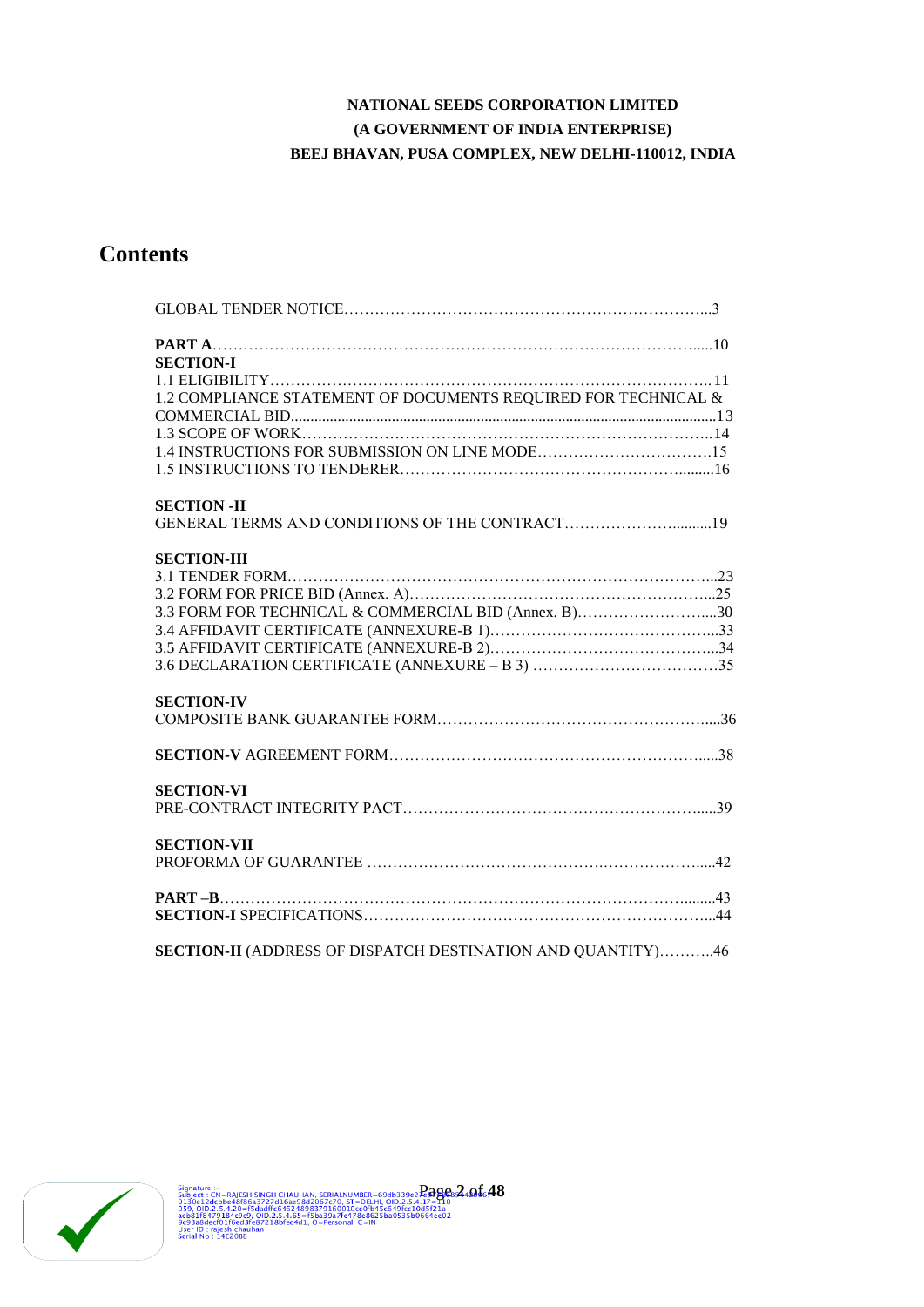**NATIONAL SEEDS CORPORATION LIMITED**

**(A GOVERNMENT OF INDIA ENTERPRISE)**

**BEEJ BHAVAN, PUSA COMPLEX, NEW DELHI-110012, INDIA**

# Contents

GLOBAL TENDER NOTICE……………………………………………………………...3

**PART A**……………………………………………………………………………….....10

**SECTION-I**

1.1 ELIGIBILITY……………………………………………………………………….. 11

1.2 COMPLIANCE STATEMENT OF DOCUMENTS REQUIRED FOR TECHNICAL & COMMERCIAL BID.............................................................................................................13

1.3 SCOPE OF WORK………………………………………………………………….. 14

1.4 INSTRUCTIONS FOR SUBMISSION ON LINE MODE…………………………….15

1.5 INSTRUCTIONS TO TENDERER……………………………………………….........16

**SECTION -II**

GENERAL TERMS AND CONDITIONS OF THE CONTRACT………………….........19

**SECTION-III**

3.1 TENDER FORM……………………………………………………………………...23

3.2 FORM FOR PRICE BID (Annex. A)……………………………………………….....25

3.3 FORM FOR TECHNICAL & COMMERCIAL BID (Annex. B)……………………....30

3.4 AFFIDAVIT CERTIFICATE (ANNEXURE-B 1)……………………………………...33

3.5 AFFIDAVIT CERTIFICATE (ANNEXURE-B 2)……………………………………...34

3.6 DECLARATION CERTIFICATE (ANNEXURE – B 3) ………………………………35

**SECTION-IV**

COMPOSITE BANK GUARANTEE FORM……………………………………………....36

**SECTION-V** AGREEMENT FORM……………………………………………………....38

**SECTION-VI**

PRE-CONTRACT INTEGRITY PACT…………………………………………………....39

**SECTION-VII**

PROFORMA OF GUARANTEE ……………………………………….………………....42

**PART –B**……………………………………………………………………………........43

**SECTION-I** SPECIFICATIONS…………………………………………………………...44

**SECTION-II** (ADDRESS OF DISPATCH DESTINATION AND QUANTITY)………..46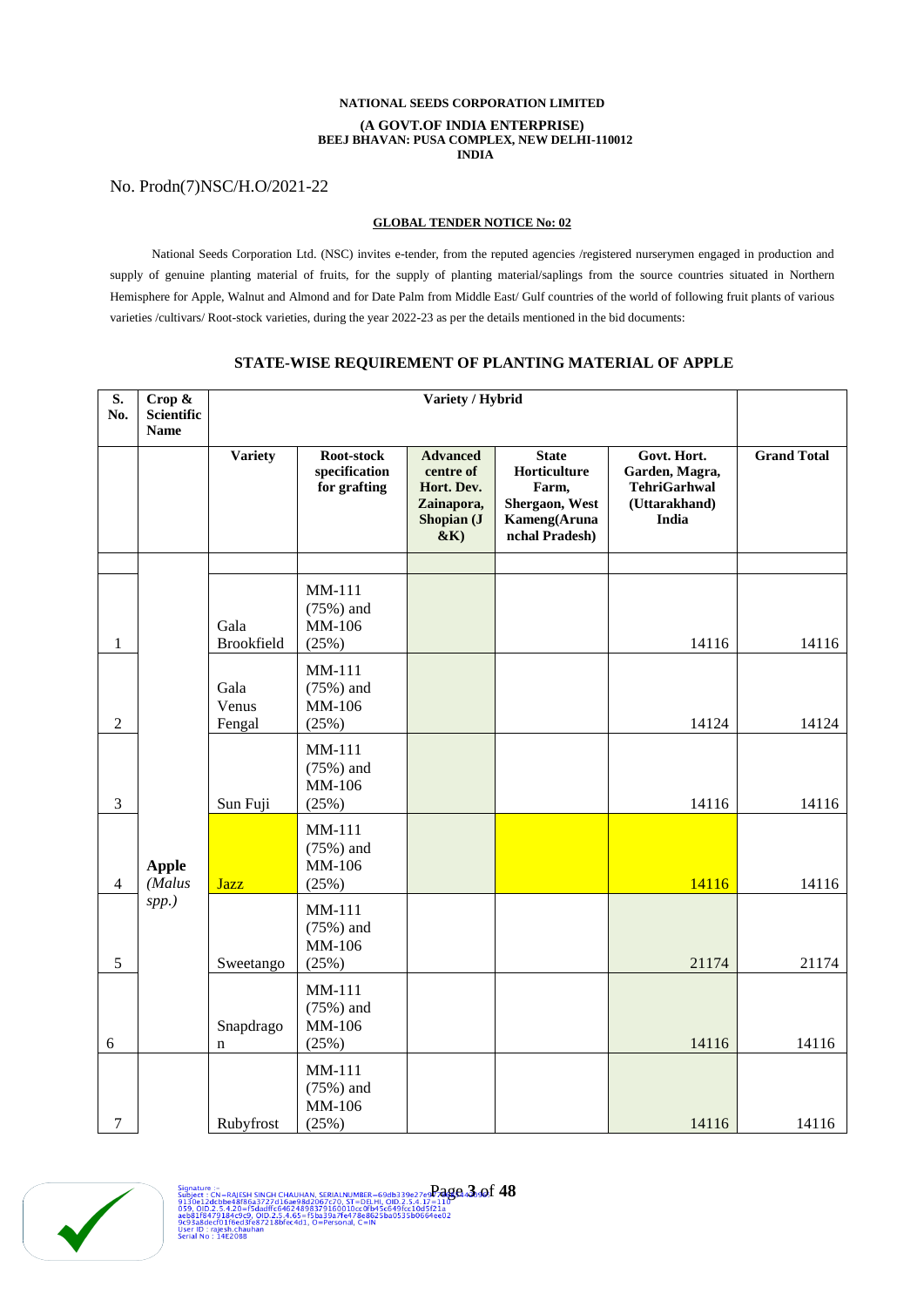**NATIONAL SEEDS CORPORATION LIMITED**

**(A GOVT.OF INDIA ENTERPRISE)**
**BEEJ BHAVAN: PUSA COMPLEX, NEW DELHI-110012**
**INDIA**

No. Prodn(7)NSC/H.O/2021-22

**GLOBAL TENDER NOTICE No: 02**

National Seeds Corporation Ltd. (NSC) invites e-tender, from the reputed agencies /registered nurserymen engaged in production and supply of genuine planting material of fruits, for the supply of planting material/saplings from the source countries situated in Northern Hemisphere for Apple, Walnut and Almond and for Date Palm from Middle East/ Gulf countries of the world of following fruit plants of various varieties /cultivars/ Root-stock varieties, during the year 2022-23 as per the details mentioned in the bid documents:

## STATE-WISE REQUIREMENT OF PLANTING MATERIAL OF APPLE

| S. No. | Crop & Scientific Name | Variety / Hybrid | | | | | |
|---|---|---|---|---|---|---|---|
| | | **Variety** | **Root-stock specification for grafting** | **Advanced centre of Hort. Dev. Zainapora, Shopian (J &K)** | **State Horticulture Farm, Shergaon, West Kameng(Arunachal Pradesh)** | **Govt. Hort. Garden, Magra, TehriGarhwal (Uttarakhand) India** | **Grand Total** |
| | | | | | | | |
| 1 | **Apple** *(Malus spp.)* | Gala Brookfield | MM-111 (75%) and MM-106 (25%) | | | 14116 | 14116 |
| 2 | | Gala Venus Fengal | MM-111 (75%) and MM-106 (25%) | | | 14124 | 14124 |
| 3 | | Sun Fuji | MM-111 (75%) and MM-106 (25%) | | | 14116 | 14116 |
| 4 | | Jazz | MM-111 (75%) and MM-106 (25%) | | | 14116 | 14116 |
| 5 | | Sweetango | MM-111 (75%) and MM-106 (25%) | | | 21174 | 21174 |
| 6 | | Snapdragon | MM-111 (75%) and MM-106 (25%) | | | 14116 | 14116 |
| 7 | | Rubyfrost | MM-111 (75%) and MM-106 (25%) | | | 14116 | 14116 |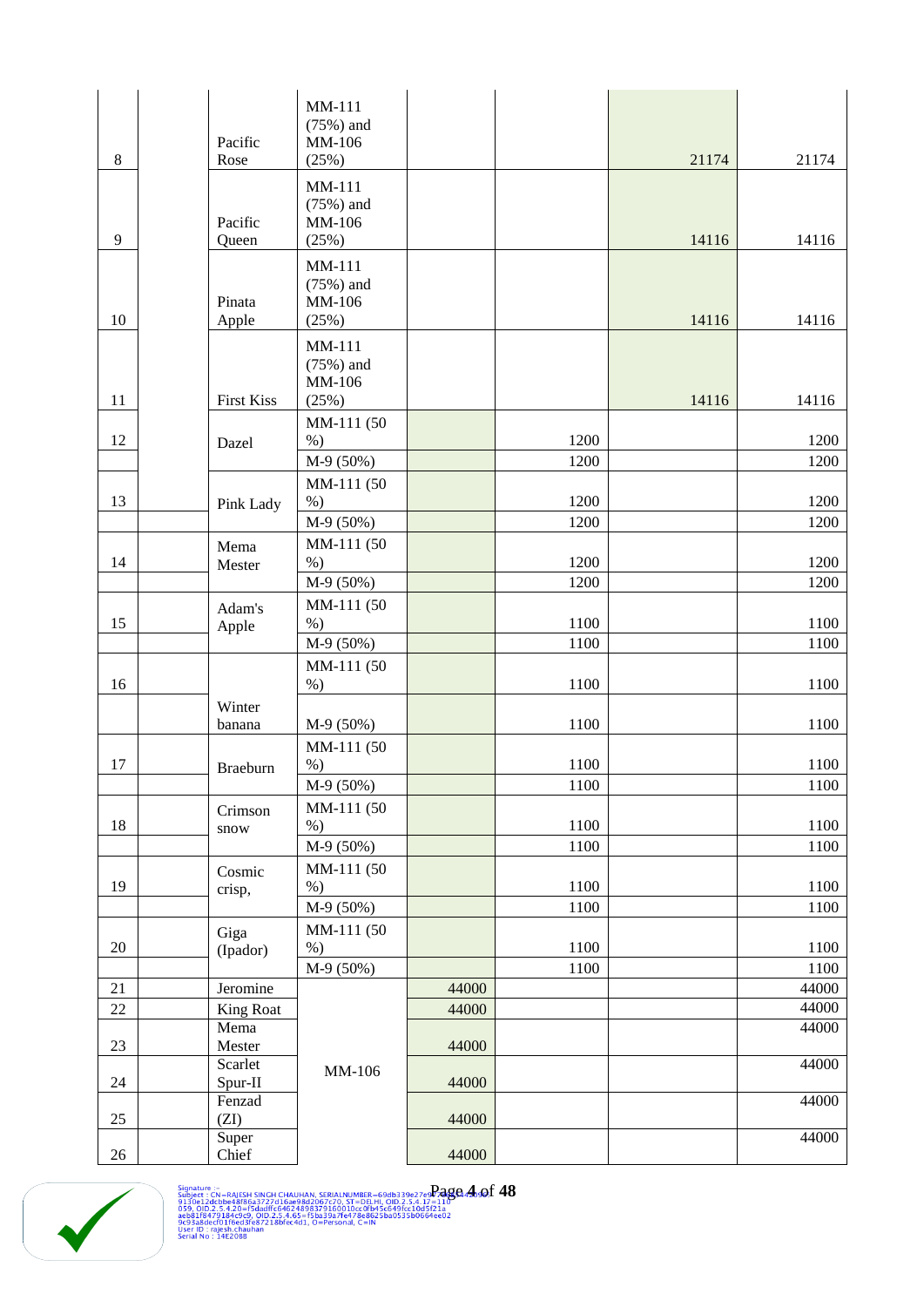| | | | | | | | |
|---|---|---|---|---|---|---|---|
| 8 | | Pacific Rose | MM-111 (75%) and MM-106 (25%) | | | 21174 | 21174 |
| 9 | | Pacific Queen | MM-111 (75%) and MM-106 (25%) | | | 14116 | 14116 |
| 10 | | Pinata Apple | MM-111 (75%) and MM-106 (25%) | | | 14116 | 14116 |
| 11 | | First Kiss | MM-111 (75%) and MM-106 (25%) | | | 14116 | 14116 |
| 12 | | Dazel | MM-111 (50 %) | | 1200 | | 1200 |
| | | | M-9 (50%) | | 1200 | | 1200 |
| 13 | | Pink Lady | MM-111 (50 %) | | 1200 | | 1200 |
| | | | M-9 (50%) | | 1200 | | 1200 |
| 14 | | Mema Mester | MM-111 (50 %) | | 1200 | | 1200 |
| | | | M-9 (50%) | | 1200 | | 1200 |
| 15 | | Adam's Apple | MM-111 (50 %) | | 1100 | | 1100 |
| | | | M-9 (50%) | | 1100 | | 1100 |
| 16 | | | MM-111 (50 %) | | 1100 | | 1100 |
| | | Winter banana | M-9 (50%) | | 1100 | | 1100 |
| 17 | | Braeburn | MM-111 (50 %) | | 1100 | | 1100 |
| | | | M-9 (50%) | | 1100 | | 1100 |
| 18 | | Crimson snow | MM-111 (50 %) | | 1100 | | 1100 |
| | | | M-9 (50%) | | 1100 | | 1100 |
| 19 | | Cosmic crisp, | MM-111 (50 %) | | 1100 | | 1100 |
| | | | M-9 (50%) | | 1100 | | 1100 |
| 20 | | Giga (Ipador) | MM-111 (50 %) | | 1100 | | 1100 |
| | | | M-9 (50%) | | 1100 | | 1100 |
| 21 | | Jeromine | MM-106 | 44000 | | | 44000 |
| 22 | | King Roat | | 44000 | | | 44000 |
| 23 | | Mema Mester | | 44000 | | | 44000 |
| 24 | | Scarlet Spur-II | | 44000 | | | 44000 |
| 25 | | Fenzad (ZI) | | 44000 | | | 44000 |
| 26 | | Super Chief | | 44000 | | | 44000 |

Signature :-
Subject : CN=RAJESH SINGH CHAUHAN, SERIALNUMBER=69db339e27e9...
9130e12dcbbe48f86a3727d16ae98d2067c70, ST=DELHI, OID.2.5.4.17=110
059, OID.2.5.4.20=f5dadffc6462489837916001 0cc0fb45c649fcc10d5f21a
aeb81f8479184c9c9, OID.2.5.4.65=f5ba39a7fe478e8625ba0535b0664ee02
9c93a8decf01f6ed3fe87218bfec4d1, O=Personal, C=IN
User ID : rajesh.chauhan
Serial No : 14E2088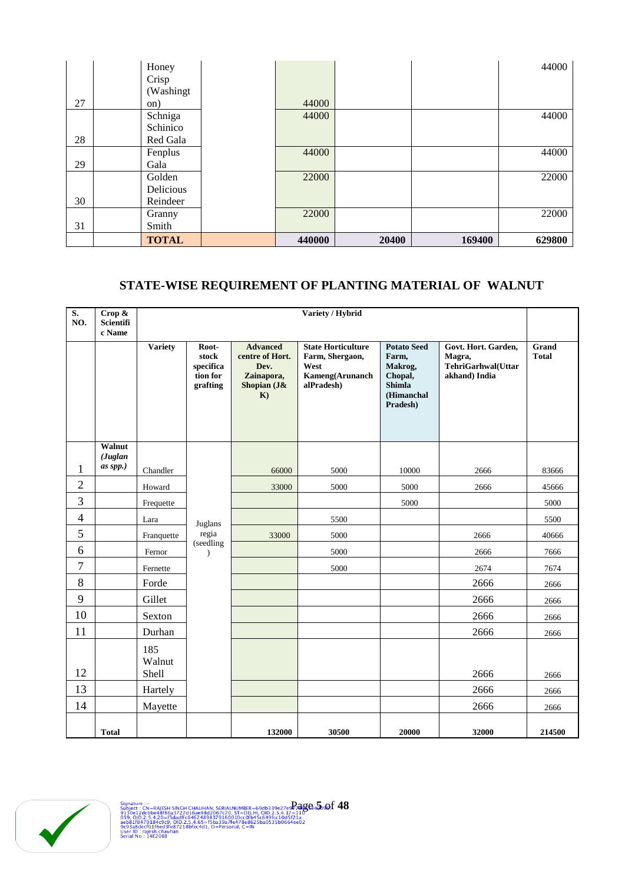| 27 | | Honey Crisp (Washington) | | 44000 | | | 44000 |
|---|---|---|---|---|---|---|---|
| 28 | | Schniga Schinico Red Gala | | 44000 | | | 44000 |
| 29 | | Fenplus Gala | | 44000 | | | 44000 |
| 30 | | Golden Delicious Reindeer | | 22000 | | | 22000 |
| 31 | | Granny Smith | | 22000 | | | 22000 |
| | | **TOTAL** | | **440000** | **20400** | **169400** | **629800** |

## STATE-WISE REQUIREMENT OF PLANTING MATERIAL OF WALNUT

| S. NO. | Crop & Scientific Name | Variety / Hybrid | | | | | | |
|---|---|---|---|---|---|---|---|---|
| | | Variety | Root-stock specification for grafting | Advanced centre of Hort. Dev. Zainapora, Shopian (J& K) | State Horticulture Farm, Shergaon, West Kameng(Arunanch alPradesh) | Potato Seed Farm, Makrog, Chopal, Shimla (Himanchal Pradesh) | Govt. Hort. Garden, Magra, TehriGarhwal(Uttar akhand) India | Grand Total |
| 1 | Walnut *(Juglan as spp.)* | Chandler | Juglans regia (seedling) | 66000 | 5000 | 10000 | 2666 | 83666 |
| 2 | | Howard | | 33000 | 5000 | 5000 | 2666 | 45666 |
| 3 | | Frequette | | | | 5000 | | 5000 |
| 4 | | Lara | | | 5500 | | | 5500 |
| 5 | | Franquette | | 33000 | 5000 | | 2666 | 40666 |
| 6 | | Fernor | | | 5000 | | 2666 | 7666 |
| 7 | | Fernette | | | 5000 | | 2674 | 7674 |
| 8 | | Forde | | | | | 2666 | 2666 |
| 9 | | Gillet | | | | | 2666 | 2666 |
| 10 | | Sexton | | | | | 2666 | 2666 |
| 11 | | Durhan | | | | | 2666 | 2666 |
| 12 | | 185 Walnut Shell | | | | | 2666 | 2666 |
| 13 | | Hartely | | | | | 2666 | 2666 |
| 14 | | Mayette | | | | | 2666 | 2666 |
| | **Total** | | | **132000** | **30500** | **20000** | **32000** | **214500** |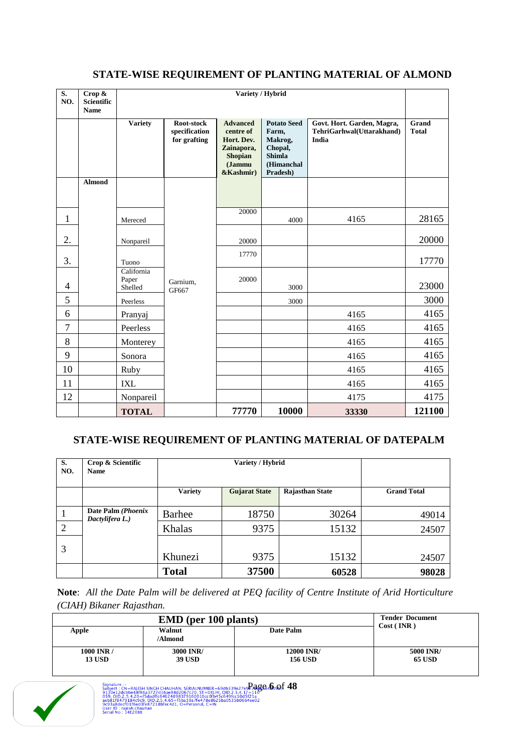## STATE-WISE REQUIREMENT OF PLANTING MATERIAL OF ALMOND

| S. NO. | Crop & Scientific Name | Variety / Hybrid | | | | | |
|---|---|---|---|---|---|---|---|
| | | Variety | Root-stock specification for grafting | Advanced centre of Hort. Dev. Zainapora, Shopian (Jammu &Kashmir) | Potato Seed Farm, Makrog, Chopal, Shimla (Himanchal Pradesh) | Govt. Hort. Garden, Magra, TehriGarhwal(Uttarakhand) India | Grand Total |
| | Almond | | | | | | |
| 1 | | Mereced | Garnium, GF667 | 20000 | 4000 | 4165 | 28165 |
| 2. | | Nonpareil | | 20000 | | | 20000 |
| 3. | | Tuono | | 17770 | | | 17770 |
| 4 | | California Paper Shelled | | 20000 | 3000 | | 23000 |
| 5 | | Peerless | | | 3000 | | 3000 |
| 6 | | Pranyaj | | | | 4165 | 4165 |
| 7 | | Peerless | | | | 4165 | 4165 |
| 8 | | Monterey | | | | 4165 | 4165 |
| 9 | | Sonora | | | | 4165 | 4165 |
| 10 | | Ruby | | | | 4165 | 4165 |
| 11 | | IXL | | | | 4165 | 4165 |
| 12 | | Nonpareil | | | | 4175 | 4175 |
| | | **TOTAL** | | **77770** | **10000** | **33330** | **121100** |

## STATE-WISE REQUIREMENT OF PLANTING MATERIAL OF DATEPALM

| S. NO. | Crop & Scientific Name | Variety / Hybrid | | | |
|---|---|---|---|---|---|
| | | Variety | Gujarat State | Rajasthan State | Grand Total |
| 1 | **Date Palm *(Phoenix Dactylifera L.)*** | Barhee | 18750 | 30264 | 49014 |
| 2 | | Khalas | 9375 | 15132 | 24507 |
| 3 | | Khunezi | 9375 | 15132 | 24507 |
| | | **Total** | **37500** | **60528** | **98028** |

**Note**: *All the Date Palm will be delivered at PEQ facility of Centre Institute of Arid Horticulture (CIAH) Bikaner Rajasthan.*

| EMD (per 100 plants) | | | Tender Document Cost ( INR ) |
|---|---|---|---|
| Apple | Walnut /Almond | Date Palm | |
| 1000 INR / 13 USD | 3000 INR/ 39 USD | 12000 INR/ 156 USD | 5000 INR/ 65 USD |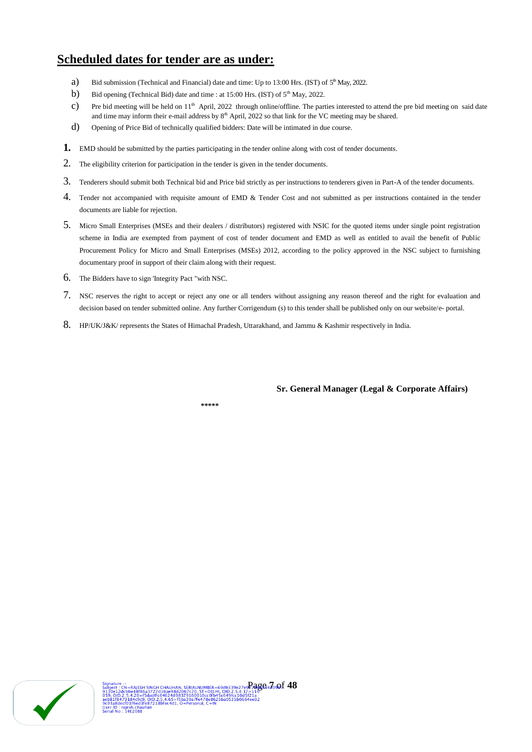## Scheduled dates for tender are as under:

a) Bid submission (Technical and Financial) date and time: Up to 13:00 Hrs. (IST) of 5th May, 2022.

b) Bid opening (Technical Bid) date and time : at 15:00 Hrs. (IST) of 5th May, 2022.

c) Pre bid meeting will be held on 11th April, 2022 through online/offline. The parties interested to attend the pre bid meeting on said date and time may inform their e-mail address by 8th April, 2022 so that link for the VC meeting may be shared.

d) Opening of Price Bid of technically qualified bidders: Date will be intimated in due course.

1. EMD should be submitted by the parties participating in the tender online along with cost of tender documents.
2. The eligibility criterion for participation in the tender is given in the tender documents.
3. Tenderers should submit both Technical bid and Price bid strictly as per instructions to tenderers given in Part-A of the tender documents.
4. Tender not accompanied with requisite amount of EMD & Tender Cost and not submitted as per instructions contained in the tender documents are liable for rejection.
5. Micro Small Enterprises (MSEs and their dealers / distributors) registered with NSIC for the quoted items under single point registration scheme in India are exempted from payment of cost of tender document and EMD as well as entitled to avail the benefit of Public Procurement Policy for Micro and Small Enterprises (MSEs) 2012, according to the policy approved in the NSC subject to furnishing documentary proof in support of their claim along with their request.
6. The Bidders have to sign 'Integrity Pact "with NSC.
7. NSC reserves the right to accept or reject any one or all tenders without assigning any reason thereof and the right for evaluation and decision based on tender submitted online. Any further Corrigendum (s) to this tender shall be published only on our website/e- portal.
8. HP/UK/J&K/ represents the States of Himachal Pradesh, Uttarakhand, and Jammu & Kashmir respectively in India.

**Sr. General Manager (Legal & Corporate Affairs)**

*****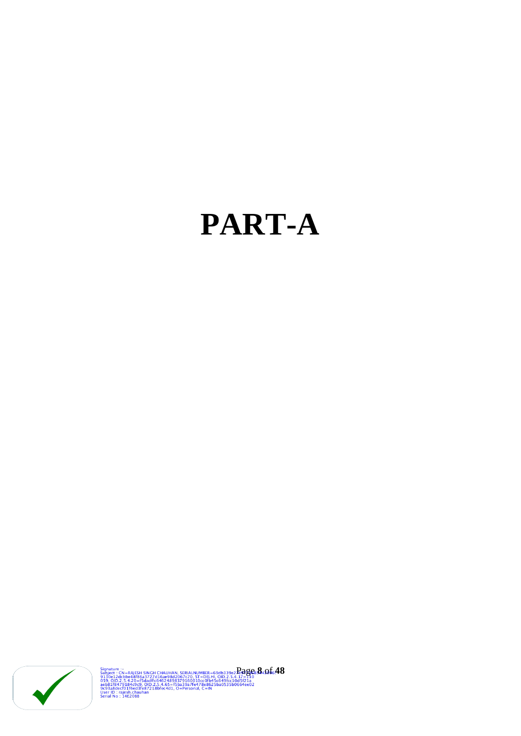# PART-A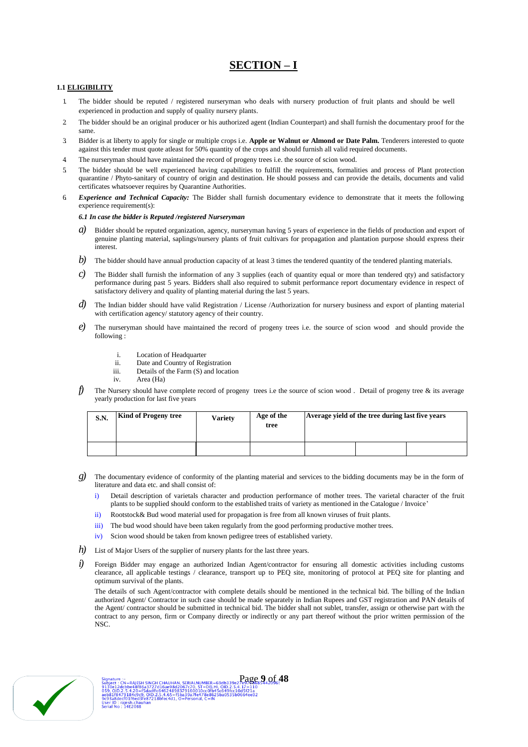# SECTION – I

### 1.1 ELIGIBILITY

1. The bidder should be reputed / registered nurseryman who deals with nursery production of fruit plants and should be well experienced in production and supply of quality nursery plants.
2. The bidder should be an original producer or his authorized agent (Indian Counterpart) and shall furnish the documentary proof for the same.
3. Bidder is at liberty to apply for single or multiple crops i.e. **Apple or Walnut or Almond or Date Palm.** Tenderers interested to quote against this tender must quote atleast for 50% quantity of the crops and should furnish all valid required documents.
4. The nurseryman should have maintained the record of progeny trees i.e. the source of scion wood.
5. The bidder should be well experienced having capabilities to fulfill the requirements, formalities and process of Plant protection quarantine / Phyto-sanitary of country of origin and destination. He should possess and can provide the details, documents and valid certificates whatsoever requires by Quarantine Authorities.
6. ***Experience and Technical Capacity:*** The Bidder shall furnish documentary evidence to demonstrate that it meets the following experience requirement(s):

***6.1 In case the bidder is Reputed /registered Nurseryman***

*a)* Bidder should be reputed organization, agency, nurseryman having 5 years of experience in the fields of production and export of genuine planting material, saplings/nursery plants of fruit cultivars for propagation and plantation purpose should express their interest.

*b)* The bidder should have annual production capacity of at least 3 times the tendered quantity of the tendered planting materials.

*c)* The Bidder shall furnish the information of any 3 supplies (each of quantity equal or more than tendered qty) and satisfactory performance during past 5 years. Bidders shall also required to submit performance report documentary evidence in respect of satisfactory delivery and quality of planting material during the last 5 years.

*d)* The Indian bidder should have valid Registration / License /Authorization for nursery business and export of planting material with certification agency/ statutory agency of their country.

*e)* The nurseryman should have maintained the record of progeny trees i.e. the source of scion wood and should provide the following :

   i. Location of Headquarter
   ii. Date and Country of Registration
   iii. Details of the Farm (S) and location
   iv. Area (Ha)

*f)* The Nursery should have complete record of progeny trees i.e the source of scion wood . Detail of progeny tree & its average yearly production for last five years

| S.N. | Kind of Progeny tree | Variety | Age of the tree | Average yield of the tree during last five years | | |
|---|---|---|---|---|---|---|
| | | | | | | |

*g)* The documentary evidence of conformity of the planting material and services to the bidding documents may be in the form of literature and data etc. and shall consist of:

   i) Detail description of varietals character and production performance of mother trees. The varietal character of the fruit plants to be supplied should conform to the established traits of variety as mentioned in the Catalogue / Invoice'
   ii) Rootstock& Bud wood material used for propagation is free from all known viruses of fruit plants.
   iii) The bud wood should have been taken regularly from the good performing productive mother trees.
   iv) Scion wood should be taken from known pedigree trees of established variety.

*h)* List of Major Users of the supplier of nursery plants for the last three years.

*i)* Foreign Bidder may engage an authorized Indian Agent/contractor for ensuring all domestic activities including customs clearance, all applicable testings / clearance, transport up to PEQ site, monitoring of protocol at PEQ site for planting and optimum survival of the plants.

The details of such Agent/contractor with complete details should be mentioned in the technical bid. The billing of the Indian authorized Agent/ Contractor in such case should be made separately in Indian Rupees and GST registration and PAN details of the Agent/ contractor should be submitted in technical bid. The bidder shall not sublet, transfer, assign or otherwise part with the contract to any person, firm or Company directly or indirectly or any part thereof without the prior written permission of the NSC.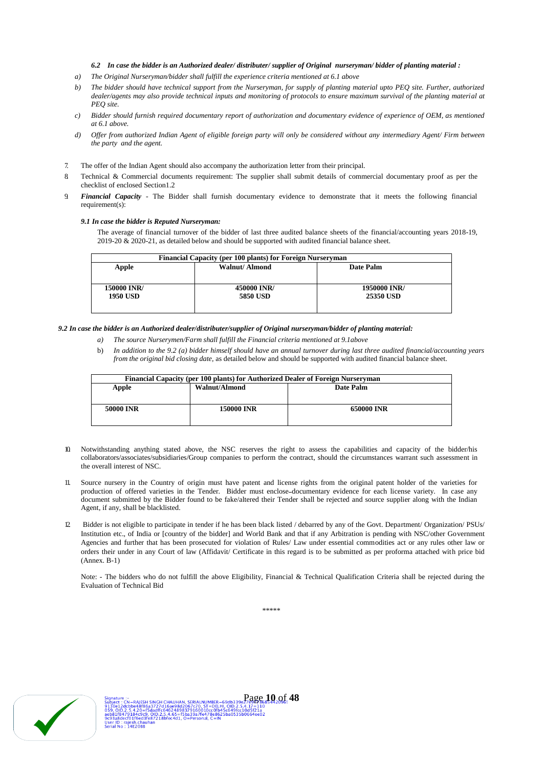***6.2 In case the bidder is an Authorized dealer/ distributer/ supplier of Original nurseryman/ bidder of planting material :***

a) *The Original Nurseryman/bidder shall fulfill the experience criteria mentioned at 6.1 above*

b) *The bidder should have technical support from the Nurseryman, for supply of planting material upto PEQ site. Further, authorized dealer/agents may also provide technical inputs and monitoring of protocols to ensure maximum survival of the planting material at PEQ site.*

c) *Bidder should furnish required documentary report of authorization and documentary evidence of experience of OEM, as mentioned at 6.1 above.*

d) *Offer from authorized Indian Agent of eligible foreign party will only be considered without any intermediary Agent/ Firm between the party and the agent.*

7. The offer of the Indian Agent should also accompany the authorization letter from their principal.

8. Technical & Commercial documents requirement: The supplier shall submit details of commercial documentary proof as per the checklist of enclosed Section1.2

9. ***Financial Capacity*** - The Bidder shall furnish documentary evidence to demonstrate that it meets the following financial requirement(s):

***9.1 In case the bidder is Reputed Nurseryman:***

The average of financial turnover of the bidder of last three audited balance sheets of the financial/accounting years 2018-19, 2019-20 & 2020-21, as detailed below and should be supported with audited financial balance sheet.

| **Financial Capacity (per 100 plants) for Foreign Nurseryman** | | |
|---|---|---|
| **Apple** | **Walnut/ Almond** | **Date Palm** |
| **150000 INR/ 1950 USD** | **450000 INR/ 5850 USD** | **1950000 INR/ 25350 USD** |

***9.2 In case the bidder is an Authorized dealer/distributer/supplier of Original nurseryman/bidder of planting material:***

a) *The source Nurserymen/Farm shall fulfill the Financial criteria mentioned at 9.1above*

b) *In addition to the 9.2 (a) bidder himself should have an annual turnover during last three audited financial/accounting years from the original bid closing date,* as detailed below and should be supported with audited financial balance sheet.

| **Financial Capacity (per 100 plants) for Authorized Dealer of Foreign Nurseryman** | | |
|---|---|---|
| **Apple** | **Walnut/Almond** | **Date Palm** |
| **50000 INR** | **150000 INR** | **650000 INR** |

10. Notwithstanding anything stated above, the NSC reserves the right to assess the capabilities and capacity of the bidder/his collaborators/associates/subsidiaries/Group companies to perform the contract, should the circumstances warrant such assessment in the overall interest of NSC.

11. Source nursery in the Country of origin must have patent and license rights from the original patent holder of the varieties for production of offered varieties in the Tender. Bidder must enclose documentary evidence for each license variety. In case any document submitted by the Bidder found to be fake/altered their Tender shall be rejected and source supplier along with the Indian Agent, if any, shall be blacklisted.

12. Bidder is not eligible to participate in tender if he has been black listed / debarred by any of the Govt. Department/ Organization/ PSUs/ Institution etc., of India or [country of the bidder] and World Bank and that if any Arbitration is pending with NSC/other Government Agencies and further that has been prosecuted for violation of Rules/ Law under essential commodities act or any rules other law or orders their under in any Court of law (Affidavit/ Certificate in this regard is to be submitted as per proforma attached with price bid (Annex. B-1)

Note: - The bidders who do not fulfill the above Eligibility, Financial & Technical Qualification Criteria shall be rejected during the Evaluation of Technical Bid

*****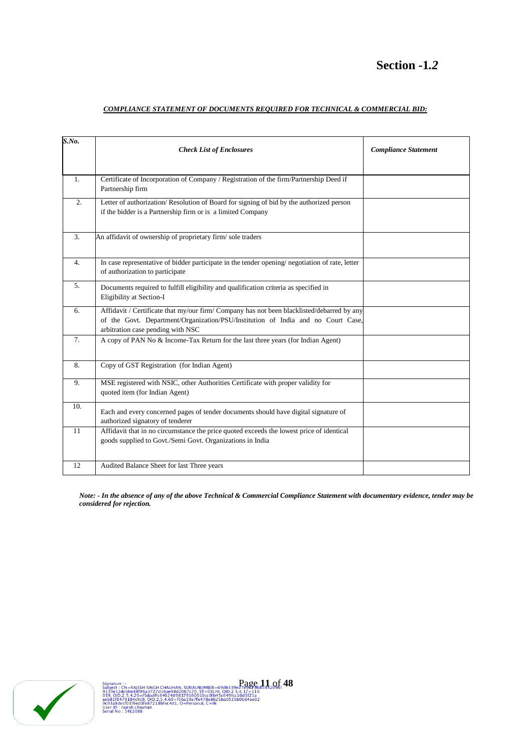# Section -1.2

***COMPLIANCE STATEMENT OF DOCUMENTS REQUIRED FOR TECHNICAL & COMMERCIAL BID:***

| *S.No.* | *Check List of Enclosures* | *Compliance Statement* |
|---|---|---|
| 1. | Certificate of Incorporation of Company / Registration of the firm/Partnership Deed if Partnership firm | |
| 2. | Letter of authorization/ Resolution of Board for signing of bid by the authorized person if the bidder is a Partnership firm or is a limited Company | |
| 3. | An affidavit of ownership of proprietary firm/ sole traders | |
| 4. | In case representative of bidder participate in the tender opening/ negotiation of rate, letter of authorization to participate | |
| 5. | Documents required to fulfill eligibility and qualification criteria as specified in Eligibility at Section-I | |
| 6. | Affidavit / Certificate that my/our firm/ Company has not been blacklisted/debarred by any of the Govt. Department/Organization/PSU/Institution of India and no Court Case, arbitration case pending with NSC | |
| 7. | A copy of PAN No & Income-Tax Return for the last three years (for Indian Agent) | |
| 8. | Copy of GST Registration (for Indian Agent) | |
| 9. | MSE registered with NSIC, other Authorities Certificate with proper validity for quoted item (for Indian Agent) | |
| 10. | Each and every concerned pages of tender documents should have digital signature of authorized signatory of tenderer | |
| 11 | Affidavit that in no circumstance the price quoted exceeds the lowest price of identical goods supplied to Govt./Semi Govt. Organizations in India | |
| 12 | Audited Balance Sheet for last Three years | |

***Note: - In the absence of any of the above Technical & Commercial Compliance Statement with documentary evidence, tender may be considered for rejection.***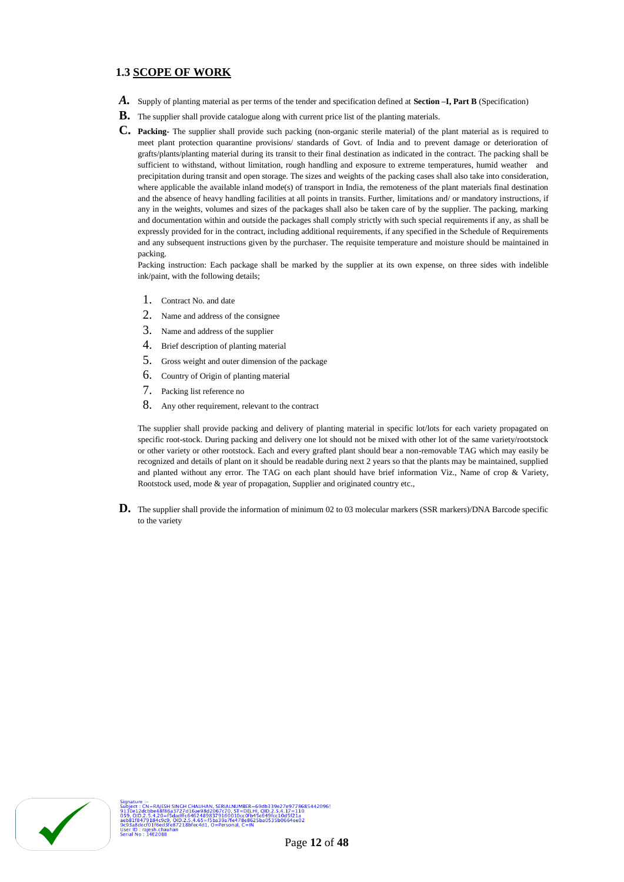### 1.3 SCOPE OF WORK

**A.** Supply of planting material as per terms of the tender and specification defined at **Section –I, Part B** (Specification)

**B.** The supplier shall provide catalogue along with current price list of the planting materials.

**C.** **Packing**- The supplier shall provide such packing (non-organic sterile material) of the plant material as is required to meet plant protection quarantine provisions/ standards of Govt. of India and to prevent damage or deterioration of grafts/plants/planting material during its transit to their final destination as indicated in the contract. The packing shall be sufficient to withstand, without limitation, rough handling and exposure to extreme temperatures, humid weather and precipitation during transit and open storage. The sizes and weights of the packing cases shall also take into consideration, where applicable the available inland mode(s) of transport in India, the remoteness of the plant materials final destination and the absence of heavy handling facilities at all points in transits. Further, limitations and/ or mandatory instructions, if any in the weights, volumes and sizes of the packages shall also be taken care of by the supplier. The packing, marking and documentation within and outside the packages shall comply strictly with such special requirements if any, as shall be expressly provided for in the contract, including additional requirements, if any specified in the Schedule of Requirements and any subsequent instructions given by the purchaser. The requisite temperature and moisture should be maintained in packing.

Packing instruction: Each package shall be marked by the supplier at its own expense, on three sides with indelible ink/paint, with the following details;

1. Contract No. and date
2. Name and address of the consignee
3. Name and address of the supplier
4. Brief description of planting material
5. Gross weight and outer dimension of the package
6. Country of Origin of planting material
7. Packing list reference no
8. Any other requirement, relevant to the contract

The supplier shall provide packing and delivery of planting material in specific lot/lots for each variety propagated on specific root-stock. During packing and delivery one lot should not be mixed with other lot of the same variety/rootstock or other variety or other rootstock. Each and every grafted plant should bear a non-removable TAG which may easily be recognized and details of plant on it should be readable during next 2 years so that the plants may be maintained, supplied and planted without any error. The TAG on each plant should have brief information Viz., Name of crop & Variety, Rootstock used, mode & year of propagation, Supplier and originated country etc.,

**D.** The supplier shall provide the information of minimum 02 to 03 molecular markers (SSR markers)/DNA Barcode specific to the variety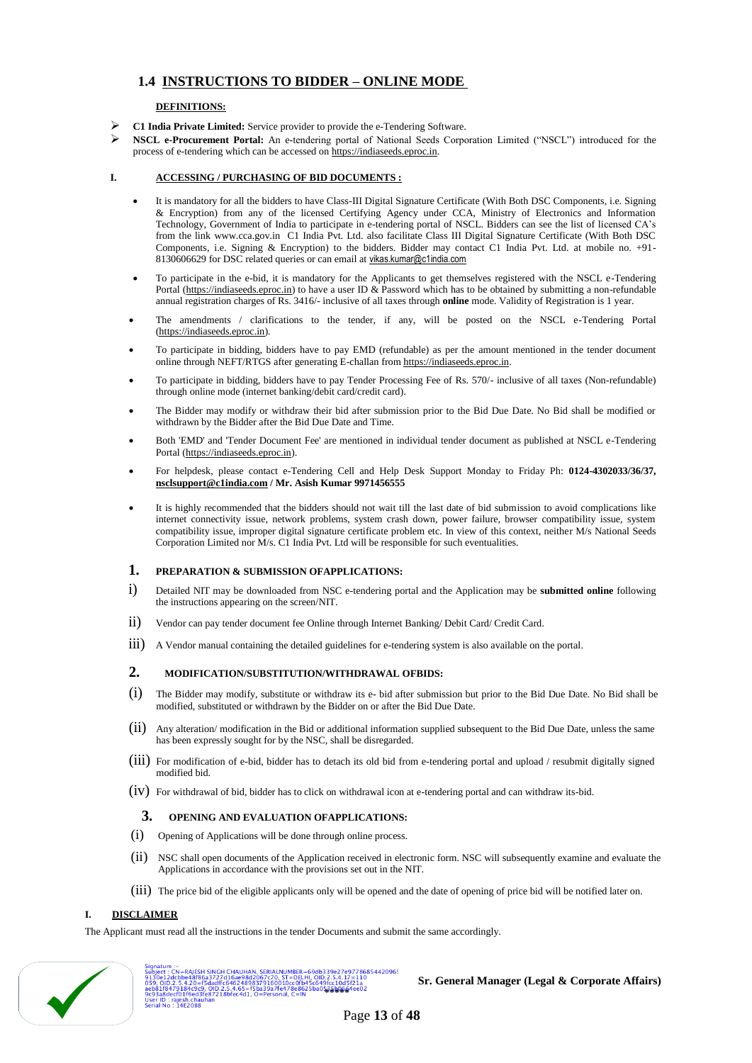## 1.4 INSTRUCTIONS TO BIDDER – ONLINE MODE

**DEFINITIONS:**

- **C1 India Private Limited:** Service provider to provide the e-Tendering Software.
- **NSCL e-Procurement Portal:** An e-tendering portal of National Seeds Corporation Limited ("NSCL") introduced for the process of e-tendering which can be accessed on https://indiaseeds.eproc.in.

**I. ACCESSING / PURCHASING OF BID DOCUMENTS :**

- It is mandatory for all the bidders to have Class-III Digital Signature Certificate (With Both DSC Components, i.e. Signing & Encryption) from any of the licensed Certifying Agency under CCA, Ministry of Electronics and Information Technology, Government of India to participate in e-tendering portal of NSCL. Bidders can see the list of licensed CA's from the link www.cca.gov.in C1 India Pvt. Ltd. also facilitate Class III Digital Signature Certificate (With Both DSC Components, i.e. Signing & Encryption) to the bidders. Bidder may contact C1 India Pvt. Ltd. at mobile no. +91-8130606629 for DSC related queries or can email at vikas.kumar@c1india.com
- To participate in the e-bid, it is mandatory for the Applicants to get themselves registered with the NSCL e-Tendering Portal (https://indiaseeds.eproc.in) to have a user ID & Password which has to be obtained by submitting a non-refundable annual registration charges of Rs. 3416/- inclusive of all taxes through **online** mode. Validity of Registration is 1 year.
- The amendments / clarifications to the tender, if any, will be posted on the NSCL e-Tendering Portal (https://indiaseeds.eproc.in).
- To participate in bidding, bidders have to pay EMD (refundable) as per the amount mentioned in the tender document online through NEFT/RTGS after generating E-challan from https://indiaseeds.eproc.in.
- To participate in bidding, bidders have to pay Tender Processing Fee of Rs. 570/- inclusive of all taxes (Non-refundable) through online mode (internet banking/debit card/credit card).
- The Bidder may modify or withdraw their bid after submission prior to the Bid Due Date. No Bid shall be modified or withdrawn by the Bidder after the Bid Due Date and Time.
- Both 'EMD' and 'Tender Document Fee' are mentioned in individual tender document as published at NSCL e-Tendering Portal (https://indiaseeds.eproc.in).
- For helpdesk, please contact e-Tendering Cell and Help Desk Support Monday to Friday Ph: **0124-4302033/36/37, nsclsupport@c1india.com / Mr. Asish Kumar 9971456555**
- It is highly recommended that the bidders should not wait till the last date of bid submission to avoid complications like internet connectivity issue, network problems, system crash down, power failure, browser compatibility issue, system compatibility issue, improper digital signature certificate problem etc. In view of this context, neither M/s National Seeds Corporation Limited nor M/s. C1 India Pvt. Ltd will be responsible for such eventualities.

### 1. PREPARATION & SUBMISSION OFAPPLICATIONS:

i) Detailed NIT may be downloaded from NSC e-tendering portal and the Application may be **submitted online** following the instructions appearing on the screen/NIT.

ii) Vendor can pay tender document fee Online through Internet Banking/ Debit Card/ Credit Card.

iii) A Vendor manual containing the detailed guidelines for e-tendering system is also available on the portal.

### 2. MODIFICATION/SUBSTITUTION/WITHDRAWAL OFBIDS:

(i) The Bidder may modify, substitute or withdraw its e- bid after submission but prior to the Bid Due Date. No Bid shall be modified, substituted or withdrawn by the Bidder on or after the Bid Due Date.

(ii) Any alteration/ modification in the Bid or additional information supplied subsequent to the Bid Due Date, unless the same has been expressly sought for by the NSC, shall be disregarded.

(iii) For modification of e-bid, bidder has to detach its old bid from e-tendering portal and upload / resubmit digitally signed modified bid.

(iv) For withdrawal of bid, bidder has to click on withdrawal icon at e-tendering portal and can withdraw its-bid.

### 3. OPENING AND EVALUATION OFAPPLICATIONS:

(i) Opening of Applications will be done through online process.

(ii) NSC shall open documents of the Application received in electronic form. NSC will subsequently examine and evaluate the Applications in accordance with the provisions set out in the NIT.

(iii) The price bid of the eligible applicants only will be opened and the date of opening of price bid will be notified later on.

**I. DISCLAIMER**

The Applicant must read all the instructions in the tender Documents and submit the same accordingly.

Signature :-
Subject : CN=RAJESH SINGH CHAUHAN, SERIALNUMBER=69db339e27e97786854420969130e12dcbbe48f86a3727d16ae98d2067c70, ST=DELHI, OID.2.5.4.17=110059, OID.2.5.4.20=f5dadffc646248983791600 10cc0fb45c649fcc10d5f21aaeb81f8479184c9c9, OID.2.5.4.65=f5ba39a7fe478e8625ba0 ****4ee029c93a8decf01f6ed3fe87218bfec4d1, O=Personal, C=IN
User ID : rajesh.chauhan
Serial No : 14E2088

**Sr. General Manager (Legal & Corporate Affairs)**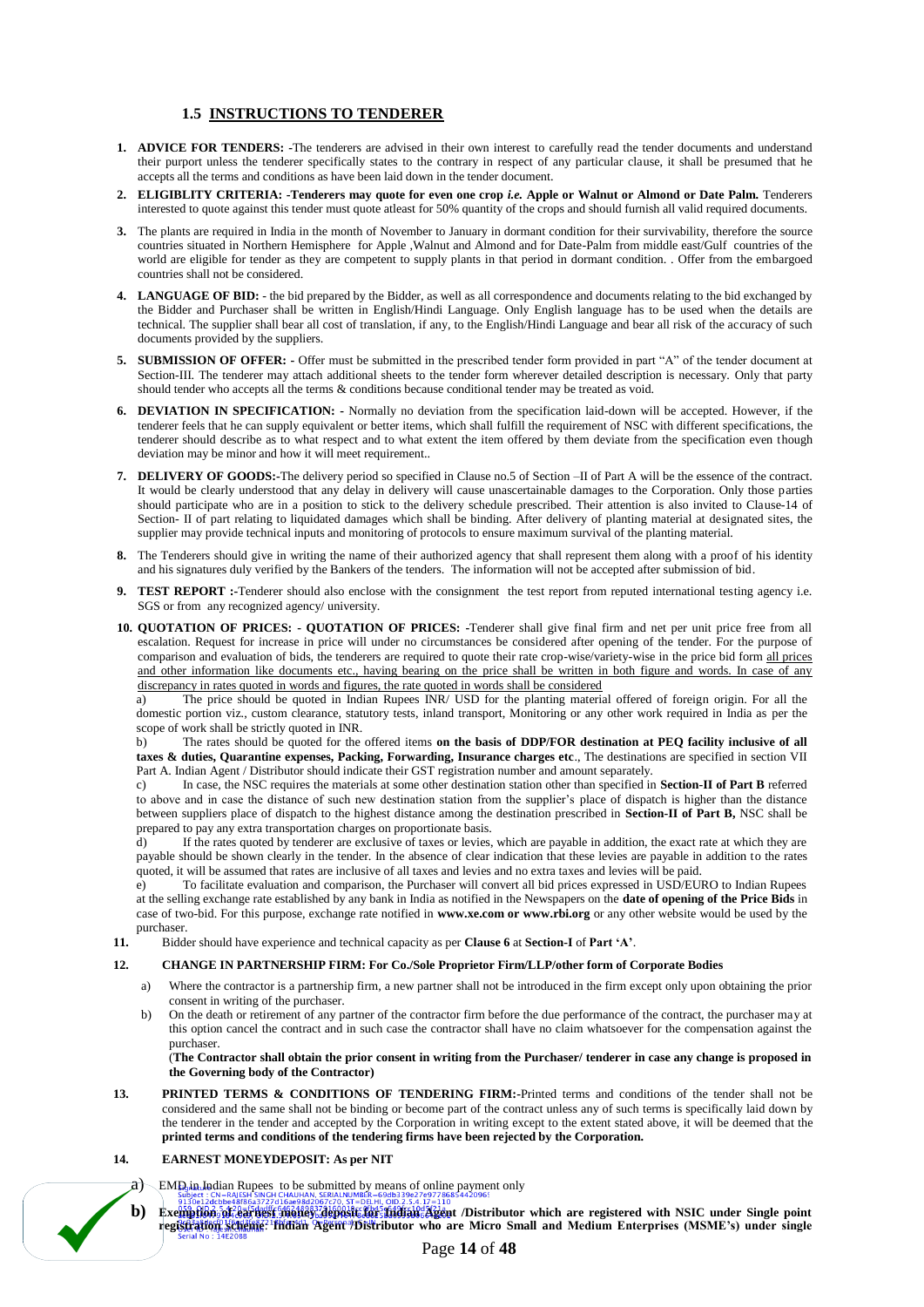### 1.5 INSTRUCTIONS TO TENDERER

1. **ADVICE FOR TENDERS: -**The tenderers are advised in their own interest to carefully read the tender documents and understand their purport unless the tenderer specifically states to the contrary in respect of any particular clause, it shall be presumed that he accepts all the terms and conditions as have been laid down in the tender document.

2. **ELIGIBLITY CRITERIA: -Tenderers may quote for even one crop** ***i.e.*** **Apple or Walnut or Almond or Date Palm.** Tenderers interested to quote against this tender must quote atleast for 50% quantity of the crops and should furnish all valid required documents.

3. The plants are required in India in the month of November to January in dormant condition for their survivability, therefore the source countries situated in Northern Hemisphere for Apple ,Walnut and Almond and for Date-Palm from middle east/Gulf countries of the world are eligible for tender as they are competent to supply plants in that period in dormant condition. . Offer from the embargoed countries shall not be considered.

4. **LANGUAGE OF BID:** - the bid prepared by the Bidder, as well as all correspondence and documents relating to the bid exchanged by the Bidder and Purchaser shall be written in English/Hindi Language. Only English language has to be used when the details are technical. The supplier shall bear all cost of translation, if any, to the English/Hindi Language and bear all risk of the accuracy of such documents provided by the suppliers.

5. **SUBMISSION OF OFFER: -** Offer must be submitted in the prescribed tender form provided in part "A" of the tender document at Section-III. The tenderer may attach additional sheets to the tender form wherever detailed description is necessary. Only that party should tender who accepts all the terms & conditions because conditional tender may be treated as void.

6. **DEVIATION IN SPECIFICATION: -** Normally no deviation from the specification laid-down will be accepted. However, if the tenderer feels that he can supply equivalent or better items, which shall fulfill the requirement of NSC with different specifications, the tenderer should describe as to what respect and to what extent the item offered by them deviate from the specification even though deviation may be minor and how it will meet requirement..

7. **DELIVERY OF GOODS:-**The delivery period so specified in Clause no.5 of Section –II of Part A will be the essence of the contract. It would be clearly understood that any delay in delivery will cause unascertainable damages to the Corporation. Only those parties should participate who are in a position to stick to the delivery schedule prescribed. Their attention is also invited to Clause-14 of Section- II of part relating to liquidated damages which shall be binding. After delivery of planting material at designated sites, the supplier may provide technical inputs and monitoring of protocols to ensure maximum survival of the planting material.

8. The Tenderers should give in writing the name of their authorized agency that shall represent them along with a proof of his identity and his signatures duly verified by the Bankers of the tenders. The information will not be accepted after submission of bid.

9. **TEST REPORT :-**Tenderer should also enclose with the consignment the test report from reputed international testing agency i.e. SGS or from any recognized agency/ university.

10. **QUOTATION OF PRICES: - QUOTATION OF PRICES: -**Tenderer shall give final firm and net per unit price free from all escalation. Request for increase in price will under no circumstances be considered after opening of the tender. For the purpose of comparison and evaluation of bids, the tenderers are required to quote their rate crop-wise/variety-wise in the price bid form <u>all prices and other information like documents etc., having bearing on the price shall be written in both figure and words. In case of any discrepancy in rates quoted in words and figures, the rate quoted in words shall be considered</u>

    a) The price should be quoted in Indian Rupees INR/ USD for the planting material offered of foreign origin. For all the domestic portion viz., custom clearance, statutory tests, inland transport, Monitoring or any other work required in India as per the scope of work shall be strictly quoted in INR.

    b) The rates should be quoted for the offered items **on the basis of DDP/FOR destination at PEQ facility inclusive of all taxes & duties, Quarantine expenses, Packing, Forwarding, Insurance charges etc**., The destinations are specified in section VII Part A. Indian Agent / Distributor should indicate their GST registration number and amount separately.

    c) In case, the NSC requires the materials at some other destination station other than specified in **Section-II of Part B** referred to above and in case the distance of such new destination station from the supplier's place of dispatch is higher than the distance between suppliers place of dispatch to the highest distance among the destination prescribed in **Section-II of Part B,** NSC shall be prepared to pay any extra transportation charges on proportionate basis.

    d) If the rates quoted by tenderer are exclusive of taxes or levies, which are payable in addition, the exact rate at which they are payable should be shown clearly in the tender. In the absence of clear indication that these levies are payable in addition to the rates quoted, it will be assumed that rates are inclusive of all taxes and levies and no extra taxes and levies will be paid.

    e) To facilitate evaluation and comparison, the Purchaser will convert all bid prices expressed in USD/EURO to Indian Rupees at the selling exchange rate established by any bank in India as notified in the Newspapers on the **date of opening of the Price Bids** in case of two-bid. For this purpose, exchange rate notified in **www.xe.com or www.rbi.org** or any other website would be used by the purchaser.

11. Bidder should have experience and technical capacity as per **Clause 6** at **Section-I** of **Part 'A'**.

12. **CHANGE IN PARTNERSHIP FIRM: For Co./Sole Proprietor Firm/LLP/other form of Corporate Bodies**

    a) Where the contractor is a partnership firm, a new partner shall not be introduced in the firm except only upon obtaining the prior consent in writing of the purchaser.

    b) On the death or retirement of any partner of the contractor firm before the due performance of the contract, the purchaser may at this option cancel the contract and in such case the contractor shall have no claim whatsoever for the compensation against the purchaser.

    (**The Contractor shall obtain the prior consent in writing from the Purchaser/ tenderer in case any change is proposed in the Governing body of the Contractor)**

13. **PRINTED TERMS & CONDITIONS OF TENDERING FIRM:-**Printed terms and conditions of the tender shall not be considered and the same shall not be binding or become part of the contract unless any of such terms is specifically laid down by the tenderer in the tender and accepted by the Corporation in writing except to the extent stated above, it will be deemed that the **printed terms and conditions of the tendering firms have been rejected by the Corporation.**

14. **EARNEST MONEYDEPOSIT: As per NIT**

    a) EMD in Indian Rupees to be submitted by means of online payment only

    b) **Exemption of earnest money deposit for Indian Agent /Distributor which are registered with NSIC under Single point registration scheme: Indian Agent /Distributor who are Micro Small and Medium Enterprises (MSME's) under single**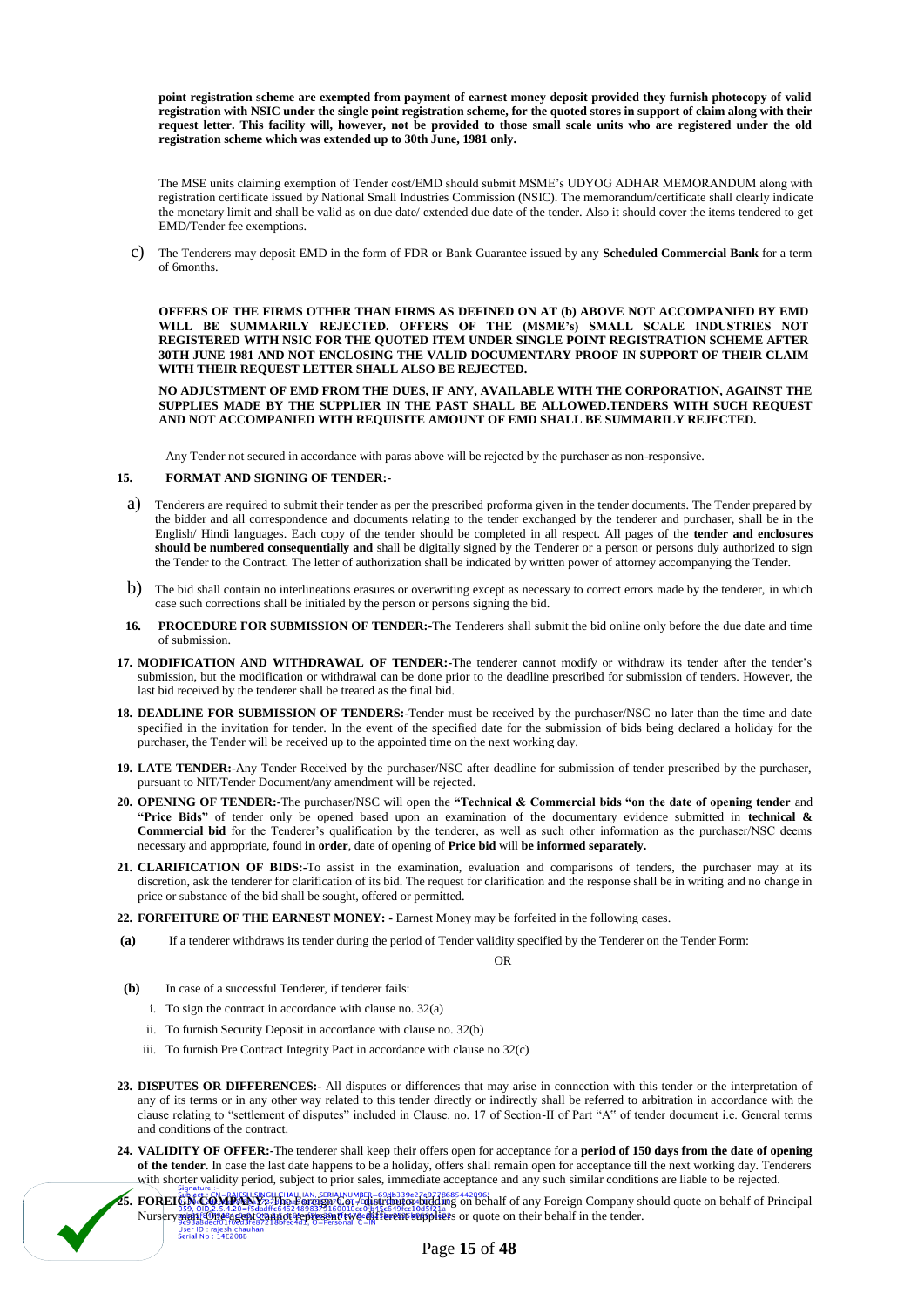**point registration scheme are exempted from payment of earnest money deposit provided they furnish photocopy of valid registration with NSIC under the single point registration scheme, for the quoted stores in support of claim along with their request letter. This facility will, however, not be provided to those small scale units who are registered under the old registration scheme which was extended up to 30th June, 1981 only.**

The MSE units claiming exemption of Tender cost/EMD should submit MSME's UDYOG ADHAR MEMORANDUM along with registration certificate issued by National Small Industries Commission (NSIC). The memorandum/certificate shall clearly indicate the monetary limit and shall be valid as on due date/ extended due date of the tender. Also it should cover the items tendered to get EMD/Tender fee exemptions.

c) The Tenderers may deposit EMD in the form of FDR or Bank Guarantee issued by any **Scheduled Commercial Bank** for a term of 6months.

**OFFERS OF THE FIRMS OTHER THAN FIRMS AS DEFINED ON AT (b) ABOVE NOT ACCOMPANIED BY EMD WILL BE SUMMARILY REJECTED. OFFERS OF THE (MSME's) SMALL SCALE INDUSTRIES NOT REGISTERED WITH NSIC FOR THE QUOTED ITEM UNDER SINGLE POINT REGISTRATION SCHEME AFTER 30TH JUNE 1981 AND NOT ENCLOSING THE VALID DOCUMENTARY PROOF IN SUPPORT OF THEIR CLAIM WITH THEIR REQUEST LETTER SHALL ALSO BE REJECTED.**

**NO ADJUSTMENT OF EMD FROM THE DUES, IF ANY, AVAILABLE WITH THE CORPORATION, AGAINST THE SUPPLIES MADE BY THE SUPPLIER IN THE PAST SHALL BE ALLOWED.TENDERS WITH SUCH REQUEST AND NOT ACCOMPANIED WITH REQUISITE AMOUNT OF EMD SHALL BE SUMMARILY REJECTED.**

Any Tender not secured in accordance with paras above will be rejected by the purchaser as non-responsive.

**15. FORMAT AND SIGNING OF TENDER:-**

a) Tenderers are required to submit their tender as per the prescribed proforma given in the tender documents. The Tender prepared by the bidder and all correspondence and documents relating to the tender exchanged by the tenderer and purchaser, shall be in the English/ Hindi languages. Each copy of the tender should be completed in all respect. All pages of the **tender and enclosures should be numbered consequentially and** shall be digitally signed by the Tenderer or a person or persons duly authorized to sign the Tender to the Contract. The letter of authorization shall be indicated by written power of attorney accompanying the Tender.

b) The bid shall contain no interlineations erasures or overwriting except as necessary to correct errors made by the tenderer, in which case such corrections shall be initialed by the person or persons signing the bid.

**16. PROCEDURE FOR SUBMISSION OF TENDER:-**The Tenderers shall submit the bid online only before the due date and time of submission.

**17. MODIFICATION AND WITHDRAWAL OF TENDER:-**The tenderer cannot modify or withdraw its tender after the tender's submission, but the modification or withdrawal can be done prior to the deadline prescribed for submission of tenders. However, the last bid received by the tenderer shall be treated as the final bid.

**18. DEADLINE FOR SUBMISSION OF TENDERS:-**Tender must be received by the purchaser/NSC no later than the time and date specified in the invitation for tender. In the event of the specified date for the submission of bids being declared a holiday for the purchaser, the Tender will be received up to the appointed time on the next working day.

**19. LATE TENDER:-**Any Tender Received by the purchaser/NSC after deadline for submission of tender prescribed by the purchaser, pursuant to NIT/Tender Document/any amendment will be rejected.

**20. OPENING OF TENDER:-**The purchaser/NSC will open the **"Technical & Commercial bids "on the date of opening tender** and **"Price Bids"** of tender only be opened based upon an examination of the documentary evidence submitted in **technical & Commercial bid** for the Tenderer's qualification by the tenderer, as well as such other information as the purchaser/NSC deems necessary and appropriate, found **in order**, date of opening of **Price bid** will **be informed separately.**

**21. CLARIFICATION OF BIDS:-**To assist in the examination, evaluation and comparisons of tenders, the purchaser may at its discretion, ask the tenderer for clarification of its bid. The request for clarification and the response shall be in writing and no change in price or substance of the bid shall be sought, offered or permitted.

**22. FORFEITURE OF THE EARNEST MONEY: -** Earnest Money may be forfeited in the following cases.

**(a)** If a tenderer withdraws its tender during the period of Tender validity specified by the Tenderer on the Tender Form:

OR

**(b)** In case of a successful Tenderer, if tenderer fails:

i. To sign the contract in accordance with clause no. 32(a)
ii. To furnish Security Deposit in accordance with clause no. 32(b)
iii. To furnish Pre Contract Integrity Pact in accordance with clause no 32(c)

**23. DISPUTES OR DIFFERENCES:-** All disputes or differences that may arise in connection with this tender or the interpretation of any of its terms or in any other way related to this tender directly or indirectly shall be referred to arbitration in accordance with the clause relating to "settlement of disputes" included in Clause. no. 17 of Section-II of Part "A" of tender document i.e. General terms and conditions of the contract.

**24. VALIDITY OF OFFER:-**The tenderer shall keep their offers open for acceptance for a **period of 150 days from the date of opening of the tender**. In case the last date happens to be a holiday, offers shall remain open for acceptance till the next working day. Tenderers with shorter validity period, subject to prior sales, immediate acceptance and any such similar conditions are liable to be rejected.

**25. FOREIGN COMPANY:-**The Foreign Co. / distributor bidding on behalf of any Foreign Company should quote on behalf of Principal Nursery only. One agent cannot represent two different suppliers or quote on their behalf in the tender.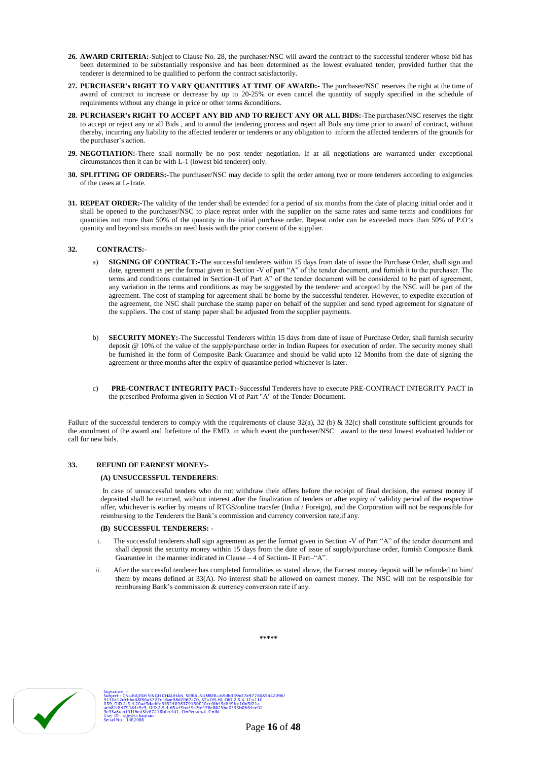**26. AWARD CRITERIA:-**Subject to Clause No. 28, the purchaser/NSC will award the contract to the successful tenderer whose bid has been determined to be substantially responsive and has been determined as the lowest evaluated tender, provided further that the tenderer is determined to be qualified to perform the contract satisfactorily.

**27. PURCHASER's RIGHT TO VARY QUANTITIES AT TIME OF AWARD:-** The purchaser/NSC reserves the right at the time of award of contract to increase or decrease by up to 20-25% or even cancel the quantity of supply specified in the schedule of requirements without any change in price or other terms &conditions.

**28. PURCHASER's RIGHT TO ACCEPT ANY BID AND TO REJECT ANY OR ALL BIDS:-**The purchaser/NSC reserves the right to accept or reject any or all Bids , and to annul the tendering process and reject all Bids any time prior to award of contract, without thereby, incurring any liability to the affected tenderer or tenderers or any obligation to inform the affected tenderers of the grounds for the purchaser's action.

**29. NEGOTIATION:-**There shall normally be no post tender negotiation. If at all negotiations are warranted under exceptional circumstances then it can be with L-1 (lowest bid tenderer) only.

**30. SPLITTING OF ORDERS:-**The purchaser/NSC may decide to split the order among two or more tenderers according to exigencies of the cases at L-1rate.

**31. REPEAT ORDER:-**The validity of the tender shall be extended for a period of six months from the date of placing initial order and it shall be opened to the purchaser/NSC to place repeat order with the supplier on the same rates and same terms and conditions for quantities not more than 50% of the quantity in the initial purchase order. Repeat order can be exceeded more than 50% of P.O's quantity and beyond six months on need basis with the prior consent of the supplier.

**32. CONTRACTS:-**

a) **SIGNING OF CONTRACT:-**The successful tenderers within 15 days from date of issue the Purchase Order, shall sign and date, agreement as per the format given in Section -V of part "A" of the tender document, and furnish it to the purchaser. The terms and conditions contained in Section-II of Part A" of the tender document will be considered to be part of agreement, any variation in the terms and conditions as may be suggested by the tenderer and accepted by the NSC will be part of the agreement. The cost of stamping for agreement shall be borne by the successful tenderer. However, to expedite execution of the agreement, the NSC shall purchase the stamp paper on behalf of the supplier and send typed agreement for signature of the suppliers. The cost of stamp paper shall be adjusted from the supplier payments.

b) **SECURITY MONEY:-**The Successful Tenderers within 15 days from date of issue of Purchase Order, shall furnish security deposit @ 10% of the value of the supply/purchase order in Indian Rupees for execution of order. The security money shall be furnished in the form of Composite Bank Guarantee and should be valid upto 12 Months from the date of signing the agreement or three months after the expiry of quarantine period whichever is later.

c) **PRE-CONTRACT INTEGRITY PACT:-**Successful Tenderers have to execute PRE-CONTRACT INTEGRITY PACT in the prescribed Proforma given in Section VI of Part "A" of the Tender Document.

Failure of the successful tenderers to comply with the requirements of clause 32(a), 32 (b) & 32(c) shall constitute sufficient grounds for the annulment of the award and forfeiture of the EMD, in which event the purchaser/NSC award to the next lowest evaluated bidder or call for new bids.

**33. REFUND OF EARNEST MONEY:-**

**(A) UNSUCCESSFUL TENDERERS**:

In case of unsuccessful tenders who do not withdraw their offers before the receipt of final decision, the earnest money if deposited shall be returned, without interest after the finalization of tenders or after expiry of validity period of the respective offer, whichever is earlier by means of RTGS/online transfer (India / Foreign), and the Corporation will not be responsible for reimbursing to the Tenderers the Bank's commission and currency conversion rate,if any.

**(B) SUCCESSFUL TENDERERS: -**

i. The successful tenderers shall sign agreement as per the format given in Section -V of Part "A" of the tender document and shall deposit the security money within 15 days from the date of issue of supply/purchase order, furnish Composite Bank Guarantee in the manner indicated in Clause – 4 of Section- II Part–"A".

ii. After the successful tenderer has completed formalities as stated above, the Earnest money deposit will be refunded to him/ them by means defined at 33(A). No interest shall be allowed on earnest money. The NSC will not be responsible for reimbursing Bank's commission & currency conversion rate if any.

\*\*\*\*\*

Signature :-
Subject : CN=RAJESH SINGH CHAUHAN, SERIALNUMBER=69db339e27e97786854420969130e12dcbbe48f86a3727d16ae98d2067c70, ST=DELHI, OID.2.5.4.17=110059, OID.2.5.4.20=f5dadffc64624898379160010cc0fb45c849fcc10d5f21aaeb81f8479184c9c9, OID.2.5.4.65=f5ba39a7fe478e8625ba0535b0664ee029c93a8decf01f6ed3fe87218bfec4d1, O=Personal, C=IN
User ID : rajesh.chauhan
Serial No : 14E2088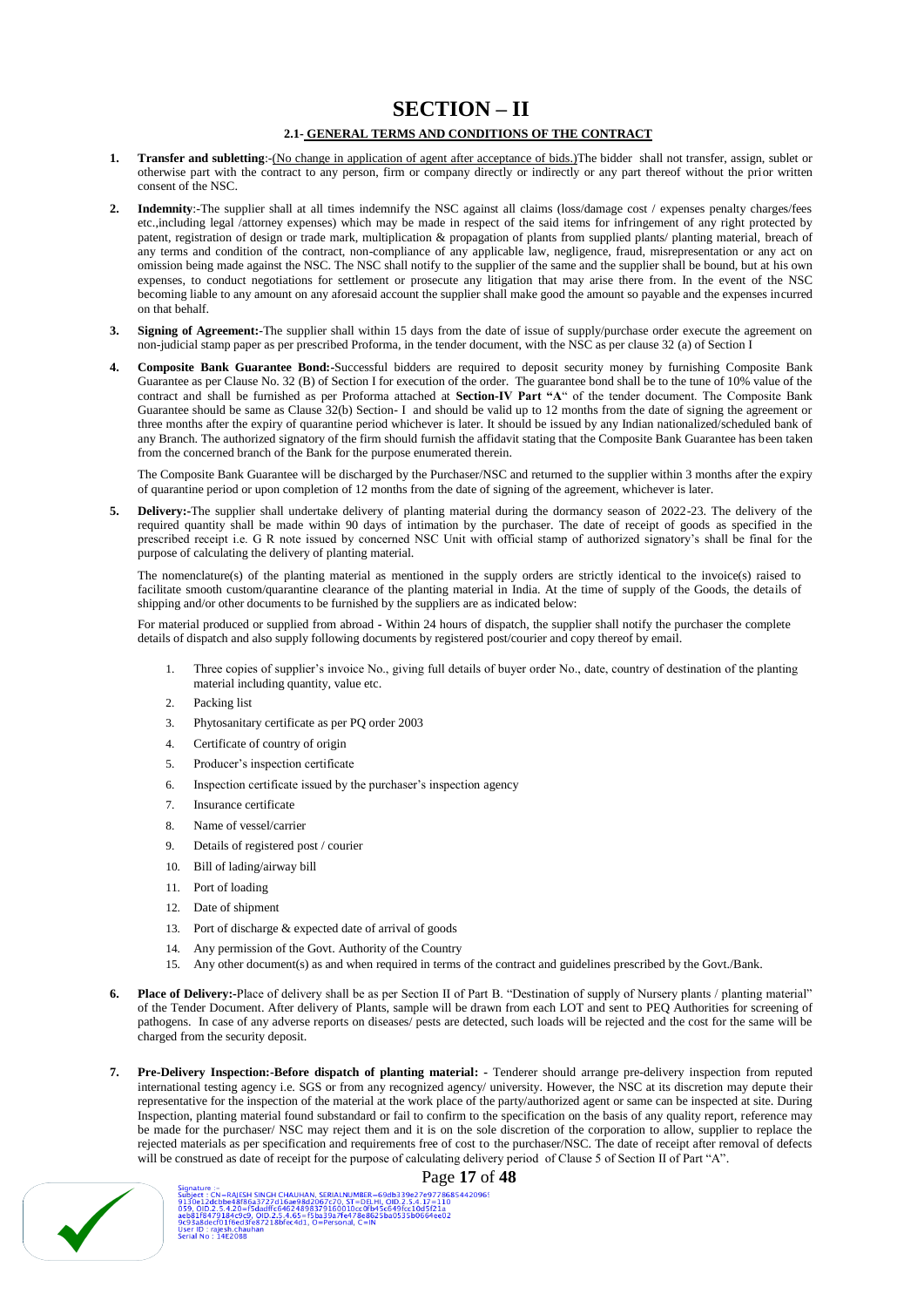# SECTION – II

### 2.1- GENERAL TERMS AND CONDITIONS OF THE CONTRACT

1. **Transfer and subletting**:-(No change in application of agent after acceptance of bids.)The bidder shall not transfer, assign, sublet or otherwise part with the contract to any person, firm or company directly or indirectly or any part thereof without the prior written consent of the NSC.

2. **Indemnity**:-The supplier shall at all times indemnify the NSC against all claims (loss/damage cost / expenses penalty charges/fees etc.,including legal /attorney expenses) which may be made in respect of the said items for infringement of any right protected by patent, registration of design or trade mark, multiplication & propagation of plants from supplied plants/ planting material, breach of any terms and condition of the contract, non-compliance of any applicable law, negligence, fraud, misrepresentation or any act on omission being made against the NSC. The NSC shall notify to the supplier of the same and the supplier shall be bound, but at his own expenses, to conduct negotiations for settlement or prosecute any litigation that may arise there from. In the event of the NSC becoming liable to any amount on any aforesaid account the supplier shall make good the amount so payable and the expenses incurred on that behalf.

3. **Signing of Agreement:**-The supplier shall within 15 days from the date of issue of supply/purchase order execute the agreement on non-judicial stamp paper as per prescribed Proforma, in the tender document, with the NSC as per clause 32 (a) of Section I

4. **Composite Bank Guarantee Bond:**-Successful bidders are required to deposit security money by furnishing Composite Bank Guarantee as per Clause No. 32 (B) of Section I for execution of the order. The guarantee bond shall be to the tune of 10% value of the contract and shall be furnished as per Proforma attached at **Section-IV Part "A"** of the tender document. The Composite Bank Guarantee should be same as Clause 32(b) Section- I and should be valid up to 12 months from the date of signing the agreement or three months after the expiry of quarantine period whichever is later. It should be issued by any Indian nationalized/scheduled bank of any Branch. The authorized signatory of the firm should furnish the affidavit stating that the Composite Bank Guarantee has been taken from the concerned branch of the Bank for the purpose enumerated therein.

   The Composite Bank Guarantee will be discharged by the Purchaser/NSC and returned to the supplier within 3 months after the expiry of quarantine period or upon completion of 12 months from the date of signing of the agreement, whichever is later.

5. **Delivery:**-The supplier shall undertake delivery of planting material during the dormancy season of 2022-23. The delivery of the required quantity shall be made within 90 days of intimation by the purchaser. The date of receipt of goods as specified in the prescribed receipt i.e. G R note issued by concerned NSC Unit with official stamp of authorized signatory's shall be final for the purpose of calculating the delivery of planting material.

   The nomenclature(s) of the planting material as mentioned in the supply orders are strictly identical to the invoice(s) raised to facilitate smooth custom/quarantine clearance of the planting material in India. At the time of supply of the Goods, the details of shipping and/or other documents to be furnished by the suppliers are as indicated below:

   For material produced or supplied from abroad - Within 24 hours of dispatch, the supplier shall notify the purchaser the complete details of dispatch and also supply following documents by registered post/courier and copy thereof by email.

   1. Three copies of supplier's invoice No., giving full details of buyer order No., date, country of destination of the planting material including quantity, value etc.
   2. Packing list
   3. Phytosanitary certificate as per PQ order 2003
   4. Certificate of country of origin
   5. Producer's inspection certificate
   6. Inspection certificate issued by the purchaser's inspection agency
   7. Insurance certificate
   8. Name of vessel/carrier
   9. Details of registered post / courier
   10. Bill of lading/airway bill
   11. Port of loading
   12. Date of shipment
   13. Port of discharge & expected date of arrival of goods
   14. Any permission of the Govt. Authority of the Country
   15. Any other document(s) as and when required in terms of the contract and guidelines prescribed by the Govt./Bank.

6. **Place of Delivery:**-Place of delivery shall be as per Section II of Part B. "Destination of supply of Nursery plants / planting material" of the Tender Document. After delivery of Plants, sample will be drawn from each LOT and sent to PEQ Authorities for screening of pathogens. In case of any adverse reports on diseases/ pests are detected, such loads will be rejected and the cost for the same will be charged from the security deposit.

7. **Pre-Delivery Inspection:-Before dispatch of planting material:** - Tenderer should arrange pre-delivery inspection from reputed international testing agency i.e. SGS or from any recognized agency/ university. However, the NSC at its discretion may depute their representative for the inspection of the material at the work place of the party/authorized agent or same can be inspected at site. During Inspection, planting material found substandard or fail to confirm to the specification on the basis of any quality report, reference may be made for the purchaser/ NSC may reject them and it is on the sole discretion of the corporation to allow, supplier to replace the rejected materials as per specification and requirements free of cost to the purchaser/NSC. The date of receipt after removal of defects will be construed as date of receipt for the purpose of calculating delivery period of Clause 5 of Section II of Part "A".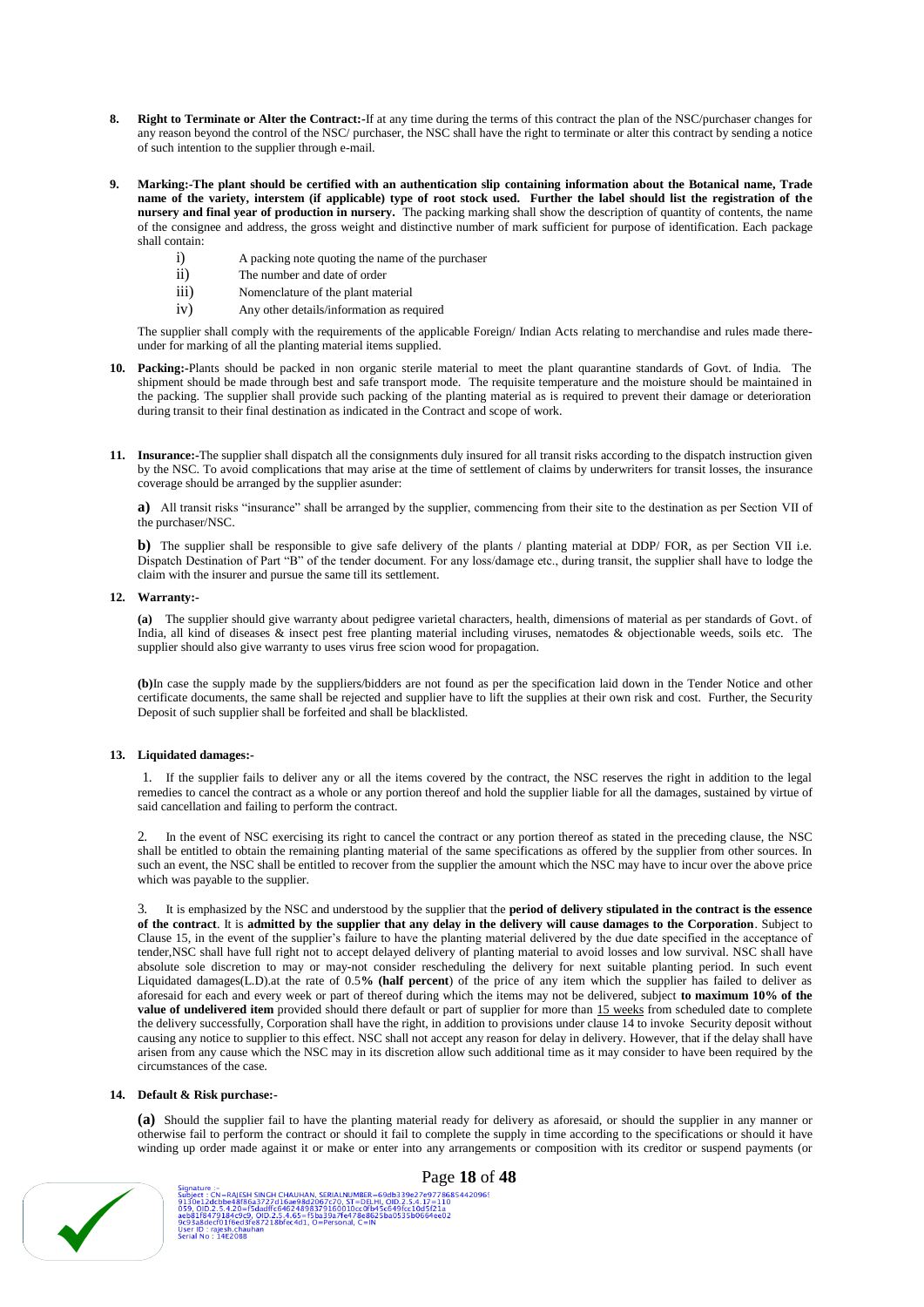8. **Right to Terminate or Alter the Contract:-**If at any time during the terms of this contract the plan of the NSC/purchaser changes for any reason beyond the control of the NSC/ purchaser, the NSC shall have the right to terminate or alter this contract by sending a notice of such intention to the supplier through e-mail.

9. **Marking:-The plant should be certified with an authentication slip containing information about the Botanical name, Trade name of the variety, interstem (if applicable) type of root stock used. Further the label should list the registration of the nursery and final year of production in nursery.** The packing marking shall show the description of quantity of contents, the name of the consignee and address, the gross weight and distinctive number of mark sufficient for purpose of identification. Each package shall contain:

   i) A packing note quoting the name of the purchaser
   ii) The number and date of order
   iii) Nomenclature of the plant material
   iv) Any other details/information as required

   The supplier shall comply with the requirements of the applicable Foreign/ Indian Acts relating to merchandise and rules made there-under for marking of all the planting material items supplied.

10. **Packing:-**Plants should be packed in non organic sterile material to meet the plant quarantine standards of Govt. of India. The shipment should be made through best and safe transport mode. The requisite temperature and the moisture should be maintained in the packing. The supplier shall provide such packing of the planting material as is required to prevent their damage or deterioration during transit to their final destination as indicated in the Contract and scope of work.

11. **Insurance:-**The supplier shall dispatch all the consignments duly insured for all transit risks according to the dispatch instruction given by the NSC. To avoid complications that may arise at the time of settlement of claims by underwriters for transit losses, the insurance coverage should be arranged by the supplier asunder:

    **a)** All transit risks "insurance" shall be arranged by the supplier, commencing from their site to the destination as per Section VII of the purchaser/NSC.

    **b)** The supplier shall be responsible to give safe delivery of the plants / planting material at DDP/ FOR, as per Section VII i.e. Dispatch Destination of Part "B" of the tender document. For any loss/damage etc., during transit, the supplier shall have to lodge the claim with the insurer and pursue the same till its settlement.

12. **Warranty:-**

    **(a)** The supplier should give warranty about pedigree varietal characters, health, dimensions of material as per standards of Govt. of India, all kind of diseases & insect pest free planting material including viruses, nematodes & objectionable weeds, soils etc. The supplier should also give warranty to uses virus free scion wood for propagation.

    **(b)**In case the supply made by the suppliers/bidders are not found as per the specification laid down in the Tender Notice and other certificate documents, the same shall be rejected and supplier have to lift the supplies at their own risk and cost. Further, the Security Deposit of such supplier shall be forfeited and shall be blacklisted.

13. **Liquidated damages:-**

    1. If the supplier fails to deliver any or all the items covered by the contract, the NSC reserves the right in addition to the legal remedies to cancel the contract as a whole or any portion thereof and hold the supplier liable for all the damages, sustained by virtue of said cancellation and failing to perform the contract.

    2. In the event of NSC exercising its right to cancel the contract or any portion thereof as stated in the preceding clause, the NSC shall be entitled to obtain the remaining planting material of the same specifications as offered by the supplier from other sources. In such an event, the NSC shall be entitled to recover from the supplier the amount which the NSC may have to incur over the above price which was payable to the supplier.

    3. It is emphasized by the NSC and understood by the supplier that the **period of delivery stipulated in the contract is the essence of the contract**. It is **admitted by the supplier that any delay in the delivery will cause damages to the Corporation**. Subject to Clause 15, in the event of the supplier's failure to have the planting material delivered by the due date specified in the acceptance of tender,NSC shall have full right not to accept delayed delivery of planting material to avoid losses and low survival. NSC shall have absolute sole discretion to may or may-not consider rescheduling the delivery for next suitable planting period. In such event Liquidated damages(L.D).at the rate of 0.5**% (half percent**) of the price of any item which the supplier has failed to deliver as aforesaid for each and every week or part of thereof during which the items may not be delivered, subject **to maximum 10% of the value of undelivered item** provided should there default or part of supplier for more than 15 weeks from scheduled date to complete the delivery successfully, Corporation shall have the right, in addition to provisions under clause 14 to invoke Security deposit without causing any notice to supplier to this effect. NSC shall not accept any reason for delay in delivery. However, that if the delay shall have arisen from any cause which the NSC may in its discretion allow such additional time as it may consider to have been required by the circumstances of the case.

14. **Default & Risk purchase:-**

    **(a)** Should the supplier fail to have the planting material ready for delivery as aforesaid, or should the supplier in any manner or otherwise fail to perform the contract or should it fail to complete the supply in time according to the specifications or should it have winding up order made against it or make or enter into any arrangements or composition with its creditor or suspend payments (or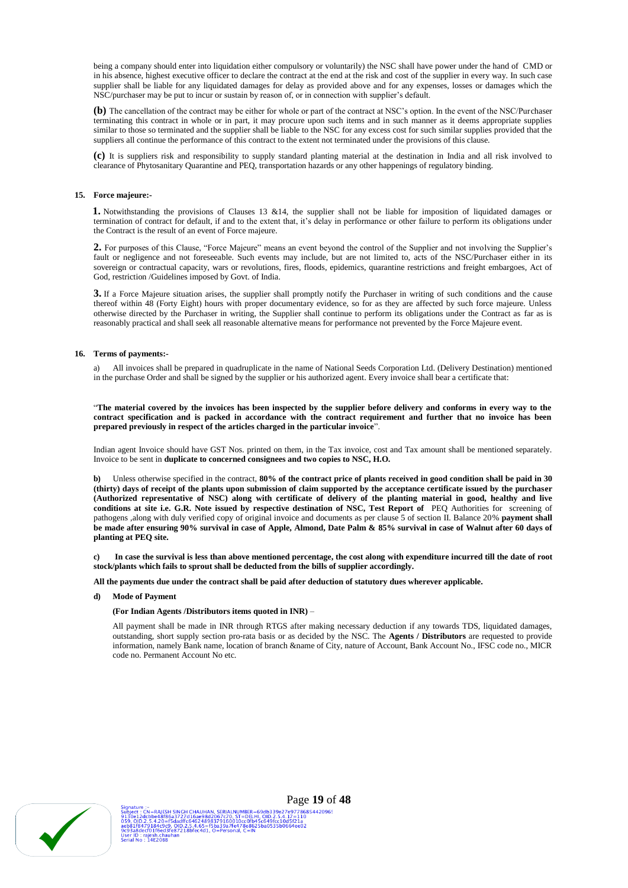being a company should enter into liquidation either compulsory or voluntarily) the NSC shall have power under the hand of CMD or in his absence, highest executive officer to declare the contract at the end at the risk and cost of the supplier in every way. In such case supplier shall be liable for any liquidated damages for delay as provided above and for any expenses, losses or damages which the NSC/purchaser may be put to incur or sustain by reason of, or in connection with supplier's default.

**(b)** The cancellation of the contract may be either for whole or part of the contract at NSC's option. In the event of the NSC/Purchaser terminating this contract in whole or in part, it may procure upon such items and in such manner as it deems appropriate supplies similar to those so terminated and the supplier shall be liable to the NSC for any excess cost for such similar supplies provided that the suppliers all continue the performance of this contract to the extent not terminated under the provisions of this clause.

**(c)** It is suppliers risk and responsibility to supply standard planting material at the destination in India and all risk involved to clearance of Phytosanitary Quarantine and PEQ, transportation hazards or any other happenings of regulatory binding.

**15. Force majeure:-**

**1.** Notwithstanding the provisions of Clauses 13 &14, the supplier shall not be liable for imposition of liquidated damages or termination of contract for default, if and to the extent that, it's delay in performance or other failure to perform its obligations under the Contract is the result of an event of Force majeure.

**2.** For purposes of this Clause, "Force Majeure" means an event beyond the control of the Supplier and not involving the Supplier's fault or negligence and not foreseeable. Such events may include, but are not limited to, acts of the NSC/Purchaser either in its sovereign or contractual capacity, wars or revolutions, fires, floods, epidemics, quarantine restrictions and freight embargoes, Act of God, restriction /Guidelines imposed by Govt. of India.

**3.** If a Force Majeure situation arises, the supplier shall promptly notify the Purchaser in writing of such conditions and the cause thereof within 48 (Forty Eight) hours with proper documentary evidence, so for as they are affected by such force majeure. Unless otherwise directed by the Purchaser in writing, the Supplier shall continue to perform its obligations under the Contract as far as is reasonably practical and shall seek all reasonable alternative means for performance not prevented by the Force Majeure event.

**16. Terms of payments:-**

a) All invoices shall be prepared in quadruplicate in the name of National Seeds Corporation Ltd. (Delivery Destination) mentioned in the purchase Order and shall be signed by the supplier or his authorized agent. Every invoice shall bear a certificate that:

"**The material covered by the invoices has been inspected by the supplier before delivery and conforms in every way to the contract specification and is packed in accordance with the contract requirement and further that no invoice has been prepared previously in respect of the articles charged in the particular invoice**".

Indian agent Invoice should have GST Nos. printed on them, in the Tax invoice, cost and Tax amount shall be mentioned separately. Invoice to be sent in **duplicate to concerned consignees and two copies to NSC, H.O.**

**b)** Unless otherwise specified in the contract, **80% of the contract price of plants received in good condition shall be paid in 30 (thirty) days of receipt of the plants upon submission of claim supported by the acceptance certificate issued by the purchaser (Authorized representative of NSC) along with certificate of delivery of the planting material in good, healthy and live conditions at site i.e. G.R. Note issued by respective destination of NSC, Test Report of** PEQ Authorities for screening of pathogens ,along with duly verified copy of original invoice and documents as per clause 5 of section II. Balance 20% **payment shall be made after ensuring 90% survival in case of Apple, Almond, Date Palm & 85% survival in case of Walnut after 60 days of planting at PEQ site.**

**c) In case the survival is less than above mentioned percentage, the cost along with expenditure incurred till the date of root stock/plants which fails to sprout shall be deducted from the bills of supplier accordingly.**

**All the payments due under the contract shall be paid after deduction of statutory dues wherever applicable.**

**d) Mode of Payment**

**(For Indian Agents /Distributors items quoted in INR)** –

All payment shall be made in INR through RTGS after making necessary deduction if any towards TDS, liquidated damages, outstanding, short supply section pro-rata basis or as decided by the NSC. The **Agents / Distributors** are requested to provide information, namely Bank name, location of branch &name of City, nature of Account, Bank Account No., IFSC code no., MICR code no. Permanent Account No etc.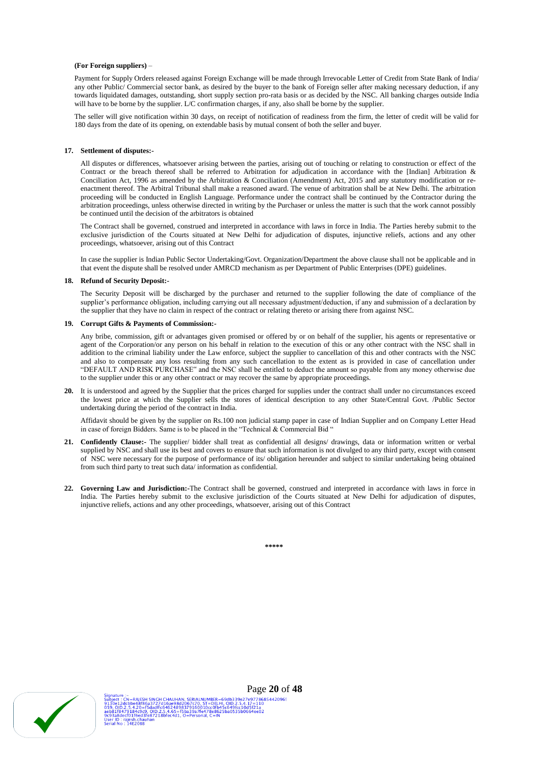**(For Foreign suppliers)** –

Payment for Supply Orders released against Foreign Exchange will be made through Irrevocable Letter of Credit from State Bank of India/ any other Public/ Commercial sector bank, as desired by the buyer to the bank of Foreign seller after making necessary deduction, if any towards liquidated damages, outstanding, short supply section pro-rata basis or as decided by the NSC. All banking charges outside India will have to be borne by the supplier. L/C confirmation charges, if any, also shall be borne by the supplier.

The seller will give notification within 30 days, on receipt of notification of readiness from the firm, the letter of credit will be valid for 180 days from the date of its opening, on extendable basis by mutual consent of both the seller and buyer.

**17. Settlement of disputes:-**

All disputes or differences, whatsoever arising between the parties, arising out of touching or relating to construction or effect of the Contract or the breach thereof shall be referred to Arbitration for adjudication in accordance with the [Indian] Arbitration & Conciliation Act, 1996 as amended by the Arbitration & Conciliation (Amendment) Act, 2015 and any statutory modification or re-enactment thereof. The Arbitral Tribunal shall make a reasoned award. The venue of arbitration shall be at New Delhi. The arbitration proceeding will be conducted in English Language. Performance under the contract shall be continued by the Contractor during the arbitration proceedings, unless otherwise directed in writing by the Purchaser or unless the matter is such that the work cannot possibly be continued until the decision of the arbitrators is obtained

The Contract shall be governed, construed and interpreted in accordance with laws in force in India. The Parties hereby submit to the exclusive jurisdiction of the Courts situated at New Delhi for adjudication of disputes, injunctive reliefs, actions and any other proceedings, whatsoever, arising out of this Contract

In case the supplier is Indian Public Sector Undertaking/Govt. Organization/Department the above clause shall not be applicable and in that event the dispute shall be resolved under AMRCD mechanism as per Department of Public Enterprises (DPE) guidelines.

**18. Refund of Security Deposit:-**

The Security Deposit will be discharged by the purchaser and returned to the supplier following the date of compliance of the supplier's performance obligation, including carrying out all necessary adjustment/deduction, if any and submission of a declaration by the supplier that they have no claim in respect of the contract or relating thereto or arising there from against NSC.

**19. Corrupt Gifts & Payments of Commission:-**

Any bribe, commission, gift or advantages given promised or offered by or on behalf of the supplier, his agents or representative or agent of the Corporation/or any person on his behalf in relation to the execution of this or any other contract with the NSC shall in addition to the criminal liability under the Law enforce, subject the supplier to cancellation of this and other contracts with the NSC and also to compensate any loss resulting from any such cancellation to the extent as is provided in case of cancellation under "DEFAULT AND RISK PURCHASE" and the NSC shall be entitled to deduct the amount so payable from any money otherwise due to the supplier under this or any other contract or may recover the same by appropriate proceedings.

**20.** It is understood and agreed by the Supplier that the prices charged for supplies under the contract shall under no circumstances exceed the lowest price at which the Supplier sells the stores of identical description to any other State/Central Govt. /Public Sector undertaking during the period of the contract in India.

Affidavit should be given by the supplier on Rs.100 non judicial stamp paper in case of Indian Supplier and on Company Letter Head in case of foreign Bidders. Same is to be placed in the "Technical & Commercial Bid "

**21. Confidently Clause:-** The supplier/ bidder shall treat as confidential all designs/ drawings, data or information written or verbal supplied by NSC and shall use its best and covers to ensure that such information is not divulged to any third party, except with consent of NSC were necessary for the purpose of performance of its/ obligation hereunder and subject to similar undertaking being obtained from such third party to treat such data/ information as confidential.

**22. Governing Law and Jurisdiction:-**The Contract shall be governed, construed and interpreted in accordance with laws in force in India. The Parties hereby submit to the exclusive jurisdiction of the Courts situated at New Delhi for adjudication of disputes, injunctive reliefs, actions and any other proceedings, whatsoever, arising out of this Contract

*****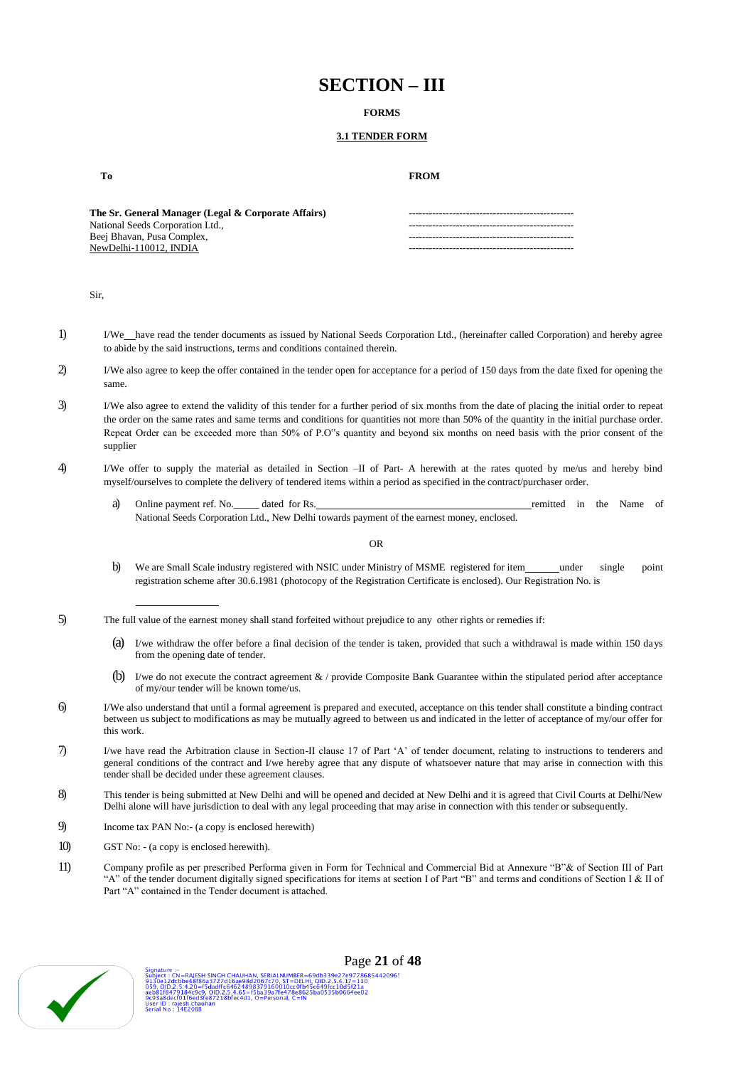# SECTION – III

**FORMS**

**3.1 TENDER FORM**

**To** **FROM**

**The Sr. General Manager (Legal & Corporate Affairs)**
National Seeds Corporation Ltd.,
Beej Bhavan, Pusa Complex,
NewDelhi-110012, INDIA

-------------------------------------------------
-------------------------------------------------
-------------------------------------------------
-------------------------------------------------

Sir,

1) I/We __ have read the tender documents as issued by National Seeds Corporation Ltd., (hereinafter called Corporation) and hereby agree to abide by the said instructions, terms and conditions contained therein.

2) I/We also agree to keep the offer contained in the tender open for acceptance for a period of 150 days from the date fixed for opening the same.

3) I/We also agree to extend the validity of this tender for a further period of six months from the date of placing the initial order to repeat the order on the same rates and same terms and conditions for quantities not more than 50% of the quantity in the initial purchase order. Repeat Order can be exceeded more than 50% of P.O"s quantity and beyond six months on need basis with the prior consent of the supplier

4) I/We offer to supply the material as detailed in Section –II of Part- A herewith at the rates quoted by me/us and hereby bind myself/ourselves to complete the delivery of tendered items within a period as specified in the contract/purchaser order.

   a) Online payment ref. No._____ dated for Rs.____________________________________________ remitted in the Name of National Seeds Corporation Ltd., New Delhi towards payment of the earnest money, enclosed.

   OR

   b) We are Small Scale industry registered with NSIC under Ministry of MSME registered for item______ under single point registration scheme after 30.6.1981 (photocopy of the Registration Certificate is enclosed). Our Registration No. is

   _______________

5) The full value of the earnest money shall stand forfeited without prejudice to any other rights or remedies if:

   (a) I/we withdraw the offer before a final decision of the tender is taken, provided that such a withdrawal is made within 150 days from the opening date of tender.

   (b) I/we do not execute the contract agreement & / provide Composite Bank Guarantee within the stipulated period after acceptance of my/our tender will be known tome/us.

6) I/We also understand that until a formal agreement is prepared and executed, acceptance on this tender shall constitute a binding contract between us subject to modifications as may be mutually agreed to between us and indicated in the letter of acceptance of my/our offer for this work.

7) I/we have read the Arbitration clause in Section-II clause 17 of Part 'A' of tender document, relating to instructions to tenderers and general conditions of the contract and I/we hereby agree that any dispute of whatsoever nature that may arise in connection with this tender shall be decided under these agreement clauses.

8) This tender is being submitted at New Delhi and will be opened and decided at New Delhi and it is agreed that Civil Courts at Delhi/New Delhi alone will have jurisdiction to deal with any legal proceeding that may arise in connection with this tender or subsequently.

9) Income tax PAN No:- (a copy is enclosed herewith)

10) GST No: - (a copy is enclosed herewith).

11) Company profile as per prescribed Performa given in Form for Technical and Commercial Bid at Annexure "B"& of Section III of Part "A" of the tender document digitally signed specifications for items at section I of Part "B" and terms and conditions of Section I & II of Part "A" contained in the Tender document is attached.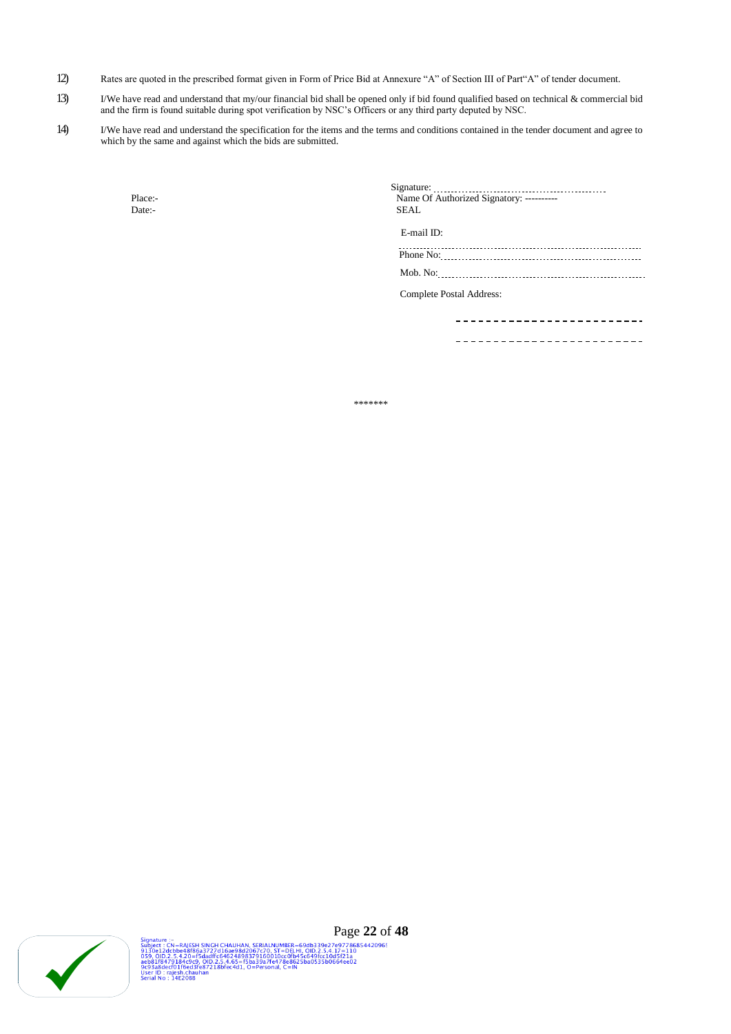12) Rates are quoted in the prescribed format given in Form of Price Bid at Annexure "A" of Section III of Part"A" of tender document.

13) I/We have read and understand that my/our financial bid shall be opened only if bid found qualified based on technical & commercial bid and the firm is found suitable during spot verification by NSC's Officers or any third party deputed by NSC.

14) I/We have read and understand the specification for the items and the terms and conditions contained in the tender document and agree to which by the same and against which the bids are submitted.

Place:-
Date:-

Signature: ..............................................
Name Of Authorized Signatory: ----------
SEAL

E-mail ID:
..............................................

Phone No: ..............................................

Mob. No: ..............................................

Complete Postal Address:

- - - - - - - - - - - - - - - - - - - - - - - -

- - - - - - - - - - - - - - - - - - - - - - - -

\*\*\*\*\*\*\*

Signature :-
Subject : CN=RAJESH SINGH CHAUHAN, SERIALNUMBER=69db339e27e97786854420969130e12dcbbe48f86a3727d16ae98d2067c70, ST=DELHI, OID.2.5.4.17=110059, OID.2.5.4.20=f5dadffc6462489837916001 0cc0fb45c649fcc10d5f21aaeb81f8479184c9c9, OID.2.5.4.65=f5ba39a7fe478e8625ba0535b0664ee029c93a8decf01f6ed3fe87218bfec4d1, O=Personal, C=IN
User ID : rajesh.chauhan
Serial No : 14E2088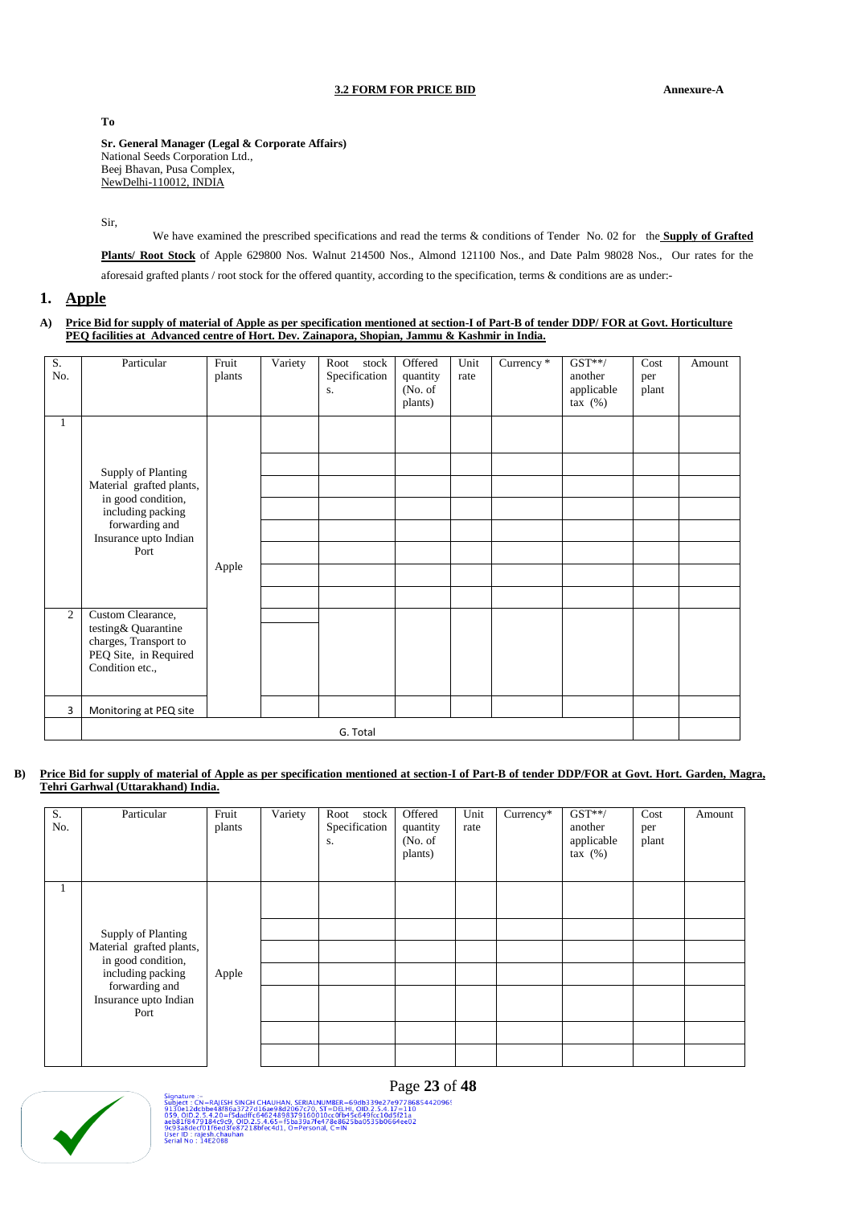**3.2 FORM FOR PRICE BID** **Annexure-A**

**To**

**Sr. General Manager (Legal & Corporate Affairs)**
National Seeds Corporation Ltd.,
Beej Bhavan, Pusa Complex,
NewDelhi-110012, INDIA

Sir,

We have examined the prescribed specifications and read the terms & conditions of Tender No. 02 for the **Supply of Grafted Plants/ Root Stock** of Apple 629800 Nos. Walnut 214500 Nos., Almond 121100 Nos., and Date Palm 98028 Nos., Our rates for the aforesaid grafted plants / root stock for the offered quantity, according to the specification, terms & conditions are as under:-

## 1. Apple

**A) Price Bid for supply of material of Apple as per specification mentioned at section-I of Part-B of tender DDP/ FOR at Govt. Horticulture PEQ facilities at Advanced centre of Hort. Dev. Zainapora, Shopian, Jammu & Kashmir in India.**

| S. No. | Particular | Fruit plants | Variety | Root stock Specifications. | Offered quantity (No. of plants) | Unit rate | Currency * | GST**/ another applicable tax (%) | Cost per plant | Amount |
|---|---|---|---|---|---|---|---|---|---|---|
| 1 | Supply of Planting Material grafted plants, in good condition, including packing forwarding and Insurance upto Indian Port | Apple | | | | | | | | |
| | | | | | | | | | | |
| | | | | | | | | | | |
| | | | | | | | | | | |
| | | | | | | | | | | |
| | | | | | | | | | | |
| | | | | | | | | | | |
| | | | | | | | | | | |
| 2 | Custom Clearance, testing& Quarantine charges, Transport to PEQ Site, in Required Condition etc., | | | | | | | | | |
| 3 | Monitoring at PEQ site | | | | | | | | | |
| | G. Total | | | | | | | | | |

**B) Price Bid for supply of material of Apple as per specification mentioned at section-I of Part-B of tender DDP/FOR at Govt. Hort. Garden, Magra, Tehri Garhwal (Uttarakhand) India.**

| S. No. | Particular | Fruit plants | Variety | Root stock Specifications. | Offered quantity (No. of plants) | Unit rate | Currency* | GST**/ another applicable tax (%) | Cost per plant | Amount |
|---|---|---|---|---|---|---|---|---|---|---|
| 1 | Supply of Planting Material grafted plants, in good condition, including packing forwarding and Insurance upto Indian Port | Apple | | | | | | | | |
| | | | | | | | | | | |
| | | | | | | | | | | |
| | | | | | | | | | | |
| | | | | | | | | | | |
| | | | | | | | | | | |
| | | | | | | | | | | |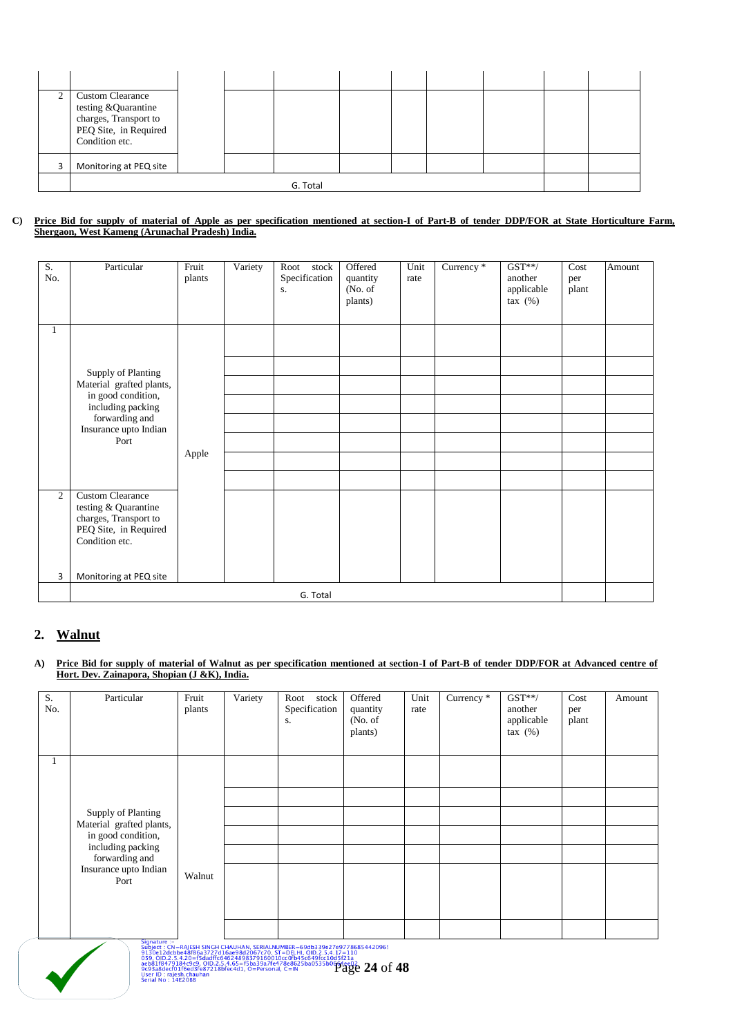|  |  |  |  |  |  |  |  |  |  |  |
|---|---|---|---|---|---|---|---|---|---|---|
|  |  |  |  |  |  |  |  |  |  |  |
| 2 | Custom Clearance testing &Quarantine charges, Transport to PEQ Site, in Required Condition etc. |  |  |  |  |  |  |  |  |  |
| 3 | Monitoring at PEQ site |  |  |  |  |  |  |  |  |  |
|  | G. Total |  |  |  |  |  |  |  |  |  |

**C) Price Bid for supply of material of Apple as per specification mentioned at section-I of Part-B of tender DDP/FOR at State Horticulture Farm, Shergaon, West Kameng (Arunachal Pradesh) India.**

| S. No. | Particular | Fruit plants | Variety | Root stock Specifications. | Offered quantity (No. of plants) | Unit rate | Currency * | GST**/ another applicable tax (%) | Cost per plant | Amount |
|---|---|---|---|---|---|---|---|---|---|---|
| 1 | Supply of Planting Material grafted plants, in good condition, including packing forwarding and Insurance upto Indian Port | Apple |  |  |  |  |  |  |  |  |
|  |  |  |  |  |  |  |  |  |  |  |
|  |  |  |  |  |  |  |  |  |  |  |
|  |  |  |  |  |  |  |  |  |  |  |
|  |  |  |  |  |  |  |  |  |  |  |
|  |  |  |  |  |  |  |  |  |  |  |
|  |  |  |  |  |  |  |  |  |  |  |
|  |  |  |  |  |  |  |  |  |  |  |
| 2 | Custom Clearance testing & Quarantine charges, Transport to PEQ Site, in Required Condition etc. |  |  |  |  |  |  |  |  |  |
| 3 | Monitoring at PEQ site |  |  |  |  |  |  |  |  |  |
|  | G. Total |  |  |  |  |  |  |  |  |  |

## 2. Walnut

**A) Price Bid for supply of material of Walnut as per specification mentioned at section-I of Part-B of tender DDP/FOR at Advanced centre of Hort. Dev. Zainapora, Shopian (J &K), India.**

| S. No. | Particular | Fruit plants | Variety | Root stock Specifications. | Offered quantity (No. of plants) | Unit rate | Currency * | GST**/ another applicable tax (%) | Cost per plant | Amount |
|---|---|---|---|---|---|---|---|---|---|---|
| 1 | Supply of Planting Material grafted plants, in good condition, including packing forwarding and Insurance upto Indian Port | Walnut |  |  |  |  |  |  |  |  |
|  |  |  |  |  |  |  |  |  |  |  |
|  |  |  |  |  |  |  |  |  |  |  |
|  |  |  |  |  |  |  |  |  |  |  |
|  |  |  |  |  |  |  |  |  |  |  |
|  |  |  |  |  |  |  |  |  |  |  |
|  |  |  |  |  |  |  |  |  |  |  |

Signature :-
Subject : CN=RAJESH SINGH CHAUHAN, SERIALNUMBER=69db339e27e97786854420969130e12dcbbe48f86a3727d16ae98d2067c70, ST=DELHI, OID.2.5.4.17=110059, OID.2.5.4.20=f5dadffc6462489837916001 0cc0fb45c849fcc10d5f21aaeb81f8479184c9c9, OID.2.5.4.65=f5ba39a7fe478e8625ba0535b0654ae029c93a8decf01f6ed3fe87218bfec4d1, O=Personal, C=IN
User ID : rajesh.chauhan
Serial No : 14E2088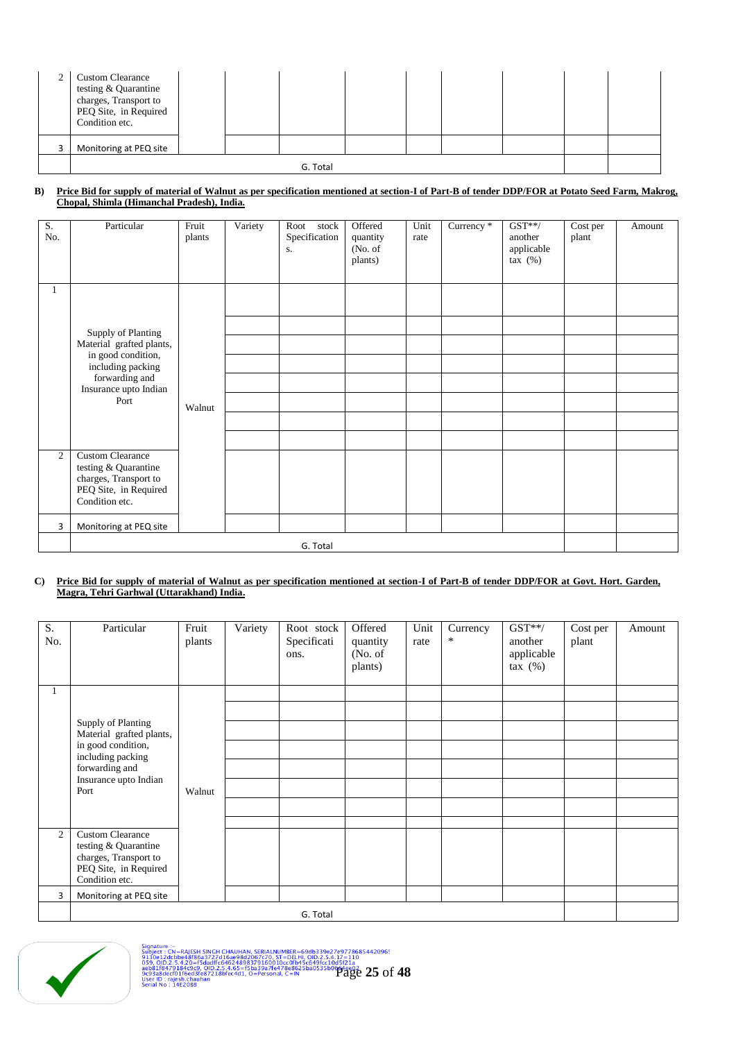| | | | | | | | | | | |
|---|---|---|---|---|---|---|---|---|---|---|
| 2 | Custom Clearance testing & Quarantine charges, Transport to PEQ Site, in Required Condition etc. | | | | | | | | | |
| 3 | Monitoring at PEQ site | | | | | | | | | |
| | G. Total | | | | | | | | | |

**B) Price Bid for supply of material of Walnut as per specification mentioned at section-I of Part-B of tender DDP/FOR at Potato Seed Farm, Makrog, Chopal, Shimla (Himanchal Pradesh), India.**

| S. No. | Particular | Fruit plants | Variety | Root stock Specifications. | Offered quantity (No. of plants) | Unit rate | Currency * | GST**/ another applicable tax (%) | Cost per plant | Amount |
|---|---|---|---|---|---|---|---|---|---|---|
| 1 | Supply of Planting Material grafted plants, in good condition, including packing forwarding and Insurance upto Indian Port | Walnut | | | | | | | | |
| | | | | | | | | | | |
| | | | | | | | | | | |
| | | | | | | | | | | |
| | | | | | | | | | | |
| | | | | | | | | | | |
| | | | | | | | | | | |
| | | | | | | | | | | |
| 2 | Custom Clearance testing & Quarantine charges, Transport to PEQ Site, in Required Condition etc. | | | | | | | | | |
| 3 | Monitoring at PEQ site | | | | | | | | | |
| | G. Total | | | | | | | | | |

**C) Price Bid for supply of material of Walnut as per specification mentioned at section-I of Part-B of tender DDP/FOR at Govt. Hort. Garden, Magra, Tehri Garhwal (Uttarakhand) India.**

| S. No. | Particular | Fruit plants | Variety | Root stock Specifications. | Offered quantity (No. of plants) | Unit rate | Currency * | GST**/ another applicable tax (%) | Cost per plant | Amount |
|---|---|---|---|---|---|---|---|---|---|---|
| 1 | Supply of Planting Material grafted plants, in good condition, including packing forwarding and Insurance upto Indian Port | Walnut | | | | | | | | |
| | | | | | | | | | | |
| | | | | | | | | | | |
| | | | | | | | | | | |
| | | | | | | | | | | |
| | | | | | | | | | | |
| | | | | | | | | | | |
| | | | | | | | | | | |
| 2 | Custom Clearance testing & Quarantine charges, Transport to PEQ Site, in Required Condition etc. | | | | | | | | | |
| 3 | Monitoring at PEQ site | | | | | | | | | |
| | G. Total | | | | | | | | | |

Signature :- Subject : CN=RAJESH SINGH CHAUHAN, SERIALNUMBER=69db339e27e97786854420969130e12dcbbe48f86a3727d16ae98d2067c70, ST=DELHI, OID.2.5.4.17=110059, OID.2.5.4.20=f5dadffc6462489837916001 0cc0fb45c649fcc10d5f21aaeb81f8479184c9c9, OID.2.5.4.65=f5ba39a7fe478e8625ba0535b06e02 9c93a8decf01f6ed3fe87218bfec4d1, O=Personal, C=IN
User ID : rajesh.chauhan
Serial No : 14E2088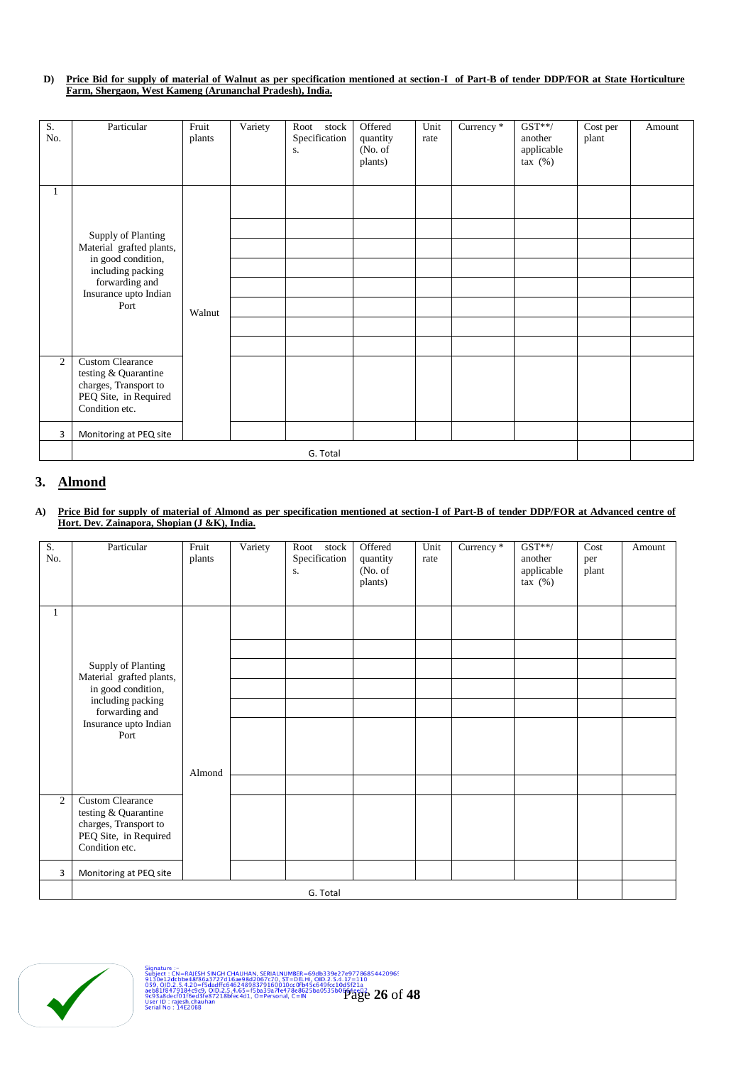**D) Price Bid for supply of material of Walnut as per specification mentioned at section-I of Part-B of tender DDP/FOR at State Horticulture Farm, Shergaon, West Kameng (Arunanchal Pradesh), India.**

| S. No. | Particular | Fruit plants | Variety | Root stock Specifications. | Offered quantity (No. of plants) | Unit rate | Currency * | GST**/ another applicable tax (%) | Cost per plant | Amount |
|---|---|---|---|---|---|---|---|---|---|---|
| 1 | Supply of Planting Material grafted plants, in good condition, including packing forwarding and Insurance upto Indian Port | Walnut | | | | | | | | |
| | | | | | | | | | | |
| | | | | | | | | | | |
| | | | | | | | | | | |
| | | | | | | | | | | |
| | | | | | | | | | | |
| | | | | | | | | | | |
| | | | | | | | | | | |
| 2 | Custom Clearance testing & Quarantine charges, Transport to PEQ Site, in Required Condition etc. | | | | | | | | | |
| 3 | Monitoring at PEQ site | | | | | | | | | |
| | G. Total | | | | | | | | | |

## 3. Almond

**A) Price Bid for supply of material of Almond as per specification mentioned at section-I of Part-B of tender DDP/FOR at Advanced centre of Hort. Dev. Zainapora, Shopian (J &K), India.**

| S. No. | Particular | Fruit plants | Variety | Root stock Specifications. | Offered quantity (No. of plants) | Unit rate | Currency * | GST**/ another applicable tax (%) | Cost per plant | Amount |
|---|---|---|---|---|---|---|---|---|---|---|
| 1 | Supply of Planting Material grafted plants, in good condition, including packing forwarding and Insurance upto Indian Port | Almond | | | | | | | | |
| | | | | | | | | | | |
| | | | | | | | | | | |
| | | | | | | | | | | |
| | | | | | | | | | | |
| | | | | | | | | | | |
| | | | | | | | | | | |
| 2 | Custom Clearance testing & Quarantine charges, Transport to PEQ Site, in Required Condition etc. | | | | | | | | | |
| 3 | Monitoring at PEQ site | | | | | | | | | |
| | G. Total | | | | | | | | | |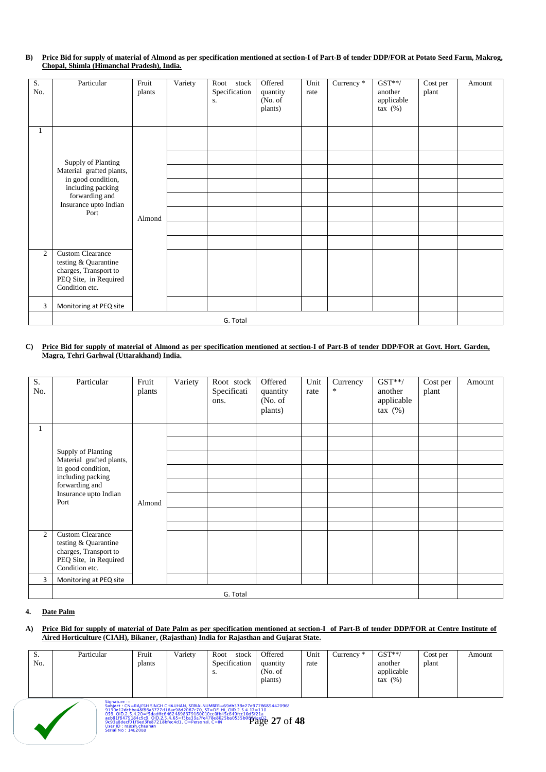**B) Price Bid for supply of material of Almond as per specification mentioned at section-I of Part-B of tender DDP/FOR at Potato Seed Farm, Makrog, Chopal, Shimla (Himanchal Pradesh), India.**

| S. No. | Particular | Fruit plants | Variety | Root stock Specifications. | Offered quantity (No. of plants) | Unit rate | Currency * | GST**/ another applicable tax (%) | Cost per plant | Amount |
|---|---|---|---|---|---|---|---|---|---|---|
| 1 | Supply of Planting Material grafted plants, in good condition, including packing forwarding and Insurance upto Indian Port | Almond | | | | | | | | |
| | | | | | | | | | | |
| | | | | | | | | | | |
| | | | | | | | | | | |
| | | | | | | | | | | |
| | | | | | | | | | | |
| | | | | | | | | | | |
| | | | | | | | | | | |
| 2 | Custom Clearance testing & Quarantine charges, Transport to PEQ Site, in Required Condition etc. | | | | | | | | | |
| 3 | Monitoring at PEQ site | | | | | | | | | |
| | G. Total | | | | | | | | | |

**C) Price Bid for supply of material of Almond as per specification mentioned at section-I of Part-B of tender DDP/FOR at Govt. Hort. Garden, Magra, Tehri Garhwal (Uttarakhand) India.**

| S. No. | Particular | Fruit plants | Variety | Root stock Specifications. | Offered quantity (No. of plants) | Unit rate | Currency * | GST**/ another applicable tax (%) | Cost per plant | Amount |
|---|---|---|---|---|---|---|---|---|---|---|
| 1 | Supply of Planting Material grafted plants, in good condition, including packing forwarding and Insurance upto Indian Port | Almond | | | | | | | | |
| | | | | | | | | | | |
| | | | | | | | | | | |
| | | | | | | | | | | |
| | | | | | | | | | | |
| | | | | | | | | | | |
| | | | | | | | | | | |
| | | | | | | | | | | |
| 2 | Custom Clearance testing & Quarantine charges, Transport to PEQ Site, in Required Condition etc. | | | | | | | | | |
| 3 | Monitoring at PEQ site | | | | | | | | | |
| | G. Total | | | | | | | | | |

**4. Date Palm**

**A) Price Bid for supply of material of Date Palm as per specification mentioned at section-I of Part-B of tender DDP/FOR at Centre Institute of Aired Horticulture (CIAH), Bikaner, (Rajasthan) India for Rajasthan and Gujarat State.**

| S. No. | Particular | Fruit plants | Variety | Root stock Specifications. | Offered quantity (No. of plants) | Unit rate | Currency * | GST**/ another applicable tax (%) | Cost per plant | Amount |
|---|---|---|---|---|---|---|---|---|---|---|

Signature :-
Subject : CN=RAJESH SINGH CHAUHAN, SERIALNUMBER=69db339e27e97786854420969130e12dcbbe48f86a3727d16ae98d2067c70, ST=DELHI, OID.2.5.4.17=110059, OID.2.5.4.20=f5dadffc646248983791600 10cc0fb45c849fcc10d5f21aaeb81f8479184c9c9, OID.2.5.4.65=f5ba39a7fe478e8625ba0535b0654ee029c93a8decf01f6ed3fe87218bfec4d1, O=Personal, C=IN
User ID : rajesh.chauhan
Serial No : 14E2088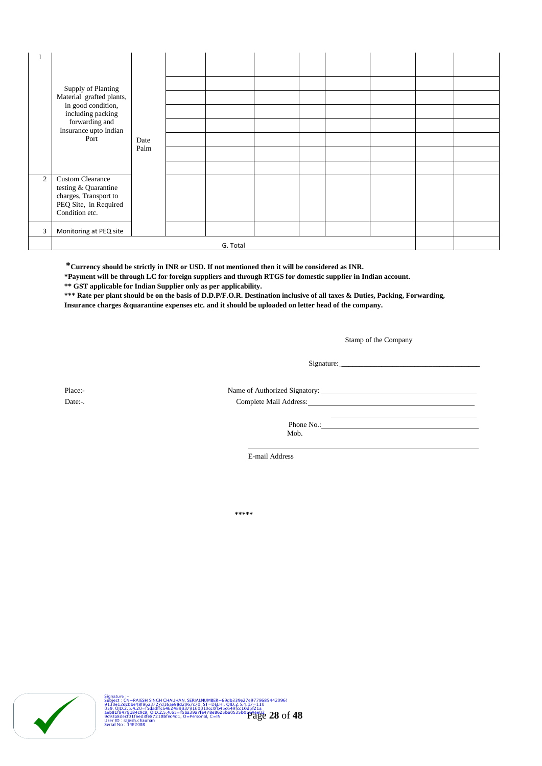| 1 | Supply of Planting Material grafted plants, in good condition, including packing forwarding and Insurance upto Indian Port | Date Palm | | | | | | | | |
|---|---|---|---|---|---|---|---|---|---|---|
| | | | | | | | | | | |
| | | | | | | | | | | |
| | | | | | | | | | | |
| | | | | | | | | | | |
| | | | | | | | | | | |
| | | | | | | | | | | |
| | | | | | | | | | | |
| 2 | Custom Clearance testing & Quarantine charges, Transport to PEQ Site, in Required Condition etc. | | | | | | | | | |
| 3 | Monitoring at PEQ site | | | | | | | | | |
| | G. Total | | | | | | | | | |

**\*Currency should be strictly in INR or USD. If not mentioned then it will be considered as INR.**

**\*Payment will be through LC for foreign suppliers and through RTGS for domestic supplier in Indian account.**

**\*\* GST applicable for Indian Supplier only as per applicability.**

**\*\*\* Rate per plant should be on the basis of D.D.P/F.O.R. Destination inclusive of all taxes & Duties, Packing, Forwarding, Insurance charges &quarantine expenses etc. and it should be uploaded on letter head of the company.**

Stamp of the Company

Signature: ____________________

Place:-

Date:-.

Name of Authorized Signatory: ____________________

Complete Mail Address: ____________________

____________________

Phone No.: ____________________

Mob.

____________________

E-mail Address

\*\*\*\*\*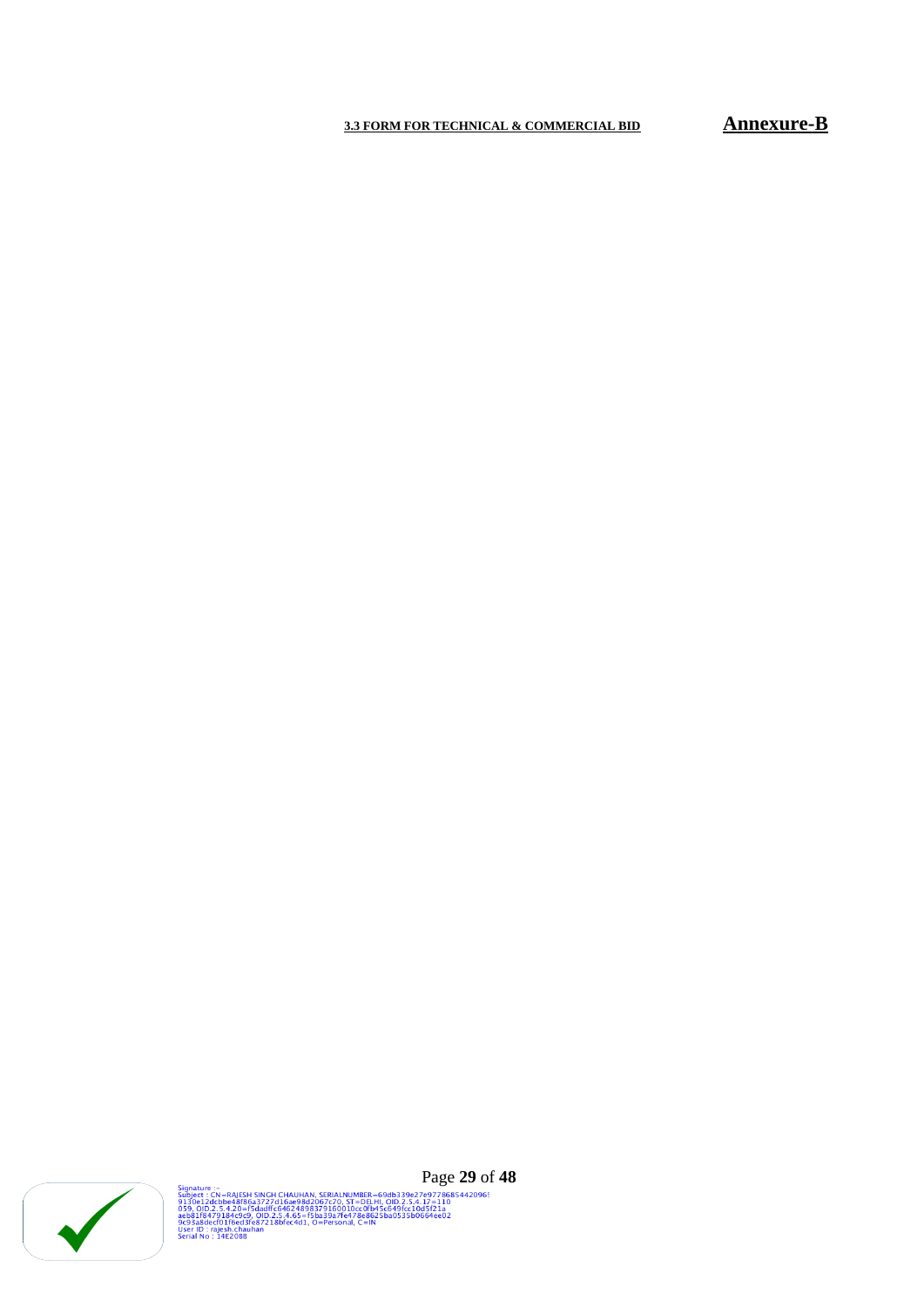**3.3 FORM FOR TECHNICAL & COMMERCIAL BID** **Annexure-B**

Signature :-
Subject : CN=RAJESH SINGH CHAUHAN, SERIALNUMBER=69db339e27e9778685442096
9130e12dcbbe48f86a3727d16ae98d2067c70, ST=DELHI, OID.2.5.4.17=110
059, OID.2.5.4.20=f5dadffc6462489837916001 0cc0fb45c849fcc10d5f21a
aeb81f8479184c9c9, OID.2.5.4.65=f5ba39a7fe478e8625ba0535b0664ee02
9c93a8decf01f6ed3fe87218bfec4d1, O=Personal, C=IN
User ID : rajesh.chauhan
Serial No : 14E2088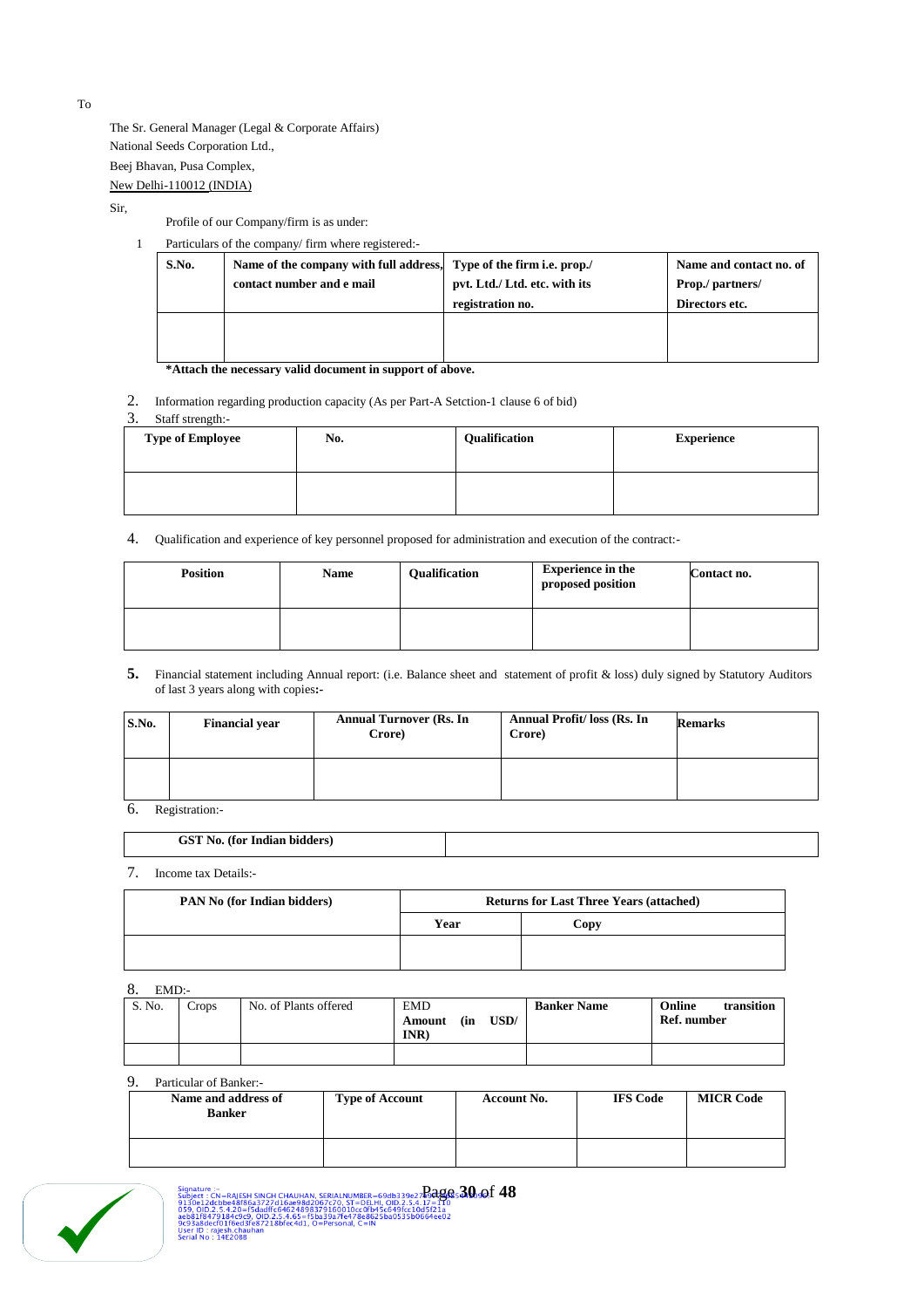To

The Sr. General Manager (Legal & Corporate Affairs)
National Seeds Corporation Ltd.,
Beej Bhavan, Pusa Complex,
New Delhi-110012 (INDIA)

Sir,

Profile of our Company/firm is as under:

1 Particulars of the company/ firm where registered:-

| S.No. | Name of the company with full address, contact number and e mail | Type of the firm i.e. prop./ pvt. Ltd./ Ltd. etc. with its registration no. | Name and contact no. of Prop./ partners/ Directors etc. |
|---|---|---|---|
| | | | |

**\*Attach the necessary valid document in support of above.**

2. Information regarding production capacity (As per Part-A Setction-1 clause 6 of bid)

3. Staff strength:-

| Type of Employee | No. | Qualification | Experience |
|---|---|---|---|
| | | | |

4. Qualification and experience of key personnel proposed for administration and execution of the contract:-

| Position | Name | Qualification | Experience in the proposed position | Contact no. |
|---|---|---|---|---|
| | | | | |

5. Financial statement including Annual report: (i.e. Balance sheet and statement of profit & loss) duly signed by Statutory Auditors of last 3 years along with copies**:-**

| S.No. | Financial year | Annual Turnover (Rs. In Crore) | Annual Profit/ loss (Rs. In Crore) | Remarks |
|---|---|---|---|---|
| | | | | |

6. Registration:-

| GST No. (for Indian bidders) | |
|---|---|

7. Income tax Details:-

| PAN No (for Indian bidders) | Returns for Last Three Years (attached) | |
|---|---|---|
| | Year | Copy |
| | | |

8. EMD:-

| S. No. | Crops | No. of Plants offered | EMD Amount (in USD/ INR) | Banker Name | Online transition Ref. number |
|---|---|---|---|---|---|
| | | | | | |

9. Particular of Banker:-

| Name and address of Banker | Type of Account | Account No. | IFS Code | MICR Code |
|---|---|---|---|---|
| | | | | |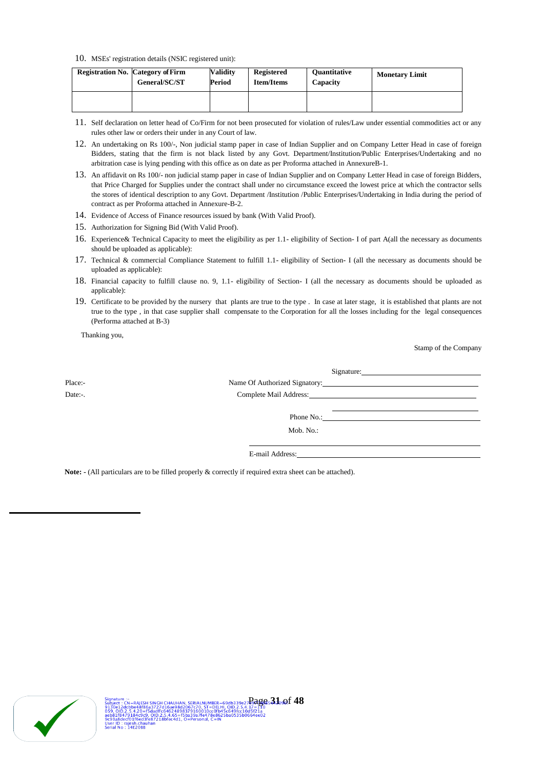10. MSEs' registration details (NSIC registered unit):

| Registration No. | Category of Firm General/SC/ST | Validity Period | Registered Item/Items | Quantitative Capacity | Monetary Limit |
|---|---|---|---|---|---|
| | | | | | |

11. Self declaration on letter head of Co/Firm for not been prosecuted for violation of rules/Law under essential commodities act or any rules other law or orders their under in any Court of law.
12. An undertaking on Rs 100/-, Non judicial stamp paper in case of Indian Supplier and on Company Letter Head in case of foreign Bidders, stating that the firm is not black listed by any Govt. Department/Institution/Public Enterprises/Undertaking and no arbitration case is lying pending with this office as on date as per Proforma attached in AnnexureB-1.
13. An affidavit on Rs 100/- non judicial stamp paper in case of Indian Supplier and on Company Letter Head in case of foreign Bidders, that Price Charged for Supplies under the contract shall under no circumstance exceed the lowest price at which the contractor sells the stores of identical description to any Govt. Department /Institution /Public Enterprises/Undertaking in India during the period of contract as per Proforma attached in Annexure-B-2.
14. Evidence of Access of Finance resources issued by bank (With Valid Proof).
15. Authorization for Signing Bid (With Valid Proof).
16. Experience& Technical Capacity to meet the eligibility as per 1.1- eligibility of Section- I of part A(all the necessary as documents should be uploaded as applicable):
17. Technical & commercial Compliance Statement to fulfill 1.1- eligibility of Section- I (all the necessary as documents should be uploaded as applicable):
18. Financial capacity to fulfill clause no. 9, 1.1- eligibility of Section- I (all the necessary as documents should be uploaded as applicable):
19. Certificate to be provided by the nursery that plants are true to the type . In case at later stage, it is established that plants are not true to the type , in that case supplier shall compensate to the Corporation for all the losses including for the legal consequences (Performa attached at B-3)

Thanking you,

Stamp of the Company

Signature: ____________________

Place:- Name Of Authorized Signatory: ____________________

Date:-. Complete Mail Address: ____________________

____________________

Phone No.: ____________________

Mob. No.:

____________________

E-mail Address: ____________________

**Note:** - (All particulars are to be filled properly & correctly if required extra sheet can be attached).

Signature :-
Subject : CN=RAJESH SINGH CHAUHAN, SERIALNUMBER=69db339e27e9... 9130e12dcbbe48f86a3727d16ae98d2067c70, ST=DELHI, OID.2.5.4.17=110 059, OID.2.5.4.20=f5dadffc6462489837916001 0cc0fb45c849fcc10d5f21a aeb81f8479184c9c9, OID.2.5.4.65=f5ba39a7fe478e8625ba0535b0664ee02 9c93a8decf01f6ed3fe87218bfec4d1, O=Personal, C=IN
User ID : rajesh.chauhan
Serial No : 14E2088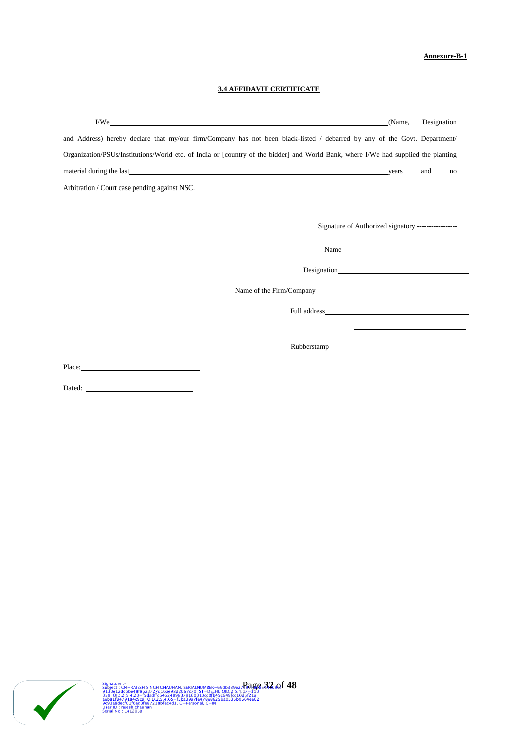**Annexure-B-1**

**3.4 AFFIDAVIT CERTIFICATE**

I/We\_\_\_\_\_\_\_\_\_\_\_\_\_\_\_\_\_\_\_\_\_\_\_\_\_\_\_\_\_\_\_\_\_\_\_\_\_\_\_\_\_\_\_\_\_\_\_\_\_\_\_\_\_\_\_\_\_\_\_\_(Name, Designation and Address) hereby declare that my/our firm/Company has not been black-listed / debarred by any of the Govt. Department/ Organization/PSUs/Institutions/World etc. of India or [country of the bidder] and World Bank, where I/We had supplied the planting material during the last\_\_\_\_\_\_\_\_\_\_\_\_\_\_\_\_\_\_\_\_\_\_\_\_\_\_\_\_\_\_\_\_\_\_\_\_\_\_\_\_\_\_\_\_\_\_\_\_\_\_\_\_\_\_\_\_\_\_\_\_years and no Arbitration / Court case pending against NSC.

Signature of Authorized signatory -----------------

Name\_\_\_\_\_\_\_\_\_\_\_\_\_\_\_\_\_\_\_\_\_\_\_\_\_\_\_\_\_\_\_\_

Designation\_\_\_\_\_\_\_\_\_\_\_\_\_\_\_\_\_\_\_\_\_\_\_\_\_\_\_\_\_\_\_\_

Name of the Firm/Company\_\_\_\_\_\_\_\_\_\_\_\_\_\_\_\_\_\_\_\_\_\_\_\_\_\_\_\_\_\_\_\_

Full address\_\_\_\_\_\_\_\_\_\_\_\_\_\_\_\_\_\_\_\_\_\_\_\_\_\_\_\_\_\_\_\_

\_\_\_\_\_\_\_\_\_\_\_\_\_\_\_\_\_\_\_\_\_\_\_\_\_\_\_\_\_\_\_\_

Rubberstamp\_\_\_\_\_\_\_\_\_\_\_\_\_\_\_\_\_\_\_\_\_\_\_\_\_\_\_\_\_\_\_\_

Place:\_\_\_\_\_\_\_\_\_\_\_\_\_\_\_\_\_\_\_\_\_\_\_\_\_\_\_\_\_\_\_\_

Dated: \_\_\_\_\_\_\_\_\_\_\_\_\_\_\_\_\_\_\_\_\_\_\_\_\_\_\_\_\_\_\_\_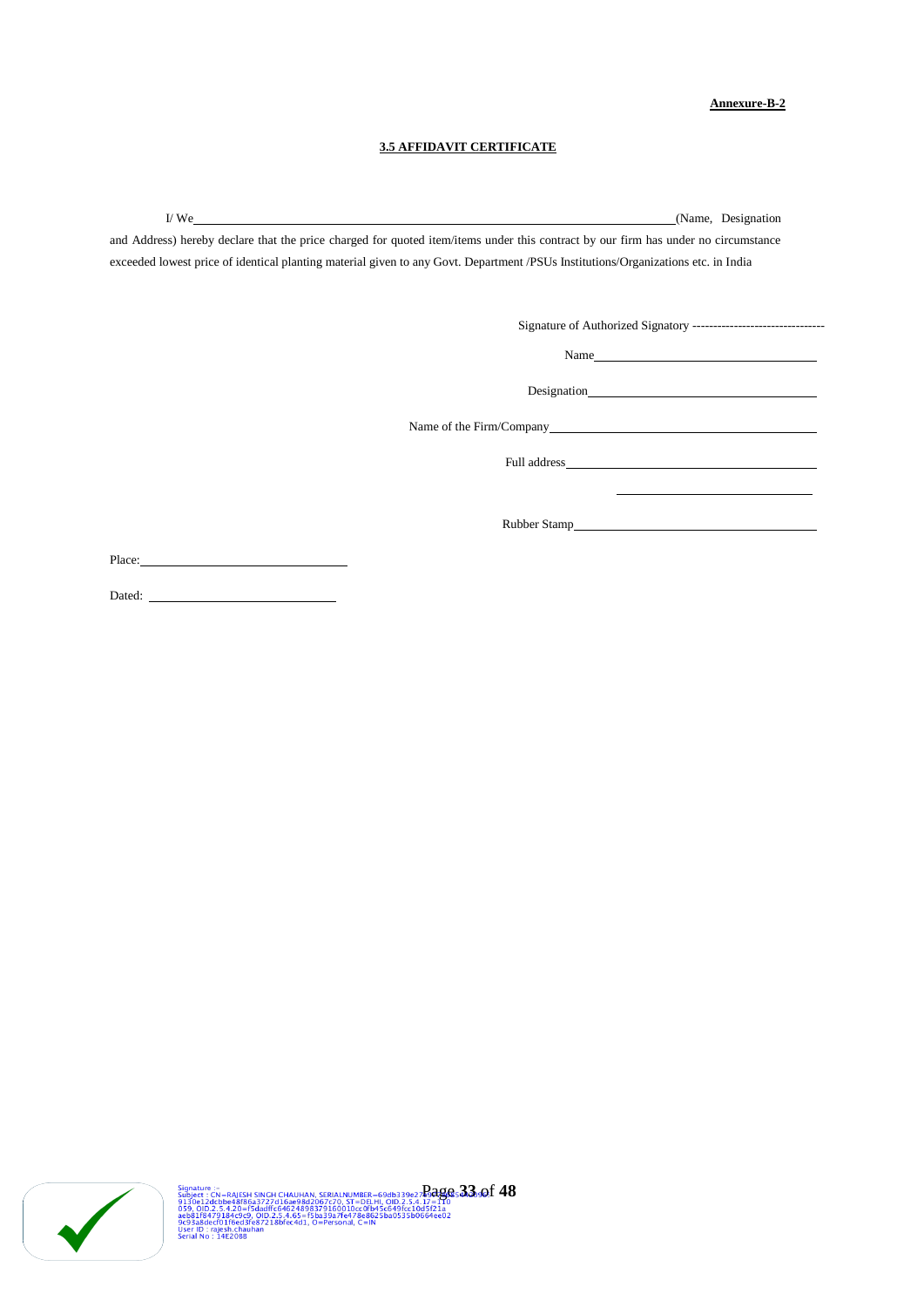**Annexure-B-2**

**3.5 AFFIDAVIT CERTIFICATE**

I/ We_______________________________________________(Name, Designation and Address) hereby declare that the price charged for quoted item/items under this contract by our firm has under no circumstance exceeded lowest price of identical planting material given to any Govt. Department /PSUs Institutions/Organizations etc. in India

Signature of Authorized Signatory --------------------------------

Name____________________________

Designation____________________________

Name of the Firm/Company____________________________

Full address____________________________

____________________________

Rubber Stamp____________________________

Place:____________________________

Dated: ____________________________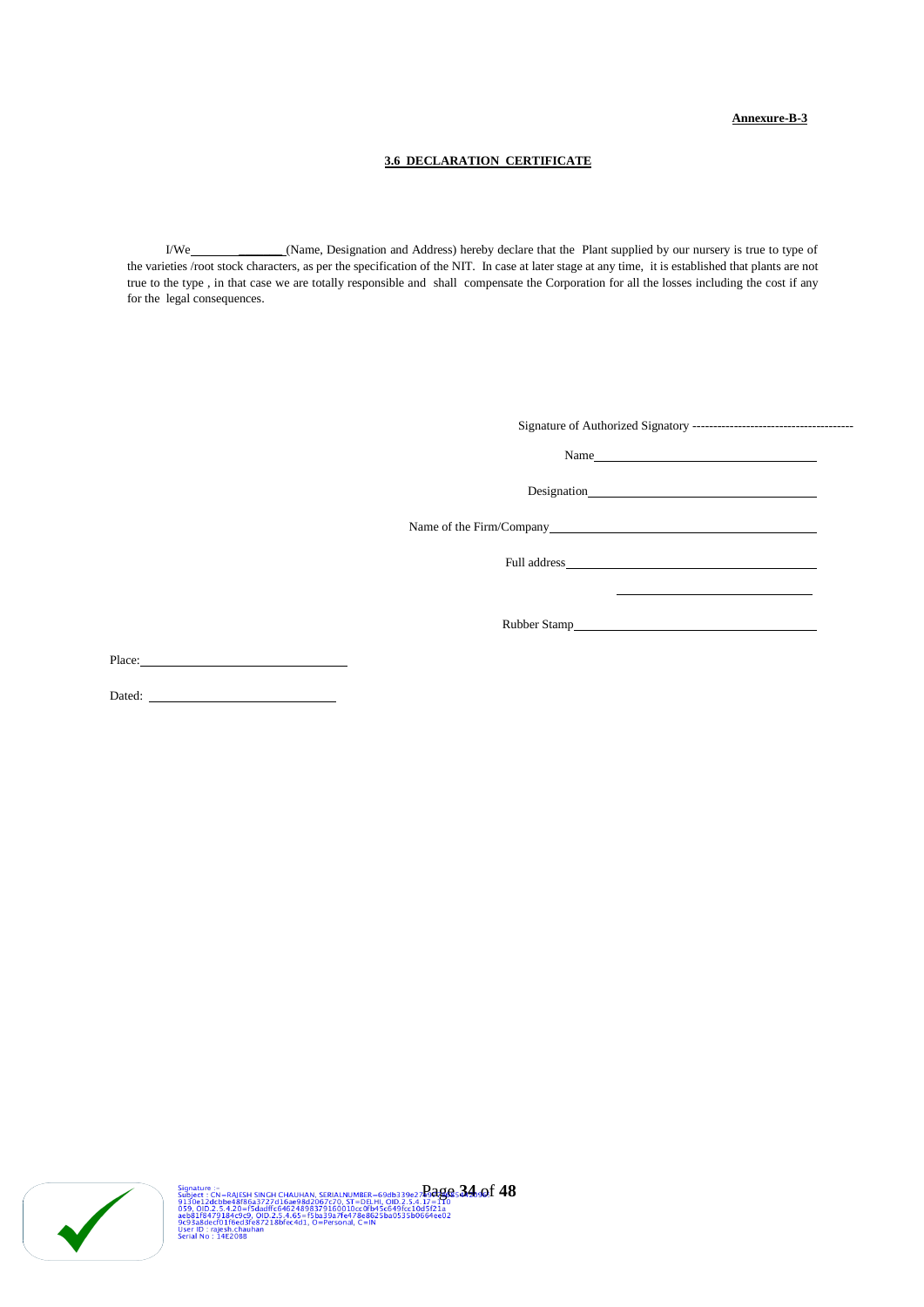**Annexure-B-3**

## 3.6 DECLARATION CERTIFICATE

I/We________________(Name, Designation and Address) hereby declare that the Plant supplied by our nursery is true to type of the varieties /root stock characters, as per the specification of the NIT. In case at later stage at any time, it is established that plants are not true to the type , in that case we are totally responsible and shall compensate the Corporation for all the losses including the cost if any for the legal consequences.

Signature of Authorized Signatory ---------------------------------------

Name____________________________________

Designation______________________________

Name of the Firm/Company____________________________

Full address______________________________

______________________________

Rubber Stamp______________________________

Place:______________________________

Dated: ______________________________

Signature :-
Subject : CN=RAJESH SINGH CHAUHAN, SERIALNUMBER=69db339e27a9dd8d5a2b0901 9130e12dcbbe48f86a3727d16ae98d2067c70, ST=DELHI, OID.2.5.4.17=110 059, OID.2.5.4.20=f5dadffc6462489837916001 0cc0fb45c849fcc10d5f21a aeb81f8479184c9c9, OID.2.5.4.65=f5ba39a7fe478e8625ba0535b0664ee02 9c93a8decf01f6ed3fe87218bfec4d1, O=Personal, C=IN
User ID : rajesh.chauhan
Serial No : 14E2088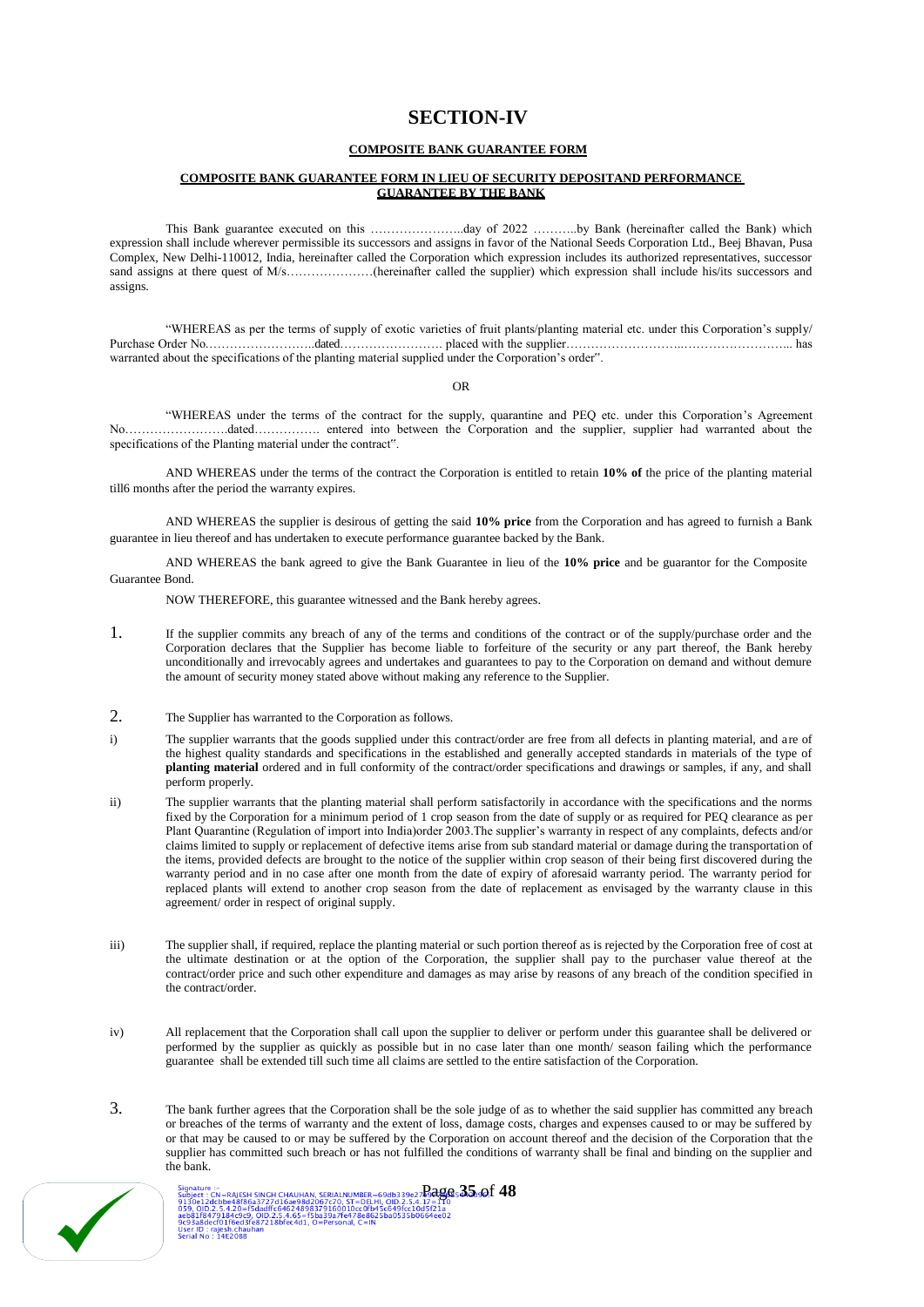# SECTION-IV

## COMPOSITE BANK GUARANTEE FORM

### COMPOSITE BANK GUARANTEE FORM IN LIEU OF SECURITY DEPOSITAND PERFORMANCE GUARANTEE BY THE BANK

This Bank guarantee executed on this …………………..day of 2022 ………..by Bank (hereinafter called the Bank) which expression shall include wherever permissible its successors and assigns in favor of the National Seeds Corporation Ltd., Beej Bhavan, Pusa Complex, New Delhi-110012, India, hereinafter called the Corporation which expression includes its authorized representatives, successor sand assigns at there quest of M/s…………………(hereinafter called the supplier) which expression shall include his/its successors and assigns.

"WHEREAS as per the terms of supply of exotic varieties of fruit plants/planting material etc. under this Corporation's supply/ Purchase Order No……………………..dated……………………. placed with the supplier……………………..…………………….. has warranted about the specifications of the planting material supplied under the Corporation's order".

OR

"WHEREAS under the terms of the contract for the supply, quarantine and PEQ etc. under this Corporation's Agreement No…………………….dated……………. entered into between the Corporation and the supplier, supplier had warranted about the specifications of the Planting material under the contract".

AND WHEREAS under the terms of the contract the Corporation is entitled to retain **10% of** the price of the planting material till6 months after the period the warranty expires.

AND WHEREAS the supplier is desirous of getting the said **10% price** from the Corporation and has agreed to furnish a Bank guarantee in lieu thereof and has undertaken to execute performance guarantee backed by the Bank.

AND WHEREAS the bank agreed to give the Bank Guarantee in lieu of the **10% price** and be guarantor for the Composite Guarantee Bond.

NOW THEREFORE, this guarantee witnessed and the Bank hereby agrees.

1. If the supplier commits any breach of any of the terms and conditions of the contract or of the supply/purchase order and the Corporation declares that the Supplier has become liable to forfeiture of the security or any part thereof, the Bank hereby unconditionally and irrevocably agrees and undertakes and guarantees to pay to the Corporation on demand and without demure the amount of security money stated above without making any reference to the Supplier.

2. The Supplier has warranted to the Corporation as follows.

i) The supplier warrants that the goods supplied under this contract/order are free from all defects in planting material, and are of the highest quality standards and specifications in the established and generally accepted standards in materials of the type of **planting material** ordered and in full conformity of the contract/order specifications and drawings or samples, if any, and shall perform properly.

ii) The supplier warrants that the planting material shall perform satisfactorily in accordance with the specifications and the norms fixed by the Corporation for a minimum period of 1 crop season from the date of supply or as required for PEQ clearance as per Plant Quarantine (Regulation of import into India)order 2003.The supplier's warranty in respect of any complaints, defects and/or claims limited to supply or replacement of defective items arise from sub standard material or damage during the transportation of the items, provided defects are brought to the notice of the supplier within crop season of their being first discovered during the warranty period and in no case after one month from the date of expiry of aforesaid warranty period. The warranty period for replaced plants will extend to another crop season from the date of replacement as envisaged by the warranty clause in this agreement/ order in respect of original supply.

iii) The supplier shall, if required, replace the planting material or such portion thereof as is rejected by the Corporation free of cost at the ultimate destination or at the option of the Corporation, the supplier shall pay to the purchaser value thereof at the contract/order price and such other expenditure and damages as may arise by reasons of any breach of the condition specified in the contract/order.

iv) All replacement that the Corporation shall call upon the supplier to deliver or perform under this guarantee shall be delivered or performed by the supplier as quickly as possible but in no case later than one month/ season failing which the performance guarantee shall be extended till such time all claims are settled to the entire satisfaction of the Corporation.

3. The bank further agrees that the Corporation shall be the sole judge of as to whether the said supplier has committed any breach or breaches of the terms of warranty and the extent of loss, damage costs, charges and expenses caused to or may be suffered by or that may be caused to or may be suffered by the Corporation on account thereof and the decision of the Corporation that the supplier has committed such breach or has not fulfilled the conditions of warranty shall be final and binding on the supplier and the bank.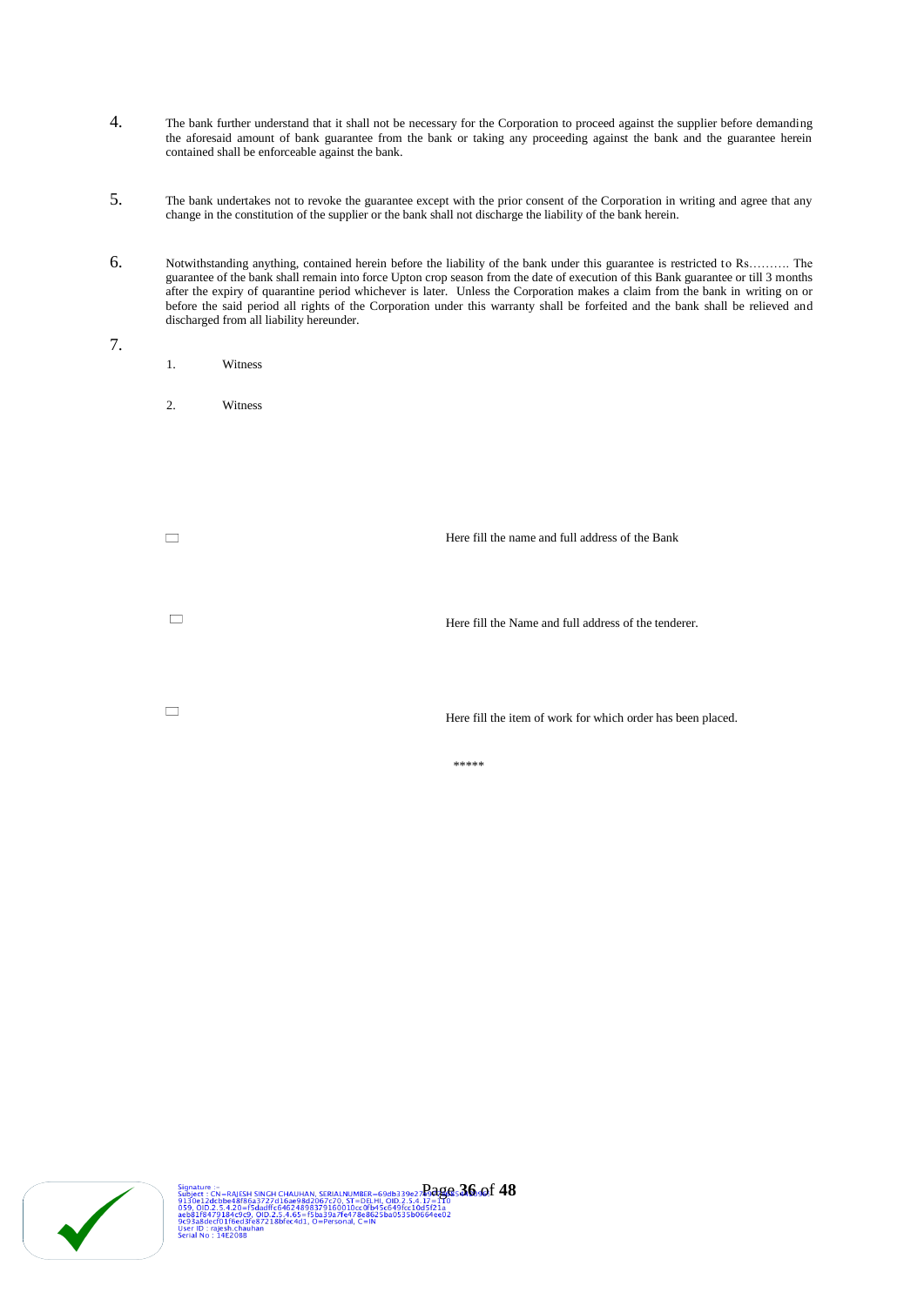4. The bank further understand that it shall not be necessary for the Corporation to proceed against the supplier before demanding the aforesaid amount of bank guarantee from the bank or taking any proceeding against the bank and the guarantee herein contained shall be enforceable against the bank.

5. The bank undertakes not to revoke the guarantee except with the prior consent of the Corporation in writing and agree that any change in the constitution of the supplier or the bank shall not discharge the liability of the bank herein.

6. Notwithstanding anything, contained herein before the liability of the bank under this guarantee is restricted to Rs………. The guarantee of the bank shall remain into force Upton crop season from the date of execution of this Bank guarantee or till 3 months after the expiry of quarantine period whichever is later. Unless the Corporation makes a claim from the bank in writing on or before the said period all rights of the Corporation under this warranty shall be forfeited and the bank shall be relieved and discharged from all liability hereunder.

7.

1. Witness

2. Witness

☐ Here fill the name and full address of the Bank

☐ Here fill the Name and full address of the tenderer.

☐ Here fill the item of work for which order has been placed.

*****

Signature :-
Subject : CN=RAJESH SINGH CHAUHAN, SERIALNUMBER=69db339e27...
9130e12dcbbe48f86a3727d16ae98d2067c70, ST=DELHI, OID.2.5.4.17=110
059, OID.2.5.4.20=f5dadffc6462489837916001 0cc0fb45c649fcc10d5f21a
aeb81f8479184c9c9, OID.2.5.4.65=f5ba39a7fe478e8625ba0535b0664ee02
9c93a8decf01f6ed3fe87218bfec4d1, O=Personal, C=IN
User ID : rajesh.chauhan
Serial No : 14E2088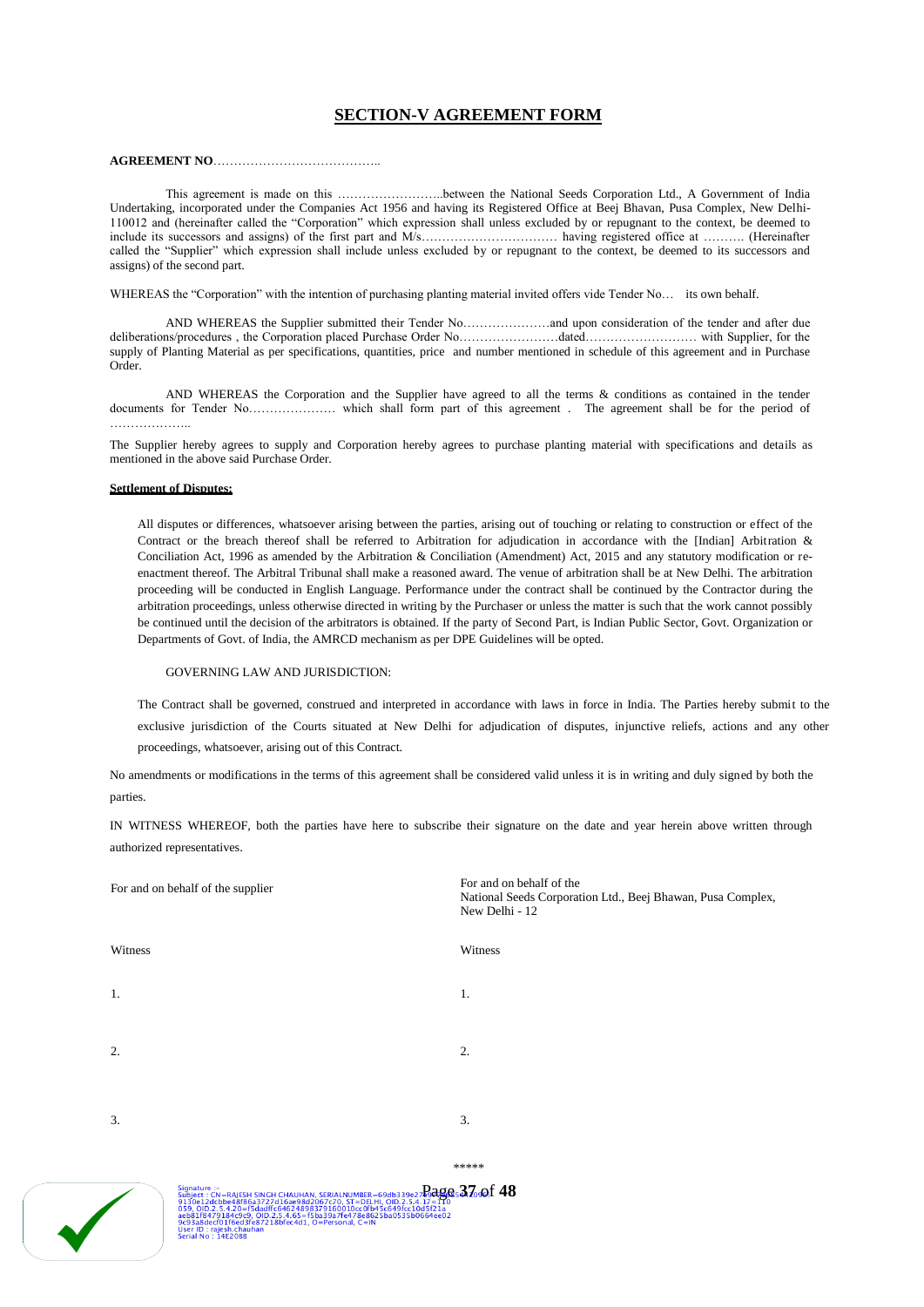## SECTION-V AGREEMENT FORM

**AGREEMENT NO**…………………………………..

This agreement is made on this ……………………..between the National Seeds Corporation Ltd., A Government of India Undertaking, incorporated under the Companies Act 1956 and having its Registered Office at Beej Bhavan, Pusa Complex, New Delhi-110012 and (hereinafter called the "Corporation" which expression shall unless excluded by or repugnant to the context, be deemed to include its successors and assigns) of the first part and M/s…………………………… having registered office at ………. (Hereinafter called the "Supplier" which expression shall include unless excluded by or repugnant to the context, be deemed to its successors and assigns) of the second part.

WHEREAS the "Corporation" with the intention of purchasing planting material invited offers vide Tender No… its own behalf.

AND WHEREAS the Supplier submitted their Tender No…………………and upon consideration of the tender and after due deliberations/procedures , the Corporation placed Purchase Order No……………………dated……………………… with Supplier, for the supply of Planting Material as per specifications, quantities, price and number mentioned in schedule of this agreement and in Purchase Order.

AND WHEREAS the Corporation and the Supplier have agreed to all the terms & conditions as contained in the tender documents for Tender No………………… which shall form part of this agreement . The agreement shall be for the period of ………………..

The Supplier hereby agrees to supply and Corporation hereby agrees to purchase planting material with specifications and details as mentioned in the above said Purchase Order.

**Settlement of Disputes:**

All disputes or differences, whatsoever arising between the parties, arising out of touching or relating to construction or effect of the Contract or the breach thereof shall be referred to Arbitration for adjudication in accordance with the [Indian] Arbitration & Conciliation Act, 1996 as amended by the Arbitration & Conciliation (Amendment) Act, 2015 and any statutory modification or re-enactment thereof. The Arbitral Tribunal shall make a reasoned award. The venue of arbitration shall be at New Delhi. The arbitration proceeding will be conducted in English Language. Performance under the contract shall be continued by the Contractor during the arbitration proceedings, unless otherwise directed in writing by the Purchaser or unless the matter is such that the work cannot possibly be continued until the decision of the arbitrators is obtained. If the party of Second Part, is Indian Public Sector, Govt. Organization or Departments of Govt. of India, the AMRCD mechanism as per DPE Guidelines will be opted.

GOVERNING LAW AND JURISDICTION:

The Contract shall be governed, construed and interpreted in accordance with laws in force in India. The Parties hereby submit to the exclusive jurisdiction of the Courts situated at New Delhi for adjudication of disputes, injunctive reliefs, actions and any other proceedings, whatsoever, arising out of this Contract.

No amendments or modifications in the terms of this agreement shall be considered valid unless it is in writing and duly signed by both the parties.

IN WITNESS WHEREOF, both the parties have here to subscribe their signature on the date and year herein above written through authorized representatives.

| For and on behalf of the supplier | For and on behalf of the National Seeds Corporation Ltd., Beej Bhawan, Pusa Complex, New Delhi - 12 |
|---|---|
| Witness | Witness |
| 1. | 1. |
| 2. | 2. |
| 3. | 3. |

*****

Signature :-
Subject : CN=RAJESH SINGH CHAUHAN, SERIALNUMBER=69db339e27e9...
9130e12dcbbe48f86a3727d16ae98d2067c70, ST=DELHI, OID.2.5.4.17=110
059, OID.2.5.4.20=f5dadffc6462489837916001 0cc0fb45c849fcc10d5f21a
aeb81f8479184c9c9, OID.2.5.4.65=f5ba39a7fe478e8625ba0535b0664ee02
9c93a8decf01f6ed3fe87218bfec4d1, O=Personal, C=IN
User ID : rajesh.chauhan
Serial No : 14E2088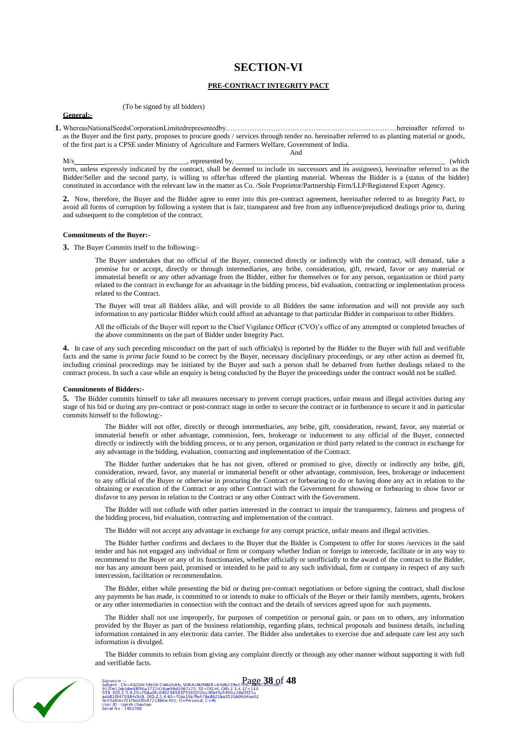# SECTION-VI

## PRE-CONTRACT INTEGRITY PACT

(To be signed by all bidders)

**General:-**

**1.** WhereasNationalSeedsCorporationLimitedrepresentedby………………………………………………………………hereinafter referred to as the Buyer and the first party, proposes to procure goods / services through tender no. hereinafter referred to as planting material or goods, of the first part is a CPSE under Ministry of Agriculture and Farmers Welfare, Government of India.

And

M/s\_\_\_\_\_\_\_\_\_\_\_\_\_\_\_\_\_\_\_\_\_\_\_\_\_\_\_\_\_\_, represented by, \_\_\_\_\_\_\_\_\_\_\_\_\_\_\_\_\_\_\_\_\_\_\_\_, \_\_\_\_\_\_\_\_\_\_\_\_\_\_\_\_\_\_\_\_\_\_ (which term, unless expressly indicated by the contract, shall be deemed to include its successors and its assignees), hereinafter referred to as the Bidder/Seller and the second party, is willing to offer/has offered the planting material. Whereas the Bidder is a (status of the bidder) constituted in accordance with the relevant law in the matter as Co. /Sole Proprietor/Partnership Firm/LLP/Registered Export Agency.

**2.** Now, therefore, the Buyer and the Bidder agree to enter into this pre-contract agreement, hereinafter referred to as Integrity Pact, to avoid all forms of corruption by following a system that is fair, transparent and free from any influence/prejudiced dealings prior to, during and subsequent to the completion of the contract.

**Commitments of the Buyer:-**

**3.** The Buyer Commits itself to the following:-

The Buyer undertakes that no official of the Buyer, connected directly or indirectly with the contract, will demand, take a promise for or accept, directly or through intermediaries, any bribe, consideration, gift, reward, favor or any material or immaterial benefit or any other advantage from the Bidder, either for themselves or for any person, organization or third party related to the contract in exchange for an advantage in the bidding process, bid evaluation, contracting or implementation process related to the Contract.

The Buyer will treat all Bidders alike, and will provide to all Bidders the same information and will not provide any such information to any particular Bidder which could afford an advantage to that particular Bidder in comparison to other Bidders.

All the officials of the Buyer will report to the Chief Vigilance Officer (CVO)'s office of any attempted or completed breaches of the above commitments on the part of Bidder under Integrity Pact.

**4.** In case of any such preceding misconduct on the part of such official(s) is reported by the Bidder to the Buyer with full and verifiable facts and the same is *prima facie* found to be correct by the Buyer, necessary disciplinary proceedings, or any other action as deemed fit, including criminal proceedings may be initiated by the Buyer and such a person shall be debarred from further dealings related to the contract process. In such a case while an enquiry is being conducted by the Buyer the proceedings under the contract would not be stalled.

**Commitments of Bidders:-**

**5.** The Bidder commits himself to take all measures necessary to prevent corrupt practices, unfair means and illegal activities during any stage of his bid or during any pre-contract or post-contract stage in order to secure the contract or in furtherance to secure it and in particular commits himself to the following:-

The Bidder will not offer, directly or through intermediaries, any bribe, gift, consideration, reward, favor, any material or immaterial benefit or other advantage, commission, fees, brokerage or inducement to any official of the Buyer, connected directly or indirectly with the bidding process, or to any person, organization or third party related to the contract in exchange for any advantage in the bidding, evaluation, contracting and implementation of the Contract.

The Bidder further undertakes that he has not given, offered or promised to give, directly or indirectly any bribe, gift, consideration, reward, favor, any material or immaterial benefit or other advantage, commission, fees, brokerage or inducement to any official of the Buyer or otherwise in procuring the Contract or forbearing to do or having done any act in relation to the obtaining or execution of the Contract or any other Contract with the Government for showing or forbearing to show favor or disfavor to any person in relation to the Contract or any other Contract with the Government.

The Bidder will not collude with other parties interested in the contract to impair the transparency, fairness and progress of the bidding process, bid evaluation, contracting and implementation of the contract.

The Bidder will not accept any advantage in exchange for any corrupt practice, unfair means and illegal activities.

The Bidder further confirms and declares to the Buyer that the Bidder is Competent to offer for stores /services in the said tender and has not engaged any individual or firm or company whether Indian or foreign to intercede, facilitate or in any way to recommend to the Buyer or any of its functionaries, whether officially or unofficially to the award of the contract to the Bidder, nor has any amount been paid, promised or intended to be paid to any such individual, firm or company in respect of any such intercession, facilitation or recommendation.

The Bidder, either while presenting the bid or during pre-contract negotiations or before signing the contract, shall disclose any payments he has made, is committed to or intends to make to officials of the Buyer or their family members, agents, brokers or any other intermediaries in connection with the contract and the details of services agreed upon for such payments.

The Bidder shall not use improperly, for purposes of competition or personal gain, or pass on to others, any information provided by the Buyer as part of the business relationship, regarding plans, technical proposals and business details, including information contained in any electronic data carrier. The Bidder also undertakes to exercise due and adequate care lest any such information is divulged.

The Bidder commits to refrain from giving any complaint directly or through any other manner without supporting it with full and verifiable facts.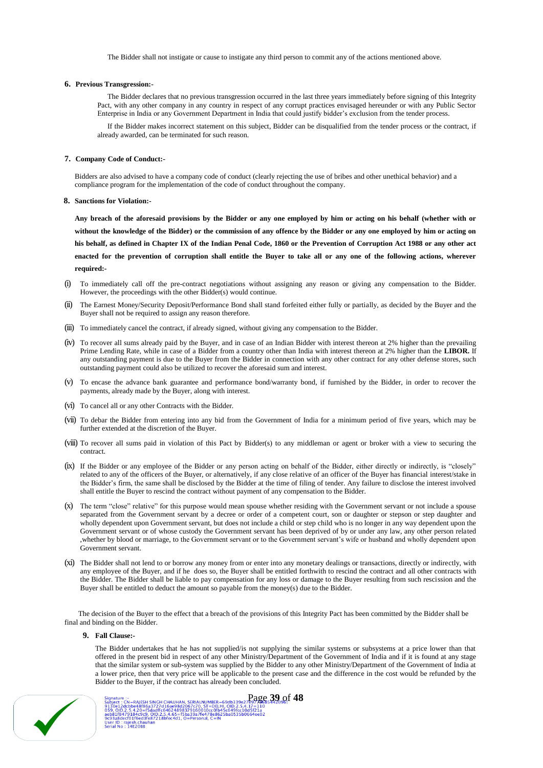The Bidder shall not instigate or cause to instigate any third person to commit any of the actions mentioned above.

**6. Previous Transgression:-**

The Bidder declares that no previous transgression occurred in the last three years immediately before signing of this Integrity Pact, with any other company in any country in respect of any corrupt practices envisaged hereunder or with any Public Sector Enterprise in India or any Government Department in India that could justify bidder's exclusion from the tender process.

If the Bidder makes incorrect statement on this subject, Bidder can be disqualified from the tender process or the contract, if already awarded, can be terminated for such reason.

**7. Company Code of Conduct:-**

Bidders are also advised to have a company code of conduct (clearly rejecting the use of bribes and other unethical behavior) and a compliance program for the implementation of the code of conduct throughout the company.

**8. Sanctions for Violation:-**

**Any breach of the aforesaid provisions by the Bidder or any one employed by him or acting on his behalf (whether with or without the knowledge of the Bidder) or the commission of any offence by the Bidder or any one employed by him or acting on his behalf, as defined in Chapter IX of the Indian Penal Code, 1860 or the Prevention of Corruption Act 1988 or any other act enacted for the prevention of corruption shall entitle the Buyer to take all or any one of the following actions, wherever required:-**

(i) To immediately call off the pre-contract negotiations without assigning any reason or giving any compensation to the Bidder. However, the proceedings with the other Bidder(s) would continue.

(ii) The Earnest Money/Security Deposit/Performance Bond shall stand forfeited either fully or partially, as decided by the Buyer and the Buyer shall not be required to assign any reason therefore.

(iii) To immediately cancel the contract, if already signed, without giving any compensation to the Bidder.

(iv) To recover all sums already paid by the Buyer, and in case of an Indian Bidder with interest thereon at 2% higher than the prevailing Prime Lending Rate, while in case of a Bidder from a country other than India with interest thereon at 2% higher than the **LIBOR.** If any outstanding payment is due to the Buyer from the Bidder in connection with any other contract for any other defense stores, such outstanding payment could also be utilized to recover the aforesaid sum and interest.

(v) To encase the advance bank guarantee and performance bond/warranty bond, if furnished by the Bidder, in order to recover the payments, already made by the Buyer, along with interest.

(vi) To cancel all or any other Contracts with the Bidder.

(vii) To debar the Bidder from entering into any bid from the Government of India for a minimum period of five years, which may be further extended at the discretion of the Buyer.

(viii) To recover all sums paid in violation of this Pact by Bidder(s) to any middleman or agent or broker with a view to securing the contract.

(ix) If the Bidder or any employee of the Bidder or any person acting on behalf of the Bidder, either directly or indirectly, is "closely" related to any of the officers of the Buyer, or alternatively, if any close relative of an officer of the Buyer has financial interest/stake in the Bidder's firm, the same shall be disclosed by the Bidder at the time of filing of tender. Any failure to disclose the interest involved shall entitle the Buyer to rescind the contract without payment of any compensation to the Bidder.

(x) The term "close" relative" for this purpose would mean spouse whether residing with the Government servant or not include a spouse separated from the Government servant by a decree or order of a competent court, son or daughter or stepson or step daughter and wholly dependent upon Government servant, but does not include a child or step child who is no longer in any way dependent upon the Government servant or of whose custody the Government servant has been deprived of by or under any law, any other person related ,whether by blood or marriage, to the Government servant or to the Government servant's wife or husband and wholly dependent upon Government servant.

(xi) The Bidder shall not lend to or borrow any money from or enter into any monetary dealings or transactions, directly or indirectly, with any employee of the Buyer, and if he does so, the Buyer shall be entitled forthwith to rescind the contract and all other contracts with the Bidder. The Bidder shall be liable to pay compensation for any loss or damage to the Buyer resulting from such rescission and the Buyer shall be entitled to deduct the amount so payable from the money(s) due to the Bidder.

The decision of the Buyer to the effect that a breach of the provisions of this Integrity Pact has been committed by the Bidder shall be final and binding on the Bidder.

**9. Fall Clause:-**

The Bidder undertakes that he has not supplied/is not supplying the similar systems or subsystems at a price lower than that offered in the present bid in respect of any other Ministry/Department of the Government of India and if it is found at any stage that the similar system or sub-system was supplied by the Bidder to any other Ministry/Department of the Government of India at a lower price, then that very price will be applicable to the present case and the difference in the cost would be refunded by the Bidder to the Buyer, if the contract has already been concluded.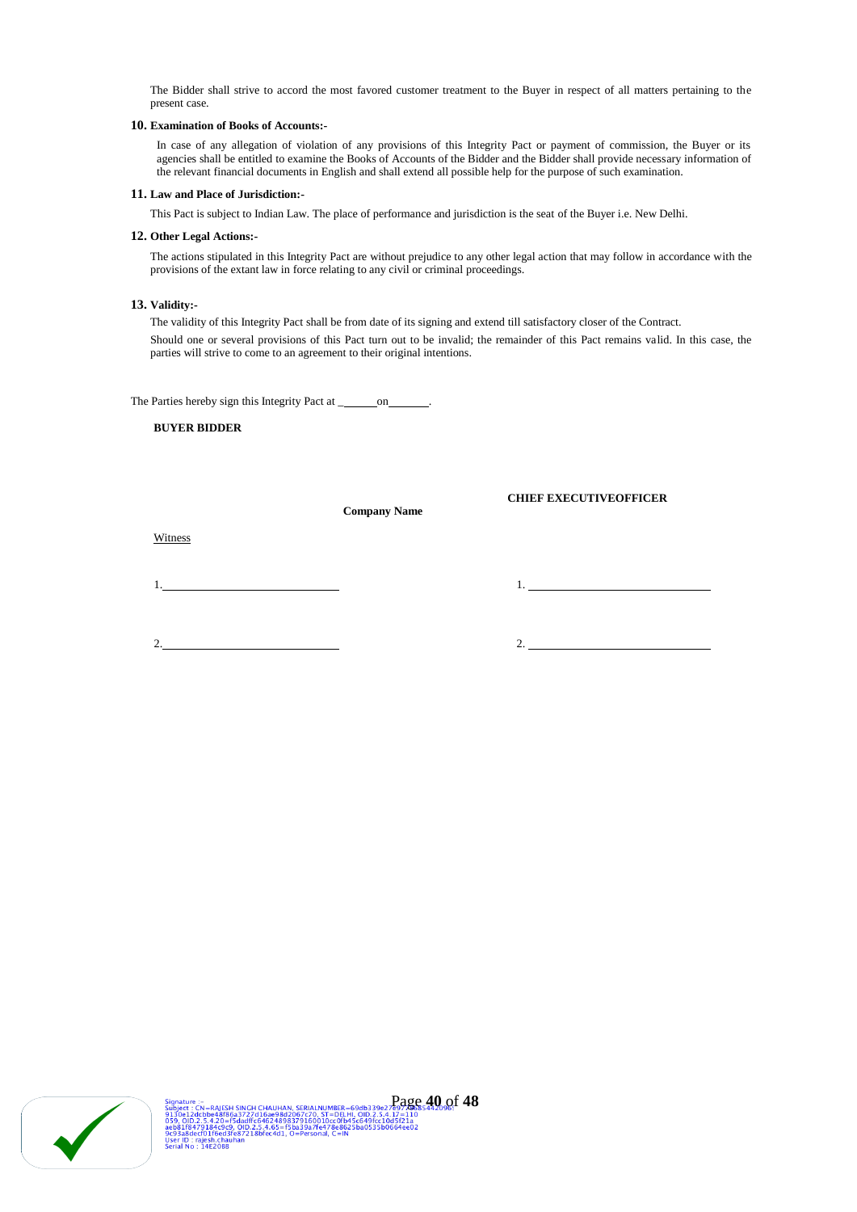The Bidder shall strive to accord the most favored customer treatment to the Buyer in respect of all matters pertaining to the present case.

**10. Examination of Books of Accounts:-**

In case of any allegation of violation of any provisions of this Integrity Pact or payment of commission, the Buyer or its agencies shall be entitled to examine the Books of Accounts of the Bidder and the Bidder shall provide necessary information of the relevant financial documents in English and shall extend all possible help for the purpose of such examination.

**11. Law and Place of Jurisdiction:-**

This Pact is subject to Indian Law. The place of performance and jurisdiction is the seat of the Buyer i.e. New Delhi.

**12. Other Legal Actions:-**

The actions stipulated in this Integrity Pact are without prejudice to any other legal action that may follow in accordance with the provisions of the extant law in force relating to any civil or criminal proceedings.

**13. Validity:-**

The validity of this Integrity Pact shall be from date of its signing and extend till satisfactory closer of the Contract.

Should one or several provisions of this Pact turn out to be invalid; the remainder of this Pact remains valid. In this case, the parties will strive to come to an agreement to their original intentions.

The Parties hereby sign this Integrity Pact at \_\_\_\_\_\_on\_\_\_\_\_\_\_.

**BUYER BIDDER**

**CHIEF EXECUTIVEOFFICER**

**Company Name**

Witness

1.\_\_\_\_\_\_\_\_\_\_\_\_\_\_\_\_\_\_\_\_\_\_\_\_\_\_\_\_ 1. \_\_\_\_\_\_\_\_\_\_\_\_\_\_\_\_\_\_\_\_\_\_\_\_\_\_\_\_

2.\_\_\_\_\_\_\_\_\_\_\_\_\_\_\_\_\_\_\_\_\_\_\_\_\_\_\_\_ 2. \_\_\_\_\_\_\_\_\_\_\_\_\_\_\_\_\_\_\_\_\_\_\_\_\_\_\_\_

Signature :-
Subject : CN=RAJESH SINGH CHAUHAN, SERIALNUMBER=69db339e27e97f0d85442096f9130e12dcbbe48f86a3727d16ae98d2067c70, ST=DELHI, OID.2.5.4.17=110059, OID.2.5.4.20=f5dadffc6462489837916001 0cc0fb45c649fcc10d5f21aaeb81f8479184c9c9, OID.2.5.4.65=f5ba39a7fe478e8625ba0535b0664ee029c93a8decf01f6ed3fe87218bfec4d1, O=Personal, C=IN
User ID : rajesh.chauhan
Serial No : 14E2088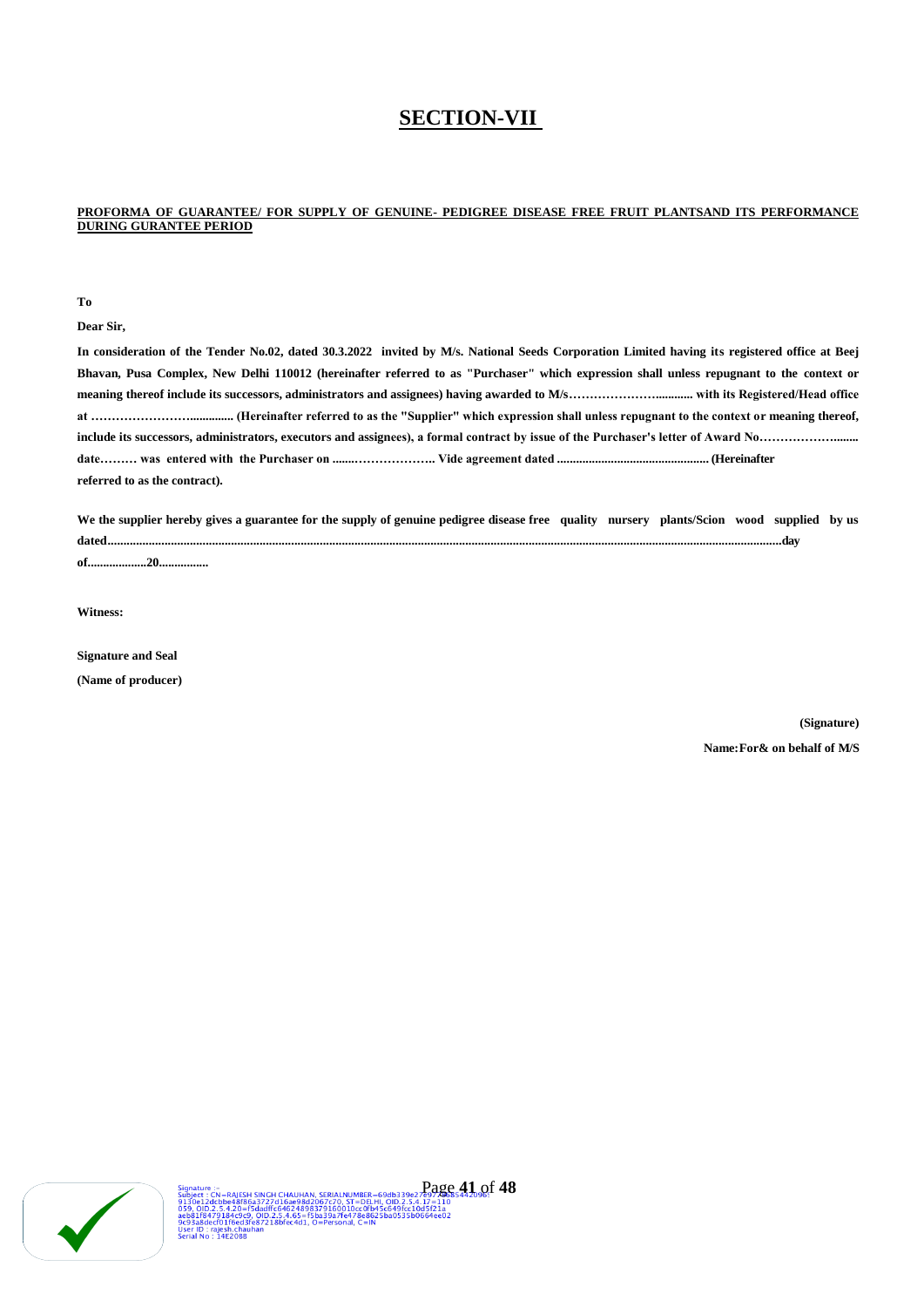# SECTION-VII

**PROFORMA OF GUARANTEE/ FOR SUPPLY OF GENUINE- PEDIGREE DISEASE FREE FRUIT PLANTSAND ITS PERFORMANCE DURING GURANTEE PERIOD**

**To**

**Dear Sir,**

**In consideration of the Tender No.02, dated 30.3.2022 invited by M/s. National Seeds Corporation Limited having its registered office at Beej Bhavan, Pusa Complex, New Delhi 110012 (hereinafter referred to as "Purchaser" which expression shall unless repugnant to the context or meaning thereof include its successors, administrators and assignees) having awarded to M/s…………………........... with its Registered/Head office at ……………………............. (Hereinafter referred to as the "Supplier" which expression shall unless repugnant to the context or meaning thereof, include its successors, administrators, executors and assignees), a formal contract by issue of the Purchaser's letter of Award No………………........ date……… was entered with the Purchaser on .......……………….. Vide agreement dated ................................................ (Hereinafter referred to as the contract).**

**We the supplier hereby gives a guarantee for the supply of genuine pedigree disease free quality nursery plants/Scion wood supplied by us dated.....................................................................................................................................................................................................day of..................20................**

**Witness:**

**Signature and Seal**

**(Name of producer)**

**(Signature)**

**Name:For& on behalf of M/S**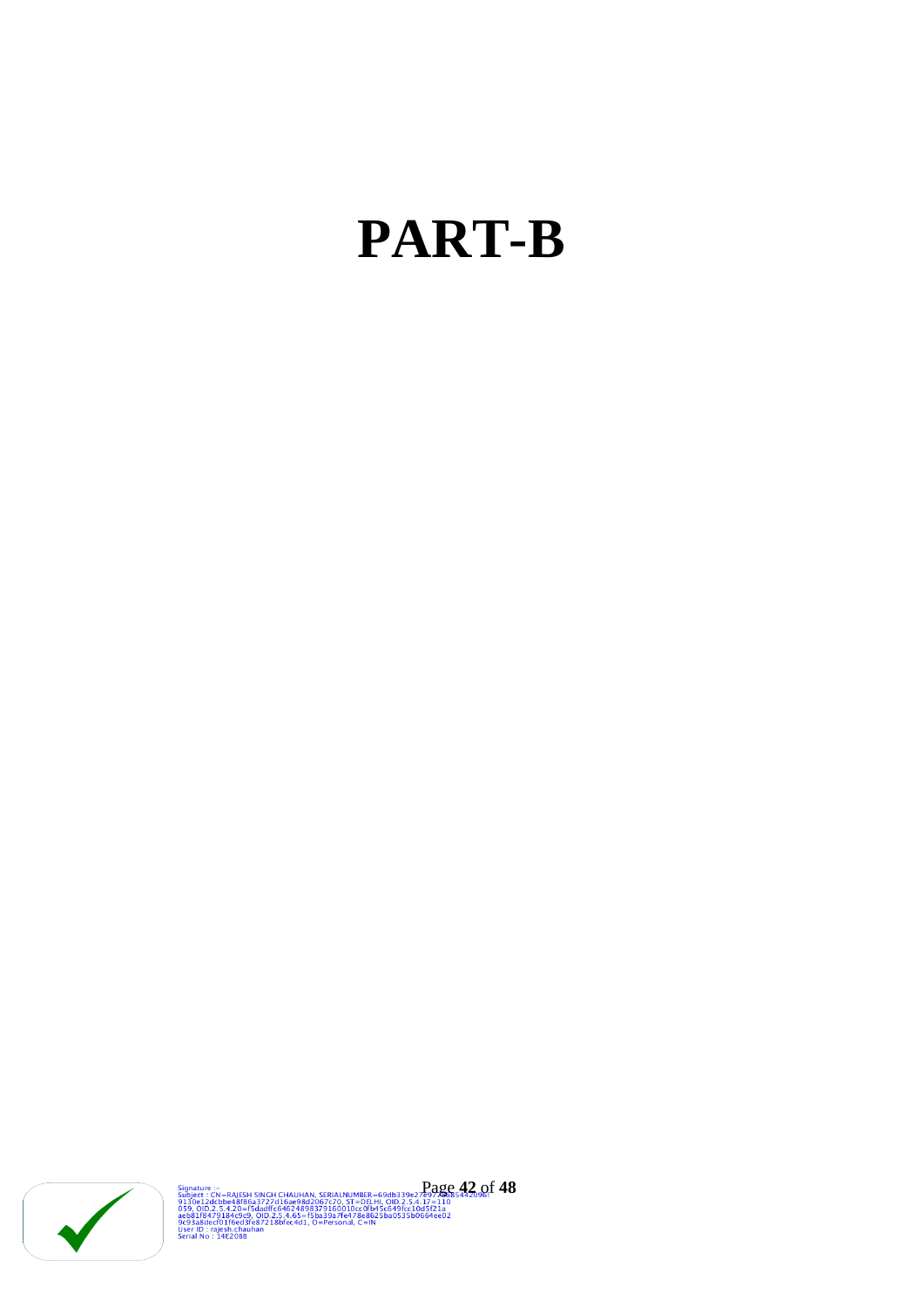# PART-B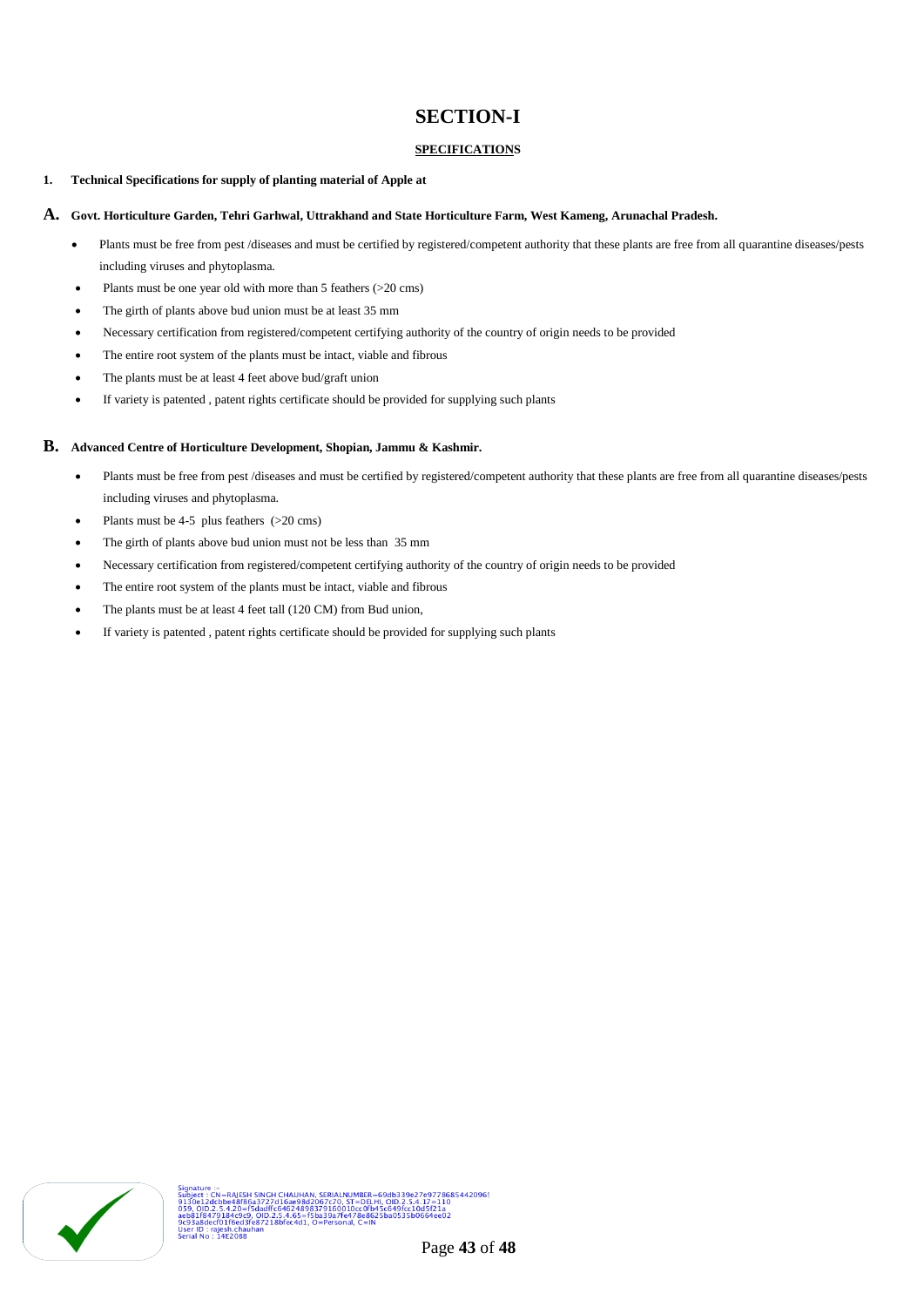# SECTION-I

## SPECIFICATIONS

**1. Technical Specifications for supply of planting material of Apple at**

### A. Govt. Horticulture Garden, Tehri Garhwal, Uttrakhand and State Horticulture Farm, West Kameng, Arunachal Pradesh.

- Plants must be free from pest /diseases and must be certified by registered/competent authority that these plants are free from all quarantine diseases/pests including viruses and phytoplasma.
- Plants must be one year old with more than 5 feathers (>20 cms)
- The girth of plants above bud union must be at least 35 mm
- Necessary certification from registered/competent certifying authority of the country of origin needs to be provided
- The entire root system of the plants must be intact, viable and fibrous
- The plants must be at least 4 feet above bud/graft union
- If variety is patented , patent rights certificate should be provided for supplying such plants

### B. Advanced Centre of Horticulture Development, Shopian, Jammu & Kashmir.

- Plants must be free from pest /diseases and must be certified by registered/competent authority that these plants are free from all quarantine diseases/pests including viruses and phytoplasma.
- Plants must be 4-5 plus feathers (>20 cms)
- The girth of plants above bud union must not be less than 35 mm
- Necessary certification from registered/competent certifying authority of the country of origin needs to be provided
- The entire root system of the plants must be intact, viable and fibrous
- The plants must be at least 4 feet tall (120 CM) from Bud union,
- If variety is patented , patent rights certificate should be provided for supplying such plants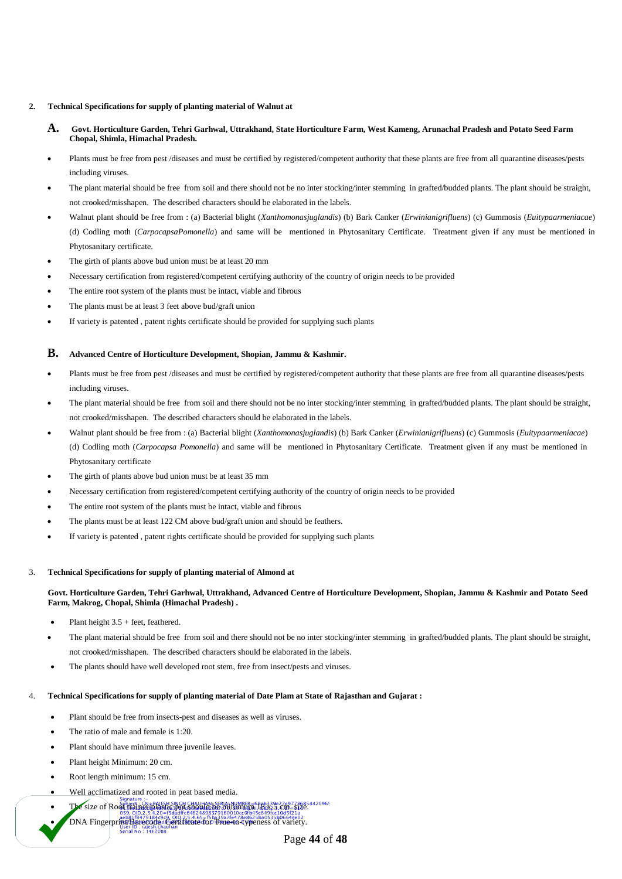**2. Technical Specifications for supply of planting material of Walnut at**

**A. Govt. Horticulture Garden, Tehri Garhwal, Uttrakhand, State Horticulture Farm, West Kameng, Arunachal Pradesh and Potato Seed Farm Chopal, Shimla, Himachal Pradesh.**

- Plants must be free from pest /diseases and must be certified by registered/competent authority that these plants are free from all quarantine diseases/pests including viruses.
- The plant material should be free from soil and there should not be no inter stocking/inter stemming in grafted/budded plants. The plant should be straight, not crooked/misshapen. The described characters should be elaborated in the labels.
- Walnut plant should be free from : (a) Bacterial blight (*Xanthomonasjuglandis*) (b) Bark Canker (*Erwinianigrifluens*) (c) Gummosis (*Euitypaarmeniacae*) (d) Codling moth (*CarpocapsaPomonella*) and same will be mentioned in Phytosanitary Certificate. Treatment given if any must be mentioned in Phytosanitary certificate.
- The girth of plants above bud union must be at least 20 mm
- Necessary certification from registered/competent certifying authority of the country of origin needs to be provided
- The entire root system of the plants must be intact, viable and fibrous
- The plants must be at least 3 feet above bud/graft union
- If variety is patented , patent rights certificate should be provided for supplying such plants

**B. Advanced Centre of Horticulture Development, Shopian, Jammu & Kashmir.**

- Plants must be free from pest /diseases and must be certified by registered/competent authority that these plants are free from all quarantine diseases/pests including viruses.
- The plant material should be free from soil and there should not be no inter stocking/inter stemming in grafted/budded plants. The plant should be straight, not crooked/misshapen. The described characters should be elaborated in the labels.
- Walnut plant should be free from : (a) Bacterial blight (*Xanthomonasjuglandis*) (b) Bark Canker (*Erwinianigrifluens*) (c) Gummosis (*Euitypaarmeniacae*) (d) Codling moth (*Carpocapsa Pomonella*) and same will be mentioned in Phytosanitary Certificate. Treatment given if any must be mentioned in Phytosanitary certificate
- The girth of plants above bud union must be at least 35 mm
- Necessary certification from registered/competent certifying authority of the country of origin needs to be provided
- The entire root system of the plants must be intact, viable and fibrous
- The plants must be at least 122 CM above bud/graft union and should be feathers.
- If variety is patented , patent rights certificate should be provided for supplying such plants

3. **Technical Specifications for supply of planting material of Almond at**

**Govt. Horticulture Garden, Tehri Garhwal, Uttrakhand, Advanced Centre of Horticulture Development, Shopian, Jammu & Kashmir and Potato Seed Farm, Makrog, Chopal, Shimla (Himachal Pradesh) .**

- Plant height 3.5 + feet, feathered.
- The plant material should be free from soil and there should not be no inter stocking/inter stemming in grafted/budded plants. The plant should be straight, not crooked/misshapen. The described characters should be elaborated in the labels.
- The plants should have well developed root stem, free from insect/pests and viruses.

4. **Technical Specifications for supply of planting material of Date Plam at State of Rajasthan and Gujarat :**

- Plant should be free from insects-pest and diseases as well as viruses.
- The ratio of male and female is 1:20.
- Plant should have minimum three juvenile leaves.
- Plant height Minimum: 20 cm.
- Root length minimum: 15 cm.
- Well acclimatized and rooted in peat based media.
- The size of Root trainer/plastic pot should be minimum 18x 5 cm. size.
- DNA Fingerprint/Barecode Certificate for True-to-typeness of variety.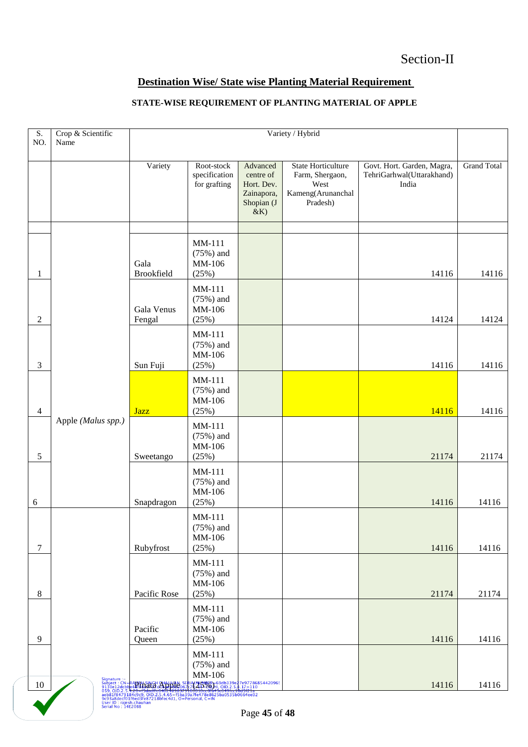Section-II

## Destination Wise/ State wise Planting Material Requirement

### STATE-WISE REQUIREMENT OF PLANTING MATERIAL OF APPLE

| S. NO. | Crop & Scientific Name | Variety / Hybrid | | | | | |
|---|---|---|---|---|---|---|---|
| | | Variety | Root-stock specification for grafting | Advanced centre of Hort. Dev. Zainapora, Shopian (J &K) | State Horticulture Farm, Shergaon, West Kameng(Arunanchal Pradesh) | Govt. Hort. Garden, Magra, TehriGarhwal(Uttarakhand) India | Grand Total |
| | | | | | | | |
| 1 | Apple (*Malus spp.*) | Gala Brookfield | MM-111 (75%) and MM-106 (25%) | | | 14116 | 14116 |
| 2 | | Gala Venus Fengal | MM-111 (75%) and MM-106 (25%) | | | 14124 | 14124 |
| 3 | | Sun Fuji | MM-111 (75%) and MM-106 (25%) | | | 14116 | 14116 |
| 4 | | Jazz | MM-111 (75%) and MM-106 (25%) | | | 14116 | 14116 |
| 5 | | Sweetango | MM-111 (75%) and MM-106 (25%) | | | 21174 | 21174 |
| 6 | | Snapdragon | MM-111 (75%) and MM-106 (25%) | | | 14116 | 14116 |
| 7 | | Rubyfrost | MM-111 (75%) and MM-106 (25%) | | | 14116 | 14116 |
| 8 | | Pacific Rose | MM-111 (75%) and MM-106 (25%) | | | 21174 | 21174 |
| 9 | | Pacific Queen | MM-111 (75%) and MM-106 (25%) | | | 14116 | 14116 |
| 10 | | Hudson Apple | MM-111 (75%) and MM-106 (25%) | | | 14116 | 14116 |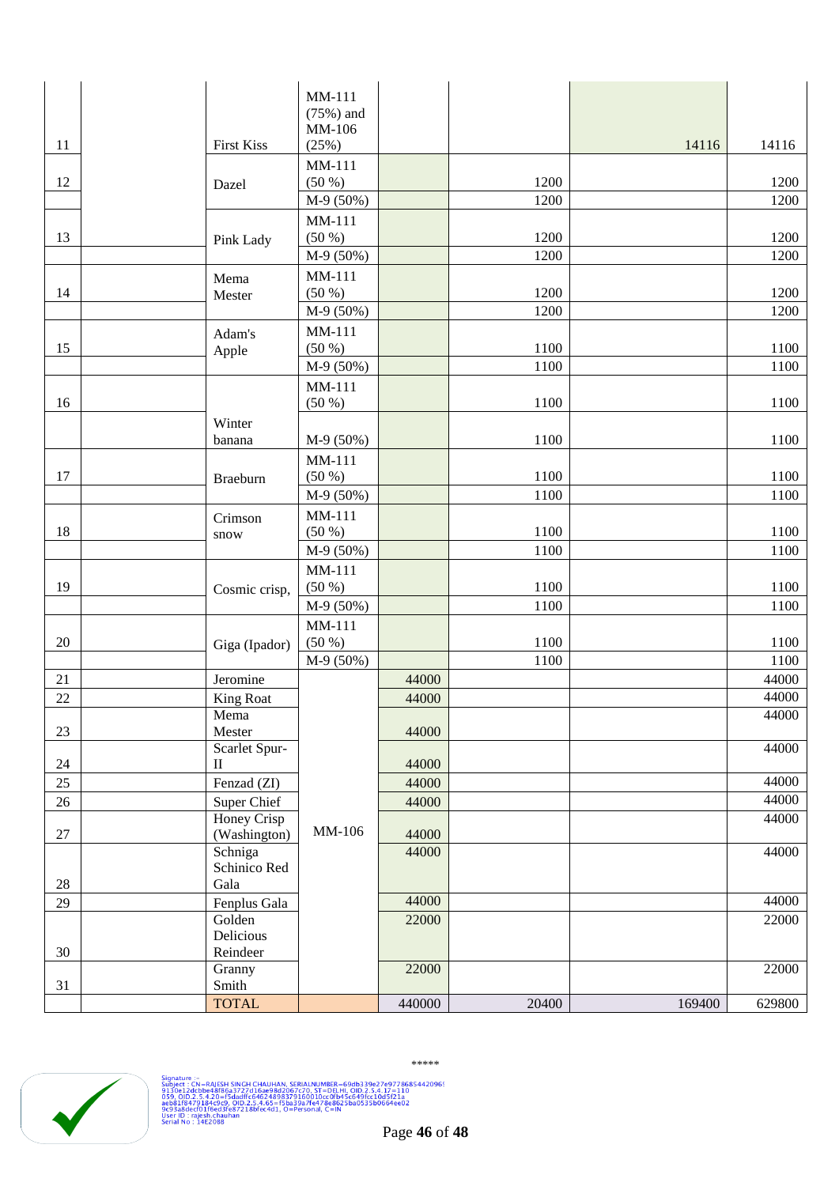| | | | | | | | |
|---|---|---|---|---|---|---|---|
| 11 | | First Kiss | MM-111 (75%) and MM-106 (25%) | | | 14116 | 14116 |
| 12 | | Dazel | MM-111 (50 %) | | 1200 | | 1200 |
| | | | M-9 (50%) | | 1200 | | 1200 |
| 13 | | Pink Lady | MM-111 (50 %) | | 1200 | | 1200 |
| | | | M-9 (50%) | | 1200 | | 1200 |
| 14 | | Mema Mester | MM-111 (50 %) | | 1200 | | 1200 |
| | | | M-9 (50%) | | 1200 | | 1200 |
| 15 | | Adam's Apple | MM-111 (50 %) | | 1100 | | 1100 |
| | | | M-9 (50%) | | 1100 | | 1100 |
| 16 | | Winter banana | MM-111 (50 %) | | 1100 | | 1100 |
| | | | M-9 (50%) | | 1100 | | 1100 |
| 17 | | Braeburn | MM-111 (50 %) | | 1100 | | 1100 |
| | | | M-9 (50%) | | 1100 | | 1100 |
| 18 | | Crimson snow | MM-111 (50 %) | | 1100 | | 1100 |
| | | | M-9 (50%) | | 1100 | | 1100 |
| 19 | | Cosmic crisp, | MM-111 (50 %) | | 1100 | | 1100 |
| | | | M-9 (50%) | | 1100 | | 1100 |
| 20 | | Giga (Ipador) | MM-111 (50 %) | | 1100 | | 1100 |
| | | | M-9 (50%) | | 1100 | | 1100 |
| 21 | | Jeromine | MM-106 | 44000 | | | 44000 |
| 22 | | King Roat | | 44000 | | | 44000 |
| 23 | | Mema Mester | | 44000 | | | 44000 |
| 24 | | Scarlet Spur-II | | 44000 | | | 44000 |
| 25 | | Fenzad (ZI) | | 44000 | | | 44000 |
| 26 | | Super Chief | | 44000 | | | 44000 |
| 27 | | Honey Crisp (Washington) | | 44000 | | | 44000 |
| 28 | | Schniga Schinico Red Gala | | 44000 | | | 44000 |
| 29 | | Fenplus Gala | | 44000 | | | 44000 |
| 30 | | Golden Delicious Reindeer | | 22000 | | | 22000 |
| 31 | | Granny Smith | | 22000 | | | 22000 |
| | | TOTAL | | 440000 | 20400 | 169400 | 629800 |

*****

Signature :-
Subject : CN=RAJESH SINGH CHAUHAN, SERIALNUMBER=69db339e27e97786854420969130e12dcbbe48f86a3727d16ae98d2067c70, ST=DELHI, OID.2.5.4.17=110059, OID.2.5.4.20=f5dadffc6462489837916001 0cc0fb45c849fcc10d5f21aaeb81f8479184c9c9, OID.2.5.4.65=f5ba39a7fe478e8625ba0535b0664ee029c93a8decf01f6ed3fe87218bfec4d1, O=Personal, C=IN
User ID : rajesh.chauhan
Serial No : 14E2088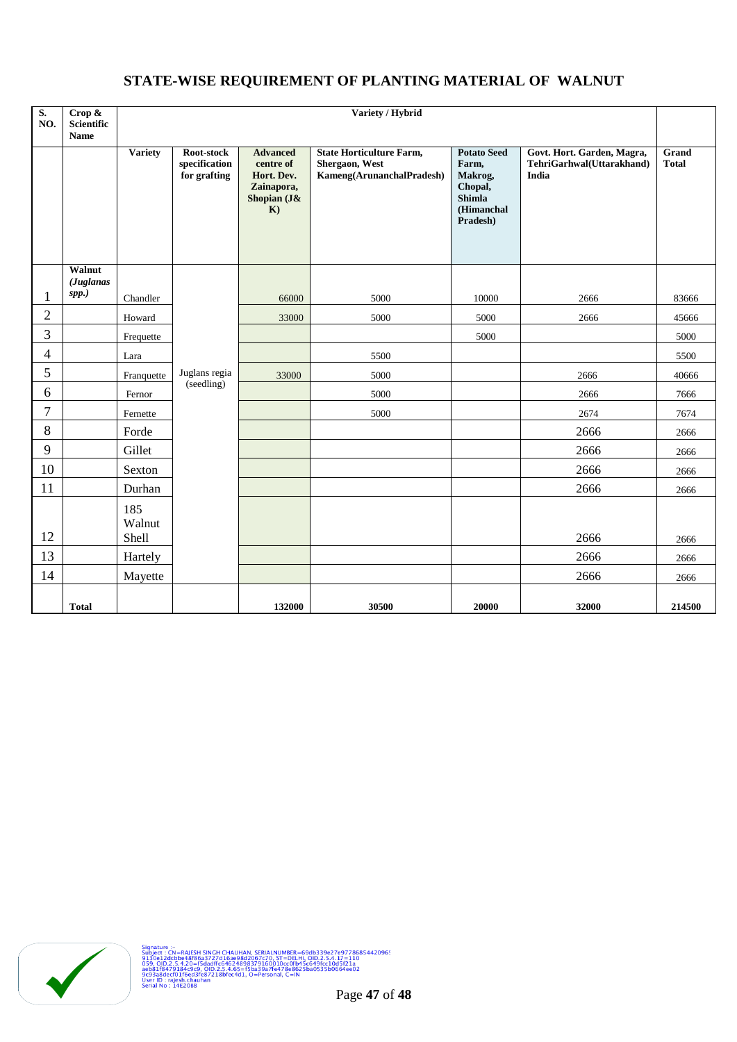# STATE-WISE REQUIREMENT OF PLANTING MATERIAL OF WALNUT

| S. NO. | Crop & Scientific Name | Variety / Hybrid | | | | | | |
|---|---|---|---|---|---|---|---|---|
| | | Variety | Root-stock specification for grafting | Advanced centre of Hort. Dev. Zainapora, Shopian (J& K) | State Horticulture Farm, Shergaon, West Kameng(ArunanchalPradesh) | Potato Seed Farm, Makrog, Chopal, Shimla (Himanchal Pradesh) | Govt. Hort. Garden, Magra, TehriGarhwal(Uttarakhand) India | Grand Total |
| 1 | Walnut (*Juglanas spp.*) | Chandler | Juglans regia (seedling) | 66000 | 5000 | 10000 | 2666 | 83666 |
| 2 | | Howard | | 33000 | 5000 | 5000 | 2666 | 45666 |
| 3 | | Frequette | | | | 5000 | | 5000 |
| 4 | | Lara | | | 5500 | | | 5500 |
| 5 | | Franquette | | 33000 | 5000 | | 2666 | 40666 |
| 6 | | Fernor | | | 5000 | | 2666 | 7666 |
| 7 | | Fernette | | | 5000 | | 2674 | 7674 |
| 8 | | Forde | | | | | 2666 | 2666 |
| 9 | | Gillet | | | | | 2666 | 2666 |
| 10 | | Sexton | | | | | 2666 | 2666 |
| 11 | | Durhan | | | | | 2666 | 2666 |
| 12 | | 185 Walnut Shell | | | | | 2666 | 2666 |
| 13 | | Hartely | | | | | 2666 | 2666 |
| 14 | | Mayette | | | | | 2666 | 2666 |
| | **Total** | | | **132000** | **30500** | **20000** | **32000** | **214500** |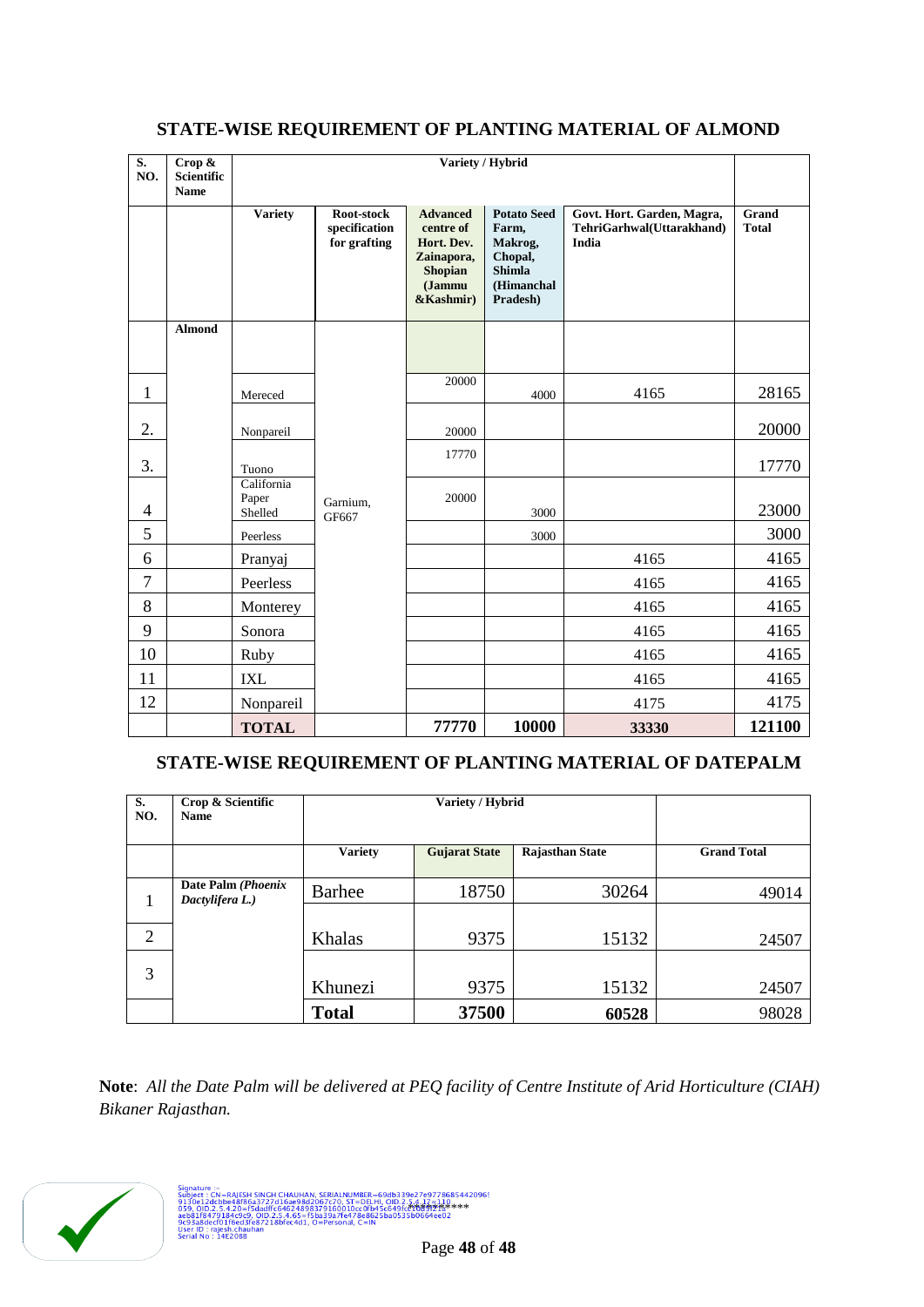## STATE-WISE REQUIREMENT OF PLANTING MATERIAL OF ALMOND

| S. NO. | Crop & Scientific Name | Variety / Hybrid | | | | | |
|---|---|---|---|---|---|---|---|
| | | **Variety** | **Root-stock specification for grafting** | **Advanced centre of Hort. Dev. Zainapora, Shopian (Jammu &Kashmir)** | **Potato Seed Farm, Makrog, Chopal, Shimla (Himanchal Pradesh)** | **Govt. Hort. Garden, Magra, TehriGarhwal(Uttarakhand) India** | **Grand Total** |
| | **Almond** | | | | | | |
| 1 | | Mereced | Garnium, GF667 | 20000 | 4000 | 4165 | 28165 |
| 2. | | Nonpareil | | 20000 | | | 20000 |
| 3. | | Tuono | | 17770 | | | 17770 |
| 4 | | California Paper Shelled | | 20000 | 3000 | | 23000 |
| 5 | | Peerless | | | 3000 | | 3000 |
| 6 | | Pranyaj | | | | 4165 | 4165 |
| 7 | | Peerless | | | | 4165 | 4165 |
| 8 | | Monterey | | | | 4165 | 4165 |
| 9 | | Sonora | | | | 4165 | 4165 |
| 10 | | Ruby | | | | 4165 | 4165 |
| 11 | | IXL | | | | 4165 | 4165 |
| 12 | | Nonpareil | | | | 4175 | 4175 |
| | | **TOTAL** | | **77770** | **10000** | **33330** | **121100** |

## STATE-WISE REQUIREMENT OF PLANTING MATERIAL OF DATEPALM

| S. NO. | Crop & Scientific Name | Variety / Hybrid | | | |
|---|---|---|---|---|---|
| | | **Variety** | **Gujarat State** | **Rajasthan State** | **Grand Total** |
| 1 | **Date Palm *(Phoenix Dactylifera L.)*** | Barhee | 18750 | 30264 | 49014 |
| 2 | | Khalas | 9375 | 15132 | 24507 |
| 3 | | Khunezi | 9375 | 15132 | 24507 |
| | | **Total** | **37500** | **60528** | 98028 |

**Note**: *All the Date Palm will be delivered at PEQ facility of Centre Institute of Arid Horticulture (CIAH) Bikaner Rajasthan.*

Signature :-
Subject : CN=RAJESH SINGH CHAUHAN, SERIALNUMBER=69db339e27e97786854420969130e12dcbbe48f86a3727d16ae98d2067c70, ST=DELHI, OID.2.5.4.17=110059, OID.2.5.4.20=f5dadffc6462489837916001 0cc0fb45c649fcc10891 2a aeb81f8479184c9c9, OID.2.5.4.65=f5ba39a7fe478e8625ba0535b0664ee02 9c93a8decf01f6ed3fe87218bfec4d1, O=Personal, C=IN
User ID : rajesh.chauhan
Serial No : 14E2088